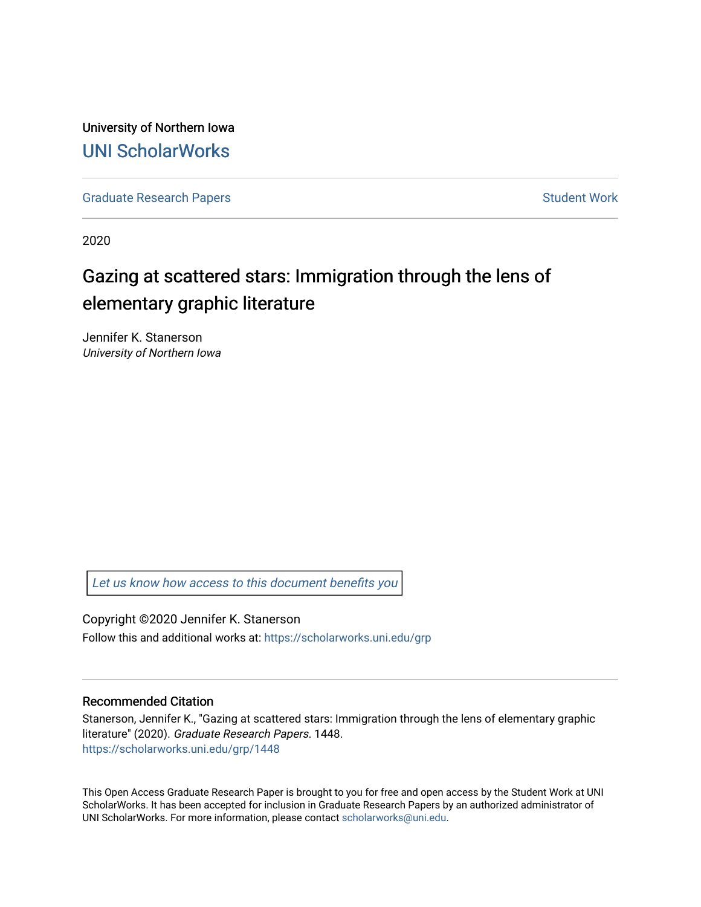University of Northern Iowa

UNI ScholarWorks

Graduate Research Papers | Student Work

2020

# Gazing at scattered stars: Immigration through the lens of elementary graphic literature

Jennifer K. Stanerson
*University of Northern Iowa*

*Let us know how access to this document benefits you*

Copyright ©2020 Jennifer K. Stanerson

Follow this and additional works at: https://scholarworks.uni.edu/grp

## Recommended Citation

Stanerson, Jennifer K., "Gazing at scattered stars: Immigration through the lens of elementary graphic literature" (2020). *Graduate Research Papers*. 1448.
https://scholarworks.uni.edu/grp/1448

This Open Access Graduate Research Paper is brought to you for free and open access by the Student Work at UNI ScholarWorks. It has been accepted for inclusion in Graduate Research Papers by an authorized administrator of UNI ScholarWorks. For more information, please contact scholarworks@uni.edu.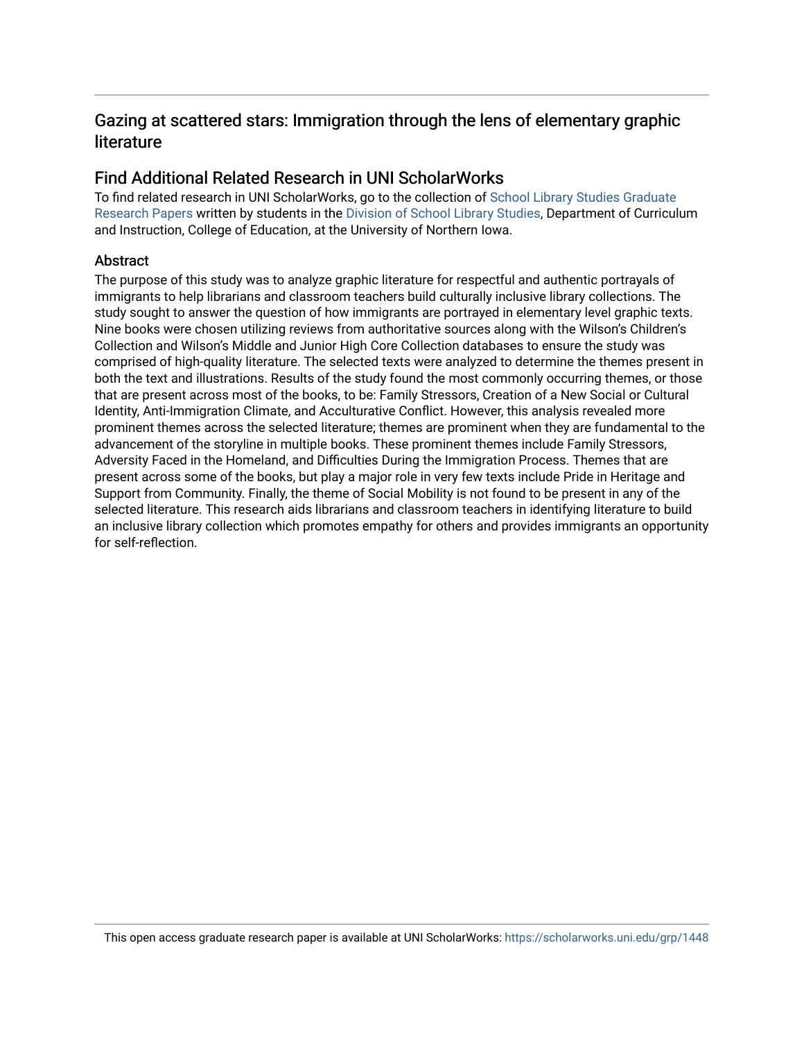## Gazing at scattered stars: Immigration through the lens of elementary graphic literature

## Find Additional Related Research in UNI ScholarWorks

To find related research in UNI ScholarWorks, go to the collection of School Library Studies Graduate Research Papers written by students in the Division of School Library Studies, Department of Curriculum and Instruction, College of Education, at the University of Northern Iowa.

### Abstract

The purpose of this study was to analyze graphic literature for respectful and authentic portrayals of immigrants to help librarians and classroom teachers build culturally inclusive library collections. The study sought to answer the question of how immigrants are portrayed in elementary level graphic texts. Nine books were chosen utilizing reviews from authoritative sources along with the Wilson's Children's Collection and Wilson's Middle and Junior High Core Collection databases to ensure the study was comprised of high-quality literature. The selected texts were analyzed to determine the themes present in both the text and illustrations. Results of the study found the most commonly occurring themes, or those that are present across most of the books, to be: Family Stressors, Creation of a New Social or Cultural Identity, Anti-Immigration Climate, and Acculturative Conflict. However, this analysis revealed more prominent themes across the selected literature; themes are prominent when they are fundamental to the advancement of the storyline in multiple books. These prominent themes include Family Stressors, Adversity Faced in the Homeland, and Difficulties During the Immigration Process. Themes that are present across some of the books, but play a major role in very few texts include Pride in Heritage and Support from Community. Finally, the theme of Social Mobility is not found to be present in any of the selected literature. This research aids librarians and classroom teachers in identifying literature to build an inclusive library collection which promotes empathy for others and provides immigrants an opportunity for self-reflection.

This open access graduate research paper is available at UNI ScholarWorks: https://scholarworks.uni.edu/grp/1448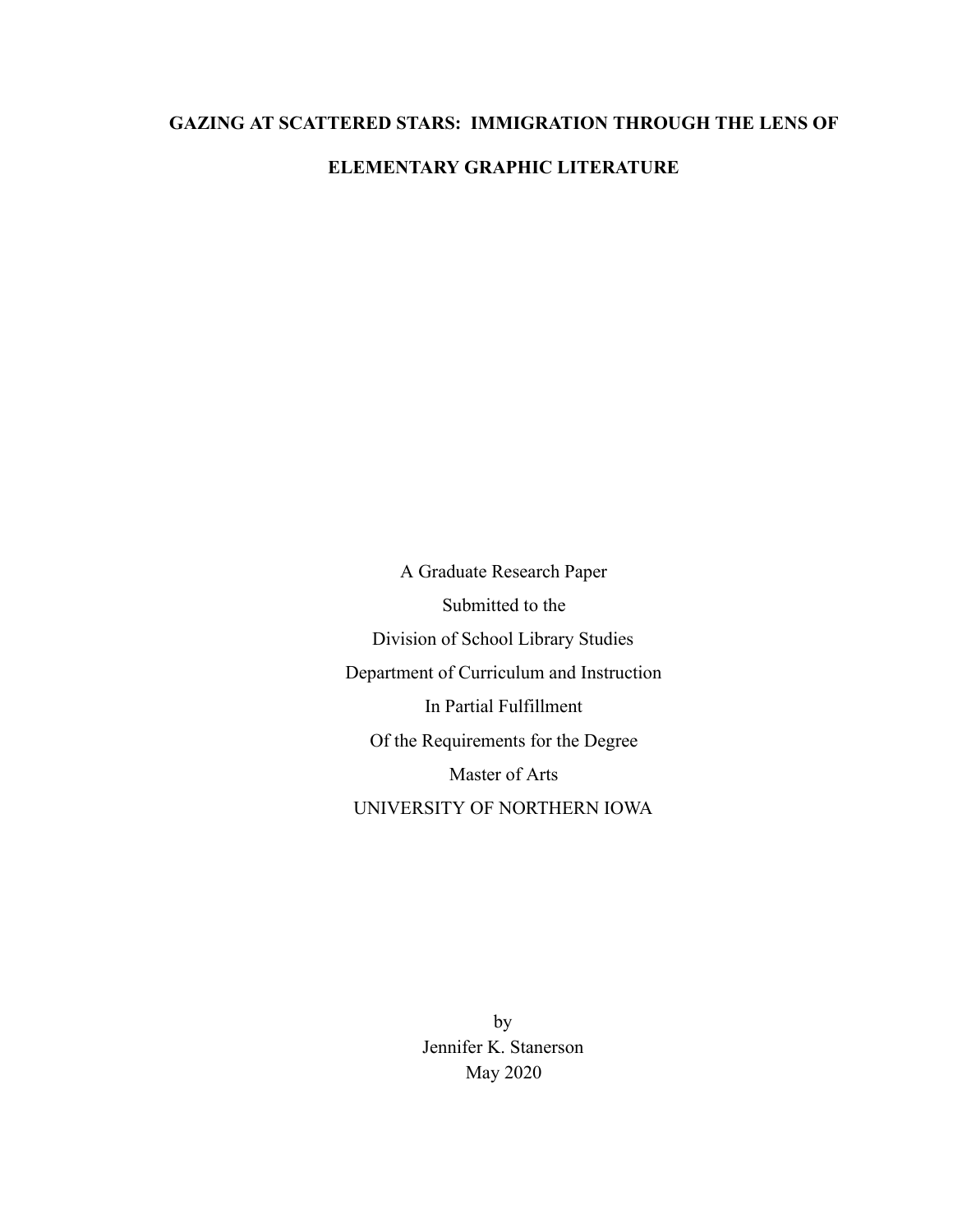# GAZING AT SCATTERED STARS: IMMIGRATION THROUGH THE LENS OF ELEMENTARY GRAPHIC LITERATURE

A Graduate Research Paper

Submitted to the

Division of School Library Studies

Department of Curriculum and Instruction

In Partial Fulfillment

Of the Requirements for the Degree

Master of Arts

UNIVERSITY OF NORTHERN IOWA

by

Jennifer K. Stanerson

May 2020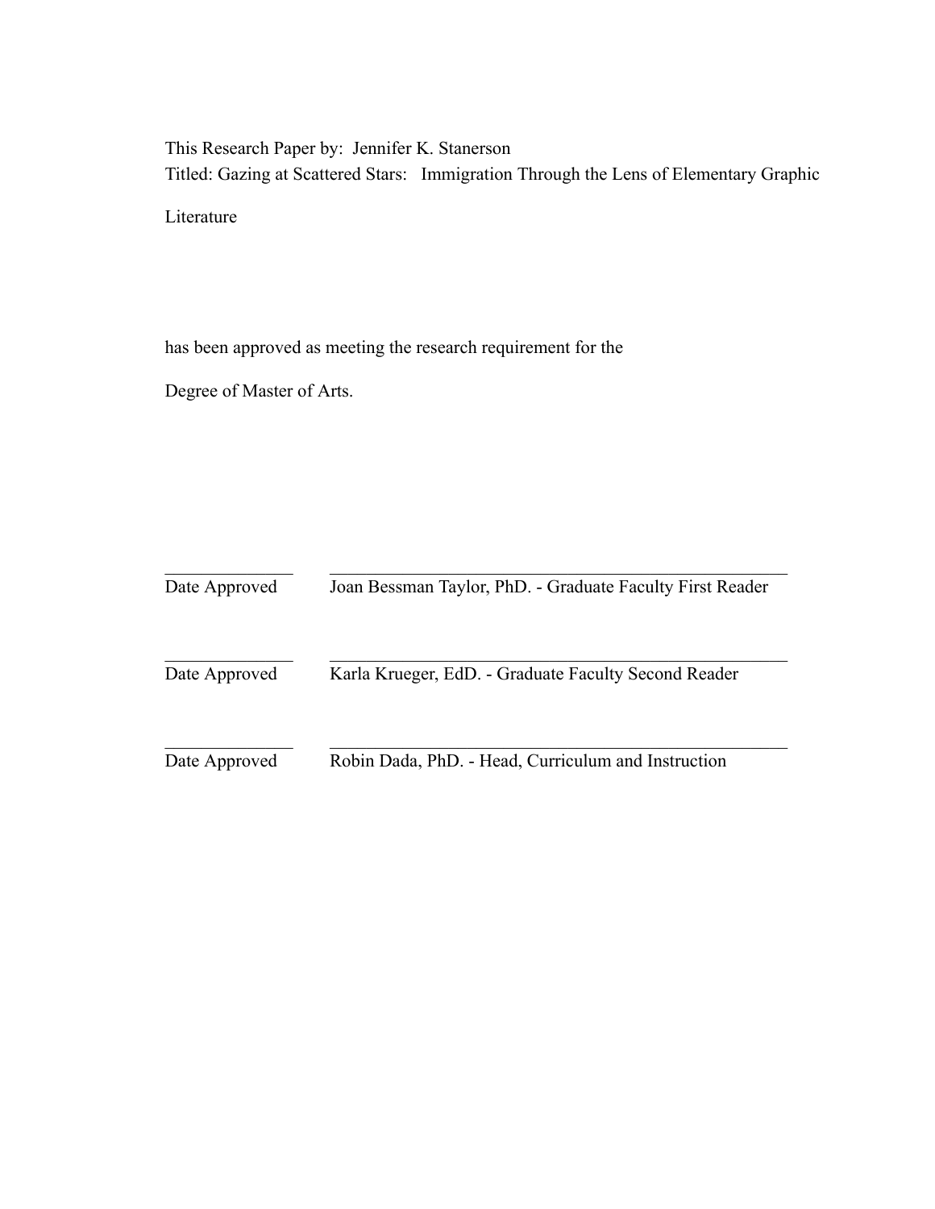This Research Paper by: Jennifer K. Stanerson

Titled: Gazing at Scattered Stars: Immigration Through the Lens of Elementary Graphic Literature

has been approved as meeting the research requirement for the

Degree of Master of Arts.

\_\_\_\_\_\_\_\_\_\_\_\_\_\_ \_\_\_\_\_\_\_\_\_\_\_\_\_\_\_\_\_\_\_\_\_\_\_\_\_\_\_\_\_\_\_\_\_\_\_\_\_\_\_\_\_\_\_\_\_\_\_\_\_\_

Date Approved Joan Bessman Taylor, PhD. - Graduate Faculty First Reader

\_\_\_\_\_\_\_\_\_\_\_\_\_\_ \_\_\_\_\_\_\_\_\_\_\_\_\_\_\_\_\_\_\_\_\_\_\_\_\_\_\_\_\_\_\_\_\_\_\_\_\_\_\_\_\_\_\_\_\_\_\_\_\_\_

Date Approved Karla Krueger, EdD. - Graduate Faculty Second Reader

\_\_\_\_\_\_\_\_\_\_\_\_\_\_ \_\_\_\_\_\_\_\_\_\_\_\_\_\_\_\_\_\_\_\_\_\_\_\_\_\_\_\_\_\_\_\_\_\_\_\_\_\_\_\_\_\_\_\_\_\_\_\_\_\_

Date Approved Robin Dada, PhD. - Head, Curriculum and Instruction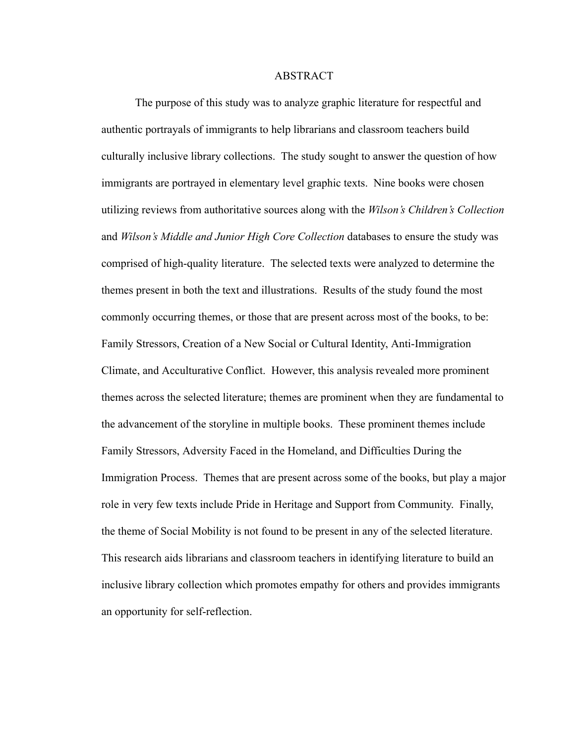# ABSTRACT

The purpose of this study was to analyze graphic literature for respectful and authentic portrayals of immigrants to help librarians and classroom teachers build culturally inclusive library collections. The study sought to answer the question of how immigrants are portrayed in elementary level graphic texts. Nine books were chosen utilizing reviews from authoritative sources along with the *Wilson's Children's Collection* and *Wilson's Middle and Junior High Core Collection* databases to ensure the study was comprised of high-quality literature. The selected texts were analyzed to determine the themes present in both the text and illustrations. Results of the study found the most commonly occurring themes, or those that are present across most of the books, to be: Family Stressors, Creation of a New Social or Cultural Identity, Anti-Immigration Climate, and Acculturative Conflict. However, this analysis revealed more prominent themes across the selected literature; themes are prominent when they are fundamental to the advancement of the storyline in multiple books. These prominent themes include Family Stressors, Adversity Faced in the Homeland, and Difficulties During the Immigration Process. Themes that are present across some of the books, but play a major role in very few texts include Pride in Heritage and Support from Community. Finally, the theme of Social Mobility is not found to be present in any of the selected literature. This research aids librarians and classroom teachers in identifying literature to build an inclusive library collection which promotes empathy for others and provides immigrants an opportunity for self-reflection.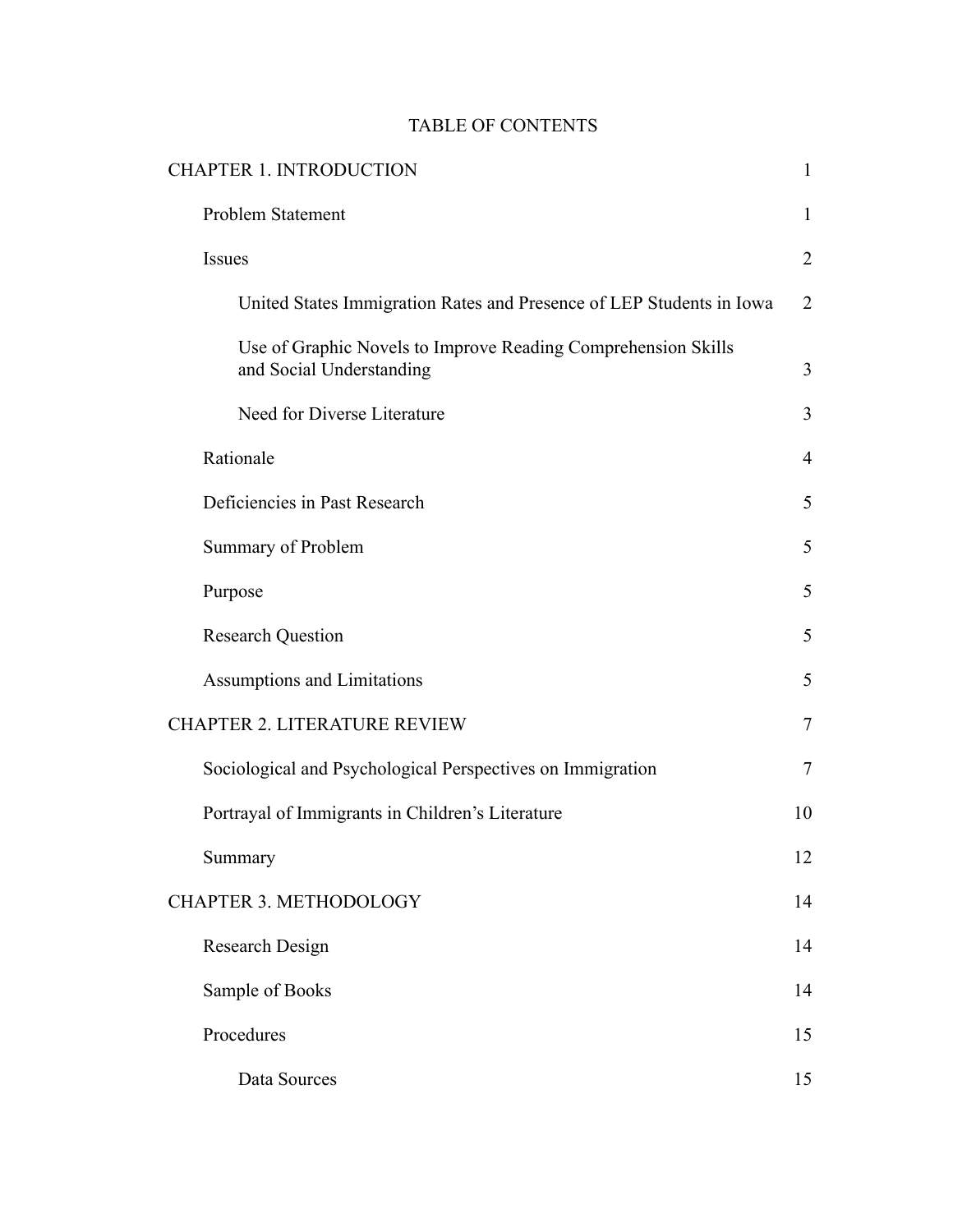# TABLE OF CONTENTS

| | |
|---|---|
| CHAPTER 1. INTRODUCTION | 1 |
| Problem Statement | 1 |
| Issues | 2 |
| United States Immigration Rates and Presence of LEP Students in Iowa | 2 |
| Use of Graphic Novels to Improve Reading Comprehension Skills and Social Understanding | 3 |
| Need for Diverse Literature | 3 |
| Rationale | 4 |
| Deficiencies in Past Research | 5 |
| Summary of Problem | 5 |
| Purpose | 5 |
| Research Question | 5 |
| Assumptions and Limitations | 5 |
| CHAPTER 2. LITERATURE REVIEW | 7 |
| Sociological and Psychological Perspectives on Immigration | 7 |
| Portrayal of Immigrants in Children's Literature | 10 |
| Summary | 12 |
| CHAPTER 3. METHODOLOGY | 14 |
| Research Design | 14 |
| Sample of Books | 14 |
| Procedures | 15 |
| Data Sources | 15 |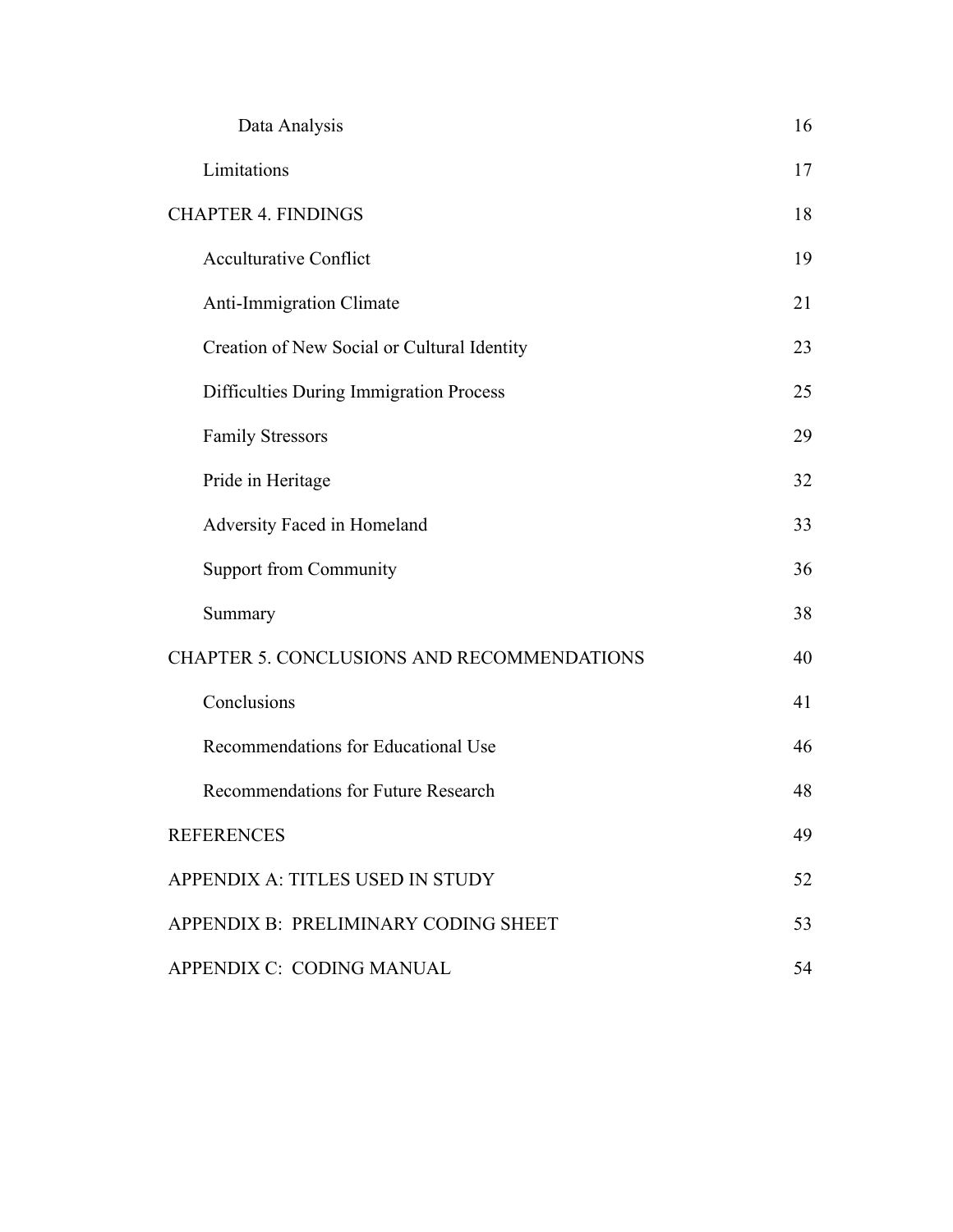| | |
|---|---|
| Data Analysis | 16 |
| Limitations | 17 |
| CHAPTER 4. FINDINGS | 18 |
| Acculturative Conflict | 19 |
| Anti-Immigration Climate | 21 |
| Creation of New Social or Cultural Identity | 23 |
| Difficulties During Immigration Process | 25 |
| Family Stressors | 29 |
| Pride in Heritage | 32 |
| Adversity Faced in Homeland | 33 |
| Support from Community | 36 |
| Summary | 38 |
| CHAPTER 5. CONCLUSIONS AND RECOMMENDATIONS | 40 |
| Conclusions | 41 |
| Recommendations for Educational Use | 46 |
| Recommendations for Future Research | 48 |
| REFERENCES | 49 |
| APPENDIX A: TITLES USED IN STUDY | 52 |
| APPENDIX B: PRELIMINARY CODING SHEET | 53 |
| APPENDIX C: CODING MANUAL | 54 |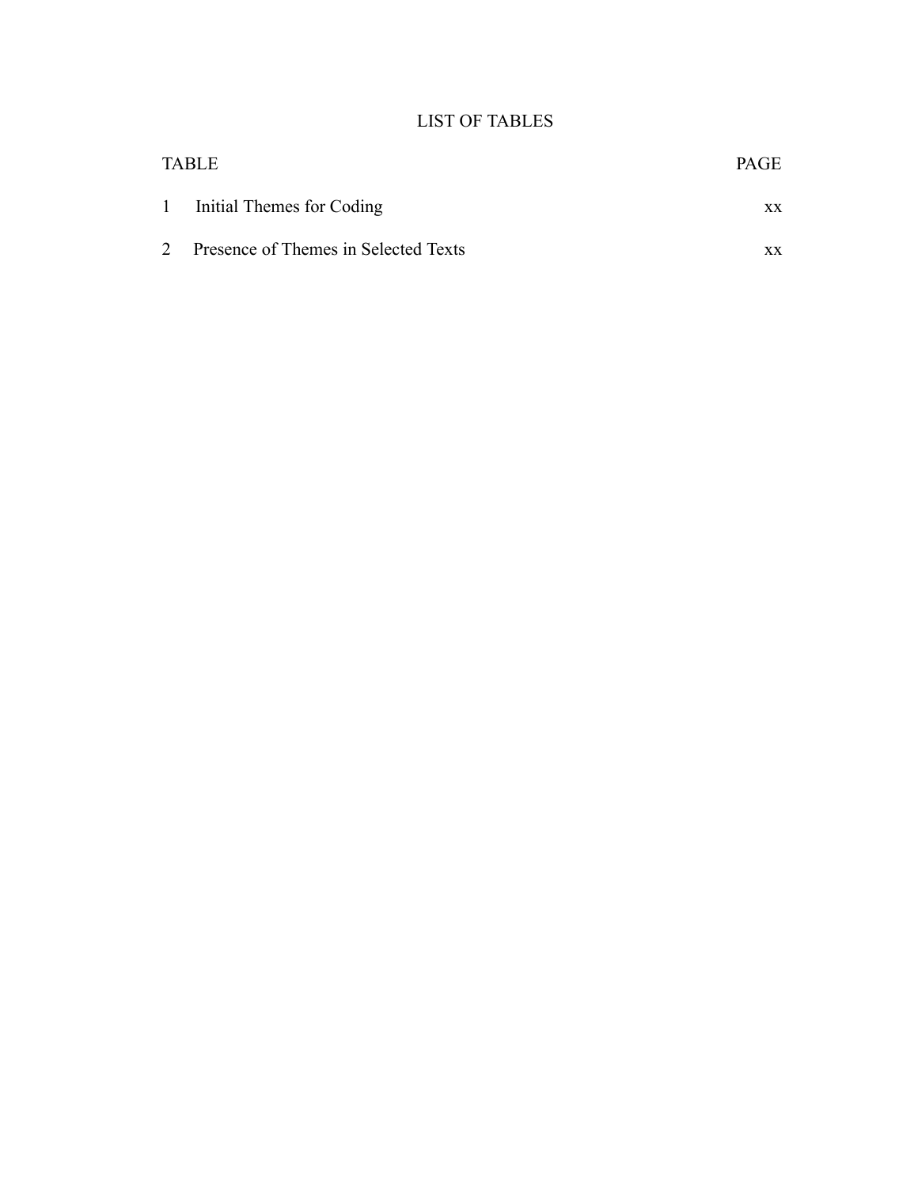# LIST OF TABLES

| TABLE | | PAGE |
|---|---|---|
| 1 | Initial Themes for Coding | xx |
| 2 | Presence of Themes in Selected Texts | xx |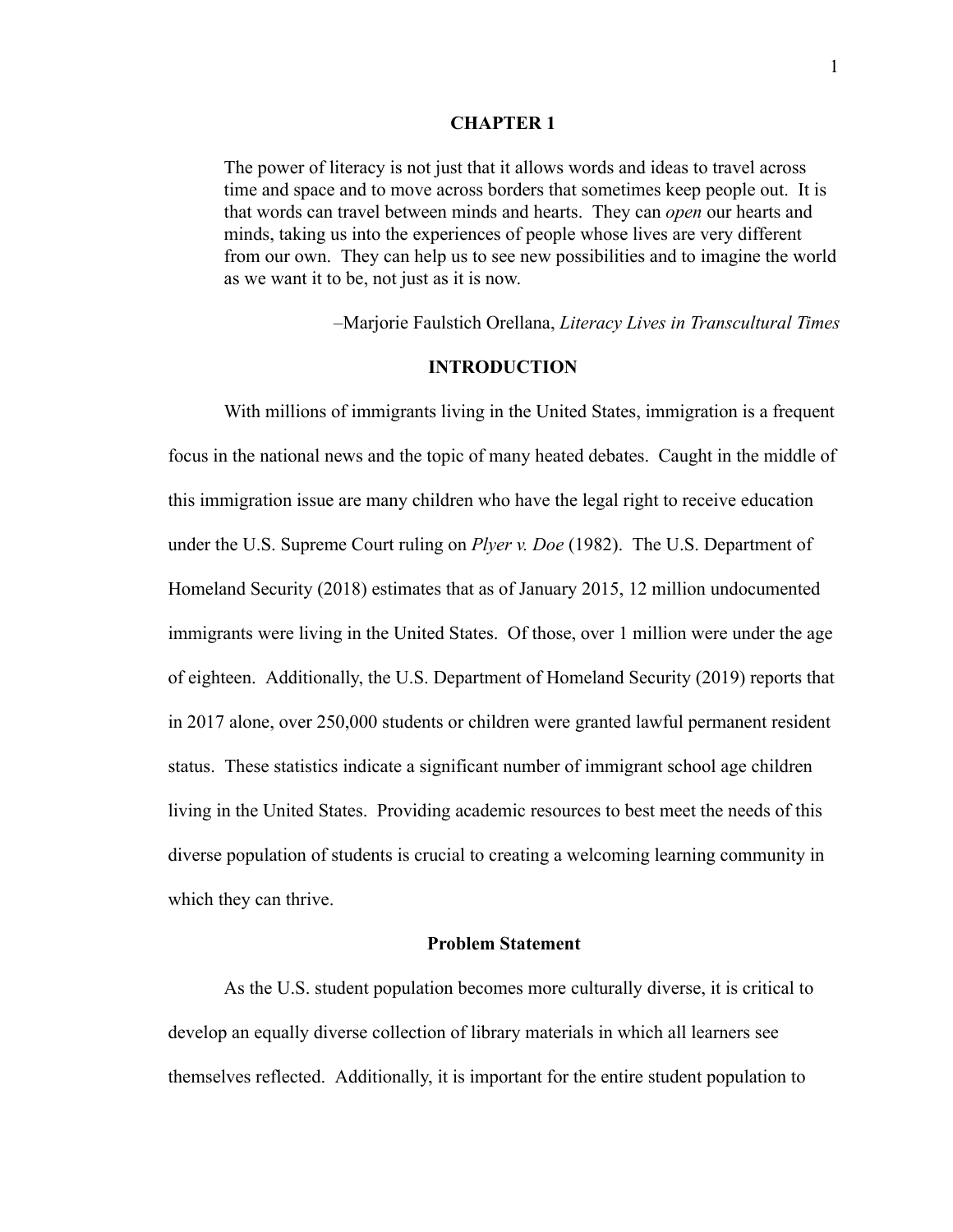# CHAPTER 1

> The power of literacy is not just that it allows words and ideas to travel across time and space and to move across borders that sometimes keep people out. It is that words can travel between minds and hearts. They can *open* our hearts and minds, taking us into the experiences of people whose lives are very different from our own. They can help us to see new possibilities and to imagine the world as we want it to be, not just as it is now.
>
> –Marjorie Faulstich Orellana, *Literacy Lives in Transcultural Times*

## INTRODUCTION

With millions of immigrants living in the United States, immigration is a frequent focus in the national news and the topic of many heated debates. Caught in the middle of this immigration issue are many children who have the legal right to receive education under the U.S. Supreme Court ruling on *Plyer v. Doe* (1982). The U.S. Department of Homeland Security (2018) estimates that as of January 2015, 12 million undocumented immigrants were living in the United States. Of those, over 1 million were under the age of eighteen. Additionally, the U.S. Department of Homeland Security (2019) reports that in 2017 alone, over 250,000 students or children were granted lawful permanent resident status. These statistics indicate a significant number of immigrant school age children living in the United States. Providing academic resources to best meet the needs of this diverse population of students is crucial to creating a welcoming learning community in which they can thrive.

### Problem Statement

As the U.S. student population becomes more culturally diverse, it is critical to develop an equally diverse collection of library materials in which all learners see themselves reflected. Additionally, it is important for the entire student population to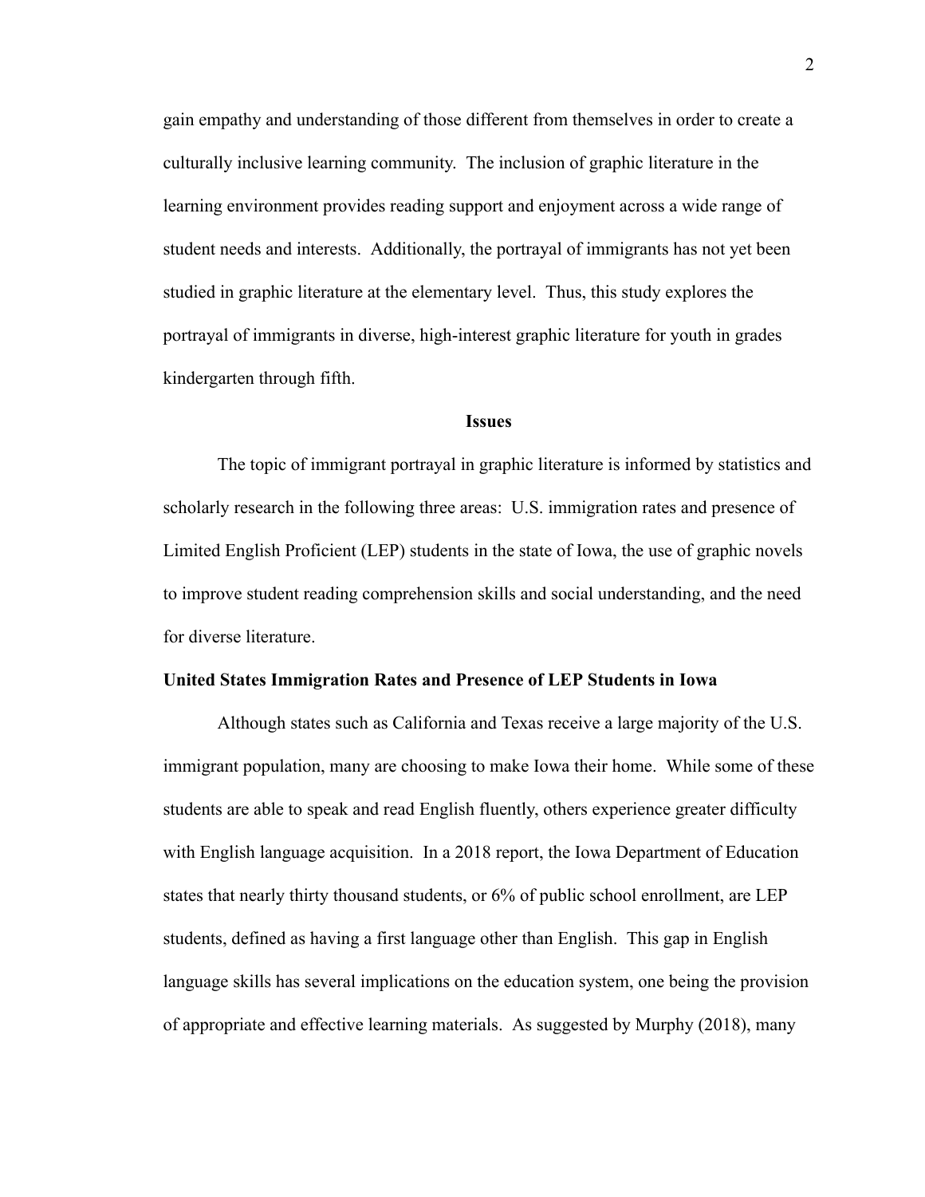gain empathy and understanding of those different from themselves in order to create a culturally inclusive learning community. The inclusion of graphic literature in the learning environment provides reading support and enjoyment across a wide range of student needs and interests. Additionally, the portrayal of immigrants has not yet been studied in graphic literature at the elementary level. Thus, this study explores the portrayal of immigrants in diverse, high-interest graphic literature for youth in grades kindergarten through fifth.

## Issues

The topic of immigrant portrayal in graphic literature is informed by statistics and scholarly research in the following three areas: U.S. immigration rates and presence of Limited English Proficient (LEP) students in the state of Iowa, the use of graphic novels to improve student reading comprehension skills and social understanding, and the need for diverse literature.

### United States Immigration Rates and Presence of LEP Students in Iowa

Although states such as California and Texas receive a large majority of the U.S. immigrant population, many are choosing to make Iowa their home. While some of these students are able to speak and read English fluently, others experience greater difficulty with English language acquisition. In a 2018 report, the Iowa Department of Education states that nearly thirty thousand students, or 6% of public school enrollment, are LEP students, defined as having a first language other than English. This gap in English language skills has several implications on the education system, one being the provision of appropriate and effective learning materials. As suggested by Murphy (2018), many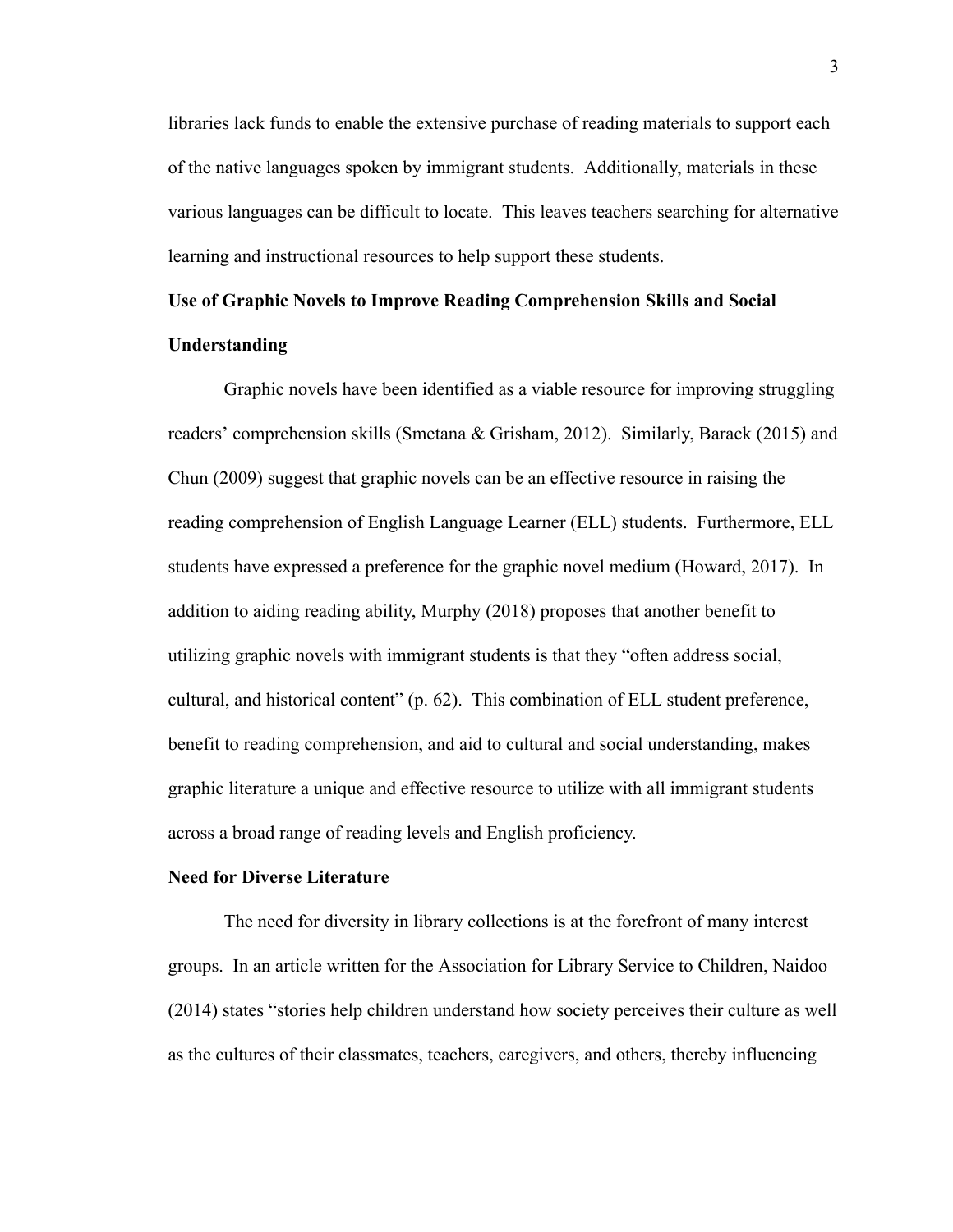libraries lack funds to enable the extensive purchase of reading materials to support each of the native languages spoken by immigrant students. Additionally, materials in these various languages can be difficult to locate. This leaves teachers searching for alternative learning and instructional resources to help support these students.

**Use of Graphic Novels to Improve Reading Comprehension Skills and Social Understanding**

Graphic novels have been identified as a viable resource for improving struggling readers' comprehension skills (Smetana & Grisham, 2012). Similarly, Barack (2015) and Chun (2009) suggest that graphic novels can be an effective resource in raising the reading comprehension of English Language Learner (ELL) students. Furthermore, ELL students have expressed a preference for the graphic novel medium (Howard, 2017). In addition to aiding reading ability, Murphy (2018) proposes that another benefit to utilizing graphic novels with immigrant students is that they "often address social, cultural, and historical content" (p. 62). This combination of ELL student preference, benefit to reading comprehension, and aid to cultural and social understanding, makes graphic literature a unique and effective resource to utilize with all immigrant students across a broad range of reading levels and English proficiency.

**Need for Diverse Literature**

The need for diversity in library collections is at the forefront of many interest groups. In an article written for the Association for Library Service to Children, Naidoo (2014) states "stories help children understand how society perceives their culture as well as the cultures of their classmates, teachers, caregivers, and others, thereby influencing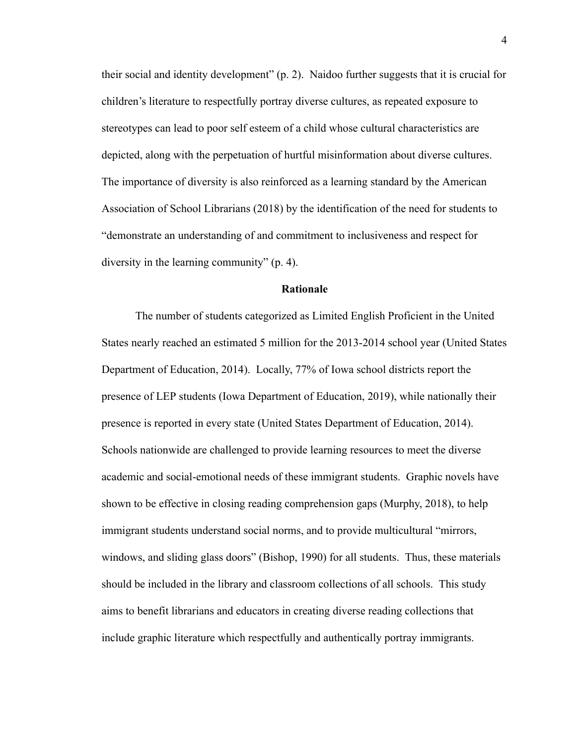their social and identity development" (p. 2). Naidoo further suggests that it is crucial for children's literature to respectfully portray diverse cultures, as repeated exposure to stereotypes can lead to poor self esteem of a child whose cultural characteristics are depicted, along with the perpetuation of hurtful misinformation about diverse cultures. The importance of diversity is also reinforced as a learning standard by the American Association of School Librarians (2018) by the identification of the need for students to "demonstrate an understanding of and commitment to inclusiveness and respect for diversity in the learning community" (p. 4).

## Rationale

The number of students categorized as Limited English Proficient in the United States nearly reached an estimated 5 million for the 2013-2014 school year (United States Department of Education, 2014). Locally, 77% of Iowa school districts report the presence of LEP students (Iowa Department of Education, 2019), while nationally their presence is reported in every state (United States Department of Education, 2014). Schools nationwide are challenged to provide learning resources to meet the diverse academic and social-emotional needs of these immigrant students. Graphic novels have shown to be effective in closing reading comprehension gaps (Murphy, 2018), to help immigrant students understand social norms, and to provide multicultural "mirrors, windows, and sliding glass doors" (Bishop, 1990) for all students. Thus, these materials should be included in the library and classroom collections of all schools. This study aims to benefit librarians and educators in creating diverse reading collections that include graphic literature which respectfully and authentically portray immigrants.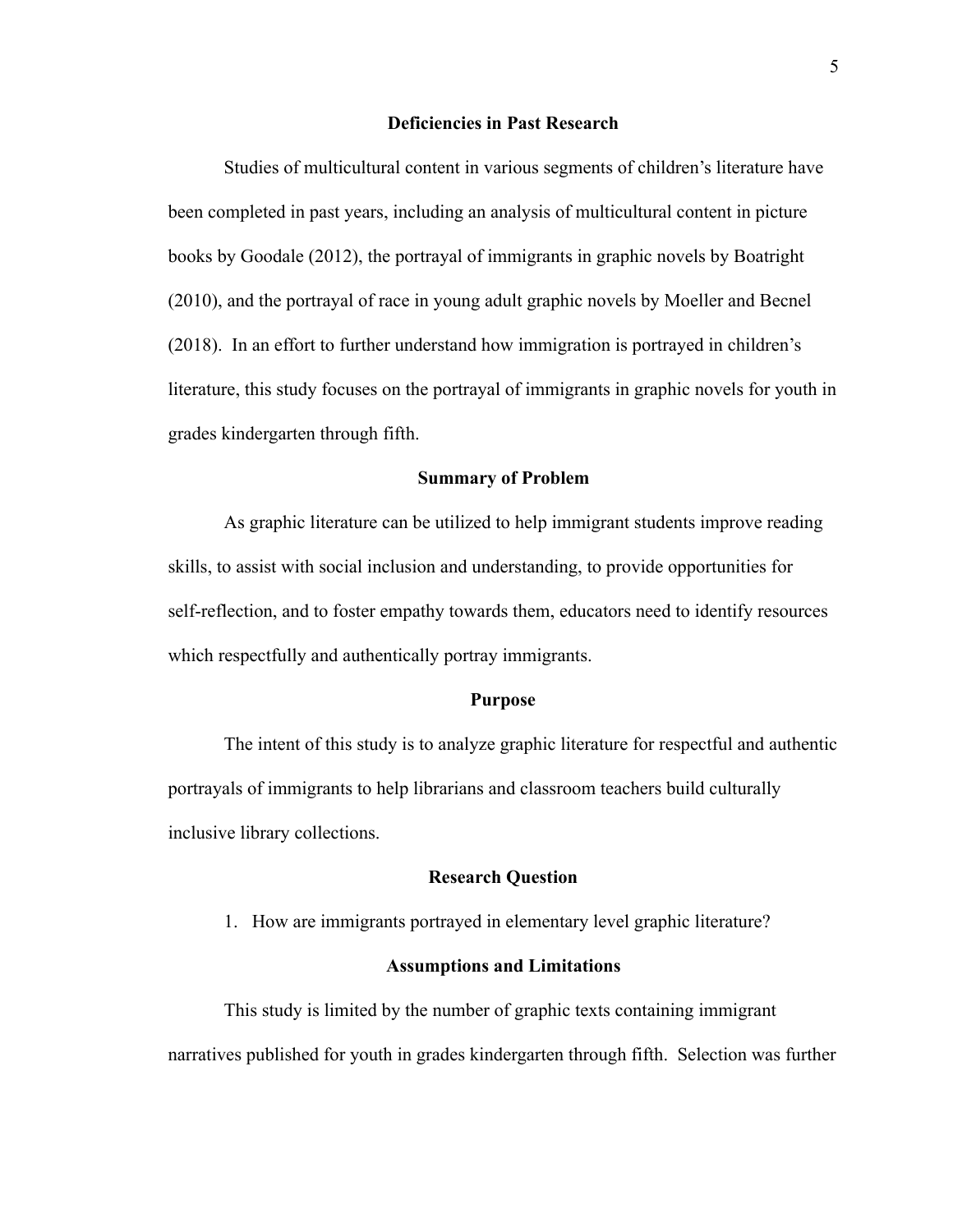## Deficiencies in Past Research

Studies of multicultural content in various segments of children's literature have been completed in past years, including an analysis of multicultural content in picture books by Goodale (2012), the portrayal of immigrants in graphic novels by Boatright (2010), and the portrayal of race in young adult graphic novels by Moeller and Becnel (2018). In an effort to further understand how immigration is portrayed in children's literature, this study focuses on the portrayal of immigrants in graphic novels for youth in grades kindergarten through fifth.

## Summary of Problem

As graphic literature can be utilized to help immigrant students improve reading skills, to assist with social inclusion and understanding, to provide opportunities for self-reflection, and to foster empathy towards them, educators need to identify resources which respectfully and authentically portray immigrants.

## Purpose

The intent of this study is to analyze graphic literature for respectful and authentic portrayals of immigrants to help librarians and classroom teachers build culturally inclusive library collections.

## Research Question

1. How are immigrants portrayed in elementary level graphic literature?

## Assumptions and Limitations

This study is limited by the number of graphic texts containing immigrant narratives published for youth in grades kindergarten through fifth. Selection was further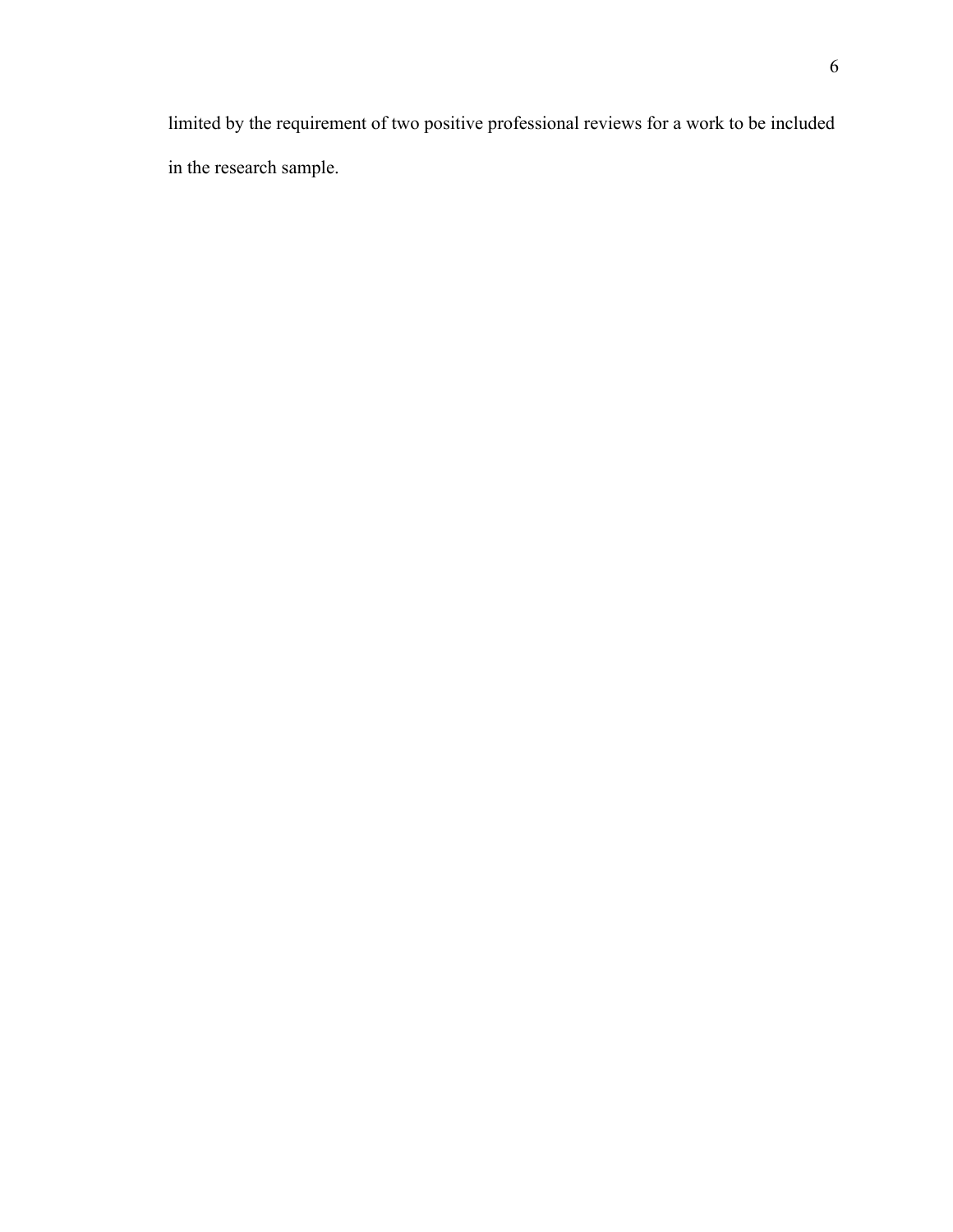limited by the requirement of two positive professional reviews for a work to be included in the research sample.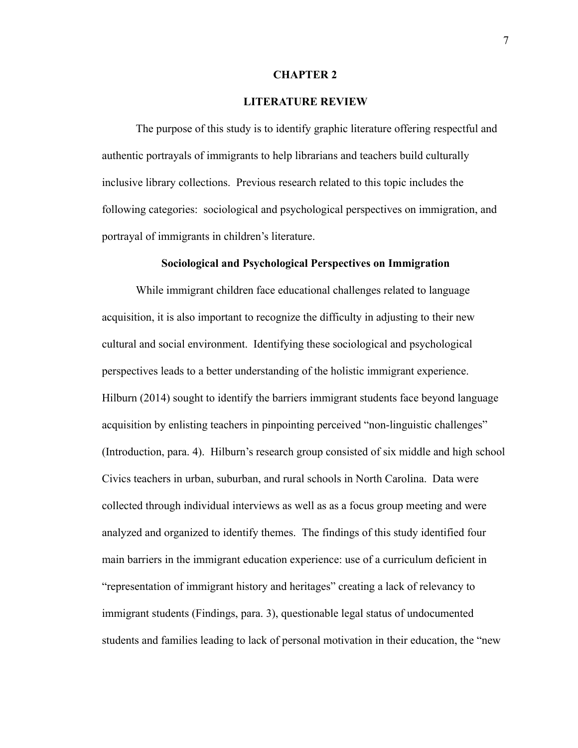# CHAPTER 2

# LITERATURE REVIEW

The purpose of this study is to identify graphic literature offering respectful and authentic portrayals of immigrants to help librarians and teachers build culturally inclusive library collections. Previous research related to this topic includes the following categories: sociological and psychological perspectives on immigration, and portrayal of immigrants in children's literature.

## Sociological and Psychological Perspectives on Immigration

While immigrant children face educational challenges related to language acquisition, it is also important to recognize the difficulty in adjusting to their new cultural and social environment. Identifying these sociological and psychological perspectives leads to a better understanding of the holistic immigrant experience. Hilburn (2014) sought to identify the barriers immigrant students face beyond language acquisition by enlisting teachers in pinpointing perceived "non-linguistic challenges" (Introduction, para. 4). Hilburn's research group consisted of six middle and high school Civics teachers in urban, suburban, and rural schools in North Carolina. Data were collected through individual interviews as well as as a focus group meeting and were analyzed and organized to identify themes. The findings of this study identified four main barriers in the immigrant education experience: use of a curriculum deficient in "representation of immigrant history and heritages" creating a lack of relevancy to immigrant students (Findings, para. 3), questionable legal status of undocumented students and families leading to lack of personal motivation in their education, the "new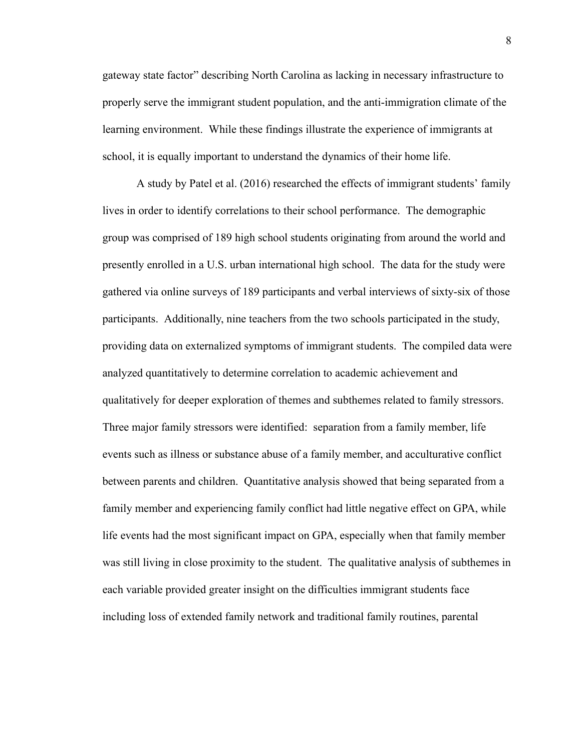gateway state factor" describing North Carolina as lacking in necessary infrastructure to properly serve the immigrant student population, and the anti-immigration climate of the learning environment. While these findings illustrate the experience of immigrants at school, it is equally important to understand the dynamics of their home life.

A study by Patel et al. (2016) researched the effects of immigrant students' family lives in order to identify correlations to their school performance. The demographic group was comprised of 189 high school students originating from around the world and presently enrolled in a U.S. urban international high school. The data for the study were gathered via online surveys of 189 participants and verbal interviews of sixty-six of those participants. Additionally, nine teachers from the two schools participated in the study, providing data on externalized symptoms of immigrant students. The compiled data were analyzed quantitatively to determine correlation to academic achievement and qualitatively for deeper exploration of themes and subthemes related to family stressors. Three major family stressors were identified: separation from a family member, life events such as illness or substance abuse of a family member, and acculturative conflict between parents and children. Quantitative analysis showed that being separated from a family member and experiencing family conflict had little negative effect on GPA, while life events had the most significant impact on GPA, especially when that family member was still living in close proximity to the student. The qualitative analysis of subthemes in each variable provided greater insight on the difficulties immigrant students face including loss of extended family network and traditional family routines, parental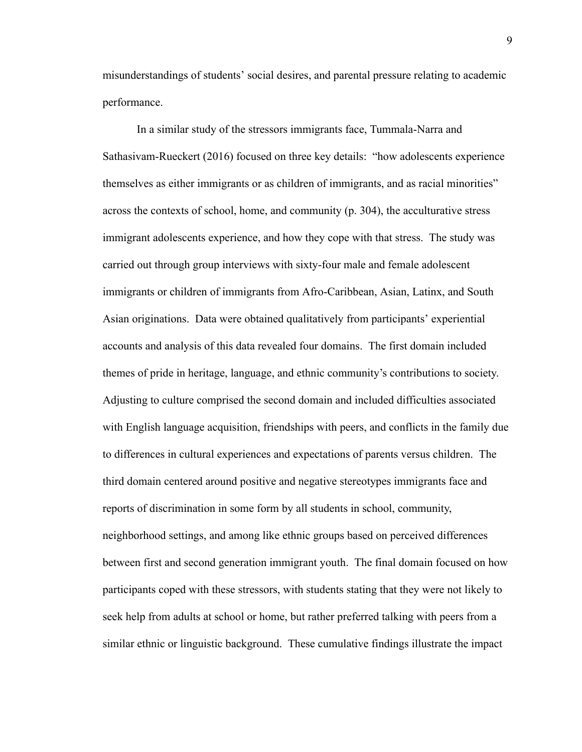misunderstandings of students' social desires, and parental pressure relating to academic performance.

In a similar study of the stressors immigrants face, Tummala-Narra and Sathasivam-Rueckert (2016) focused on three key details: "how adolescents experience themselves as either immigrants or as children of immigrants, and as racial minorities" across the contexts of school, home, and community (p. 304), the acculturative stress immigrant adolescents experience, and how they cope with that stress. The study was carried out through group interviews with sixty-four male and female adolescent immigrants or children of immigrants from Afro-Caribbean, Asian, Latinx, and South Asian originations. Data were obtained qualitatively from participants' experiential accounts and analysis of this data revealed four domains. The first domain included themes of pride in heritage, language, and ethnic community's contributions to society. Adjusting to culture comprised the second domain and included difficulties associated with English language acquisition, friendships with peers, and conflicts in the family due to differences in cultural experiences and expectations of parents versus children. The third domain centered around positive and negative stereotypes immigrants face and reports of discrimination in some form by all students in school, community, neighborhood settings, and among like ethnic groups based on perceived differences between first and second generation immigrant youth. The final domain focused on how participants coped with these stressors, with students stating that they were not likely to seek help from adults at school or home, but rather preferred talking with peers from a similar ethnic or linguistic background. These cumulative findings illustrate the impact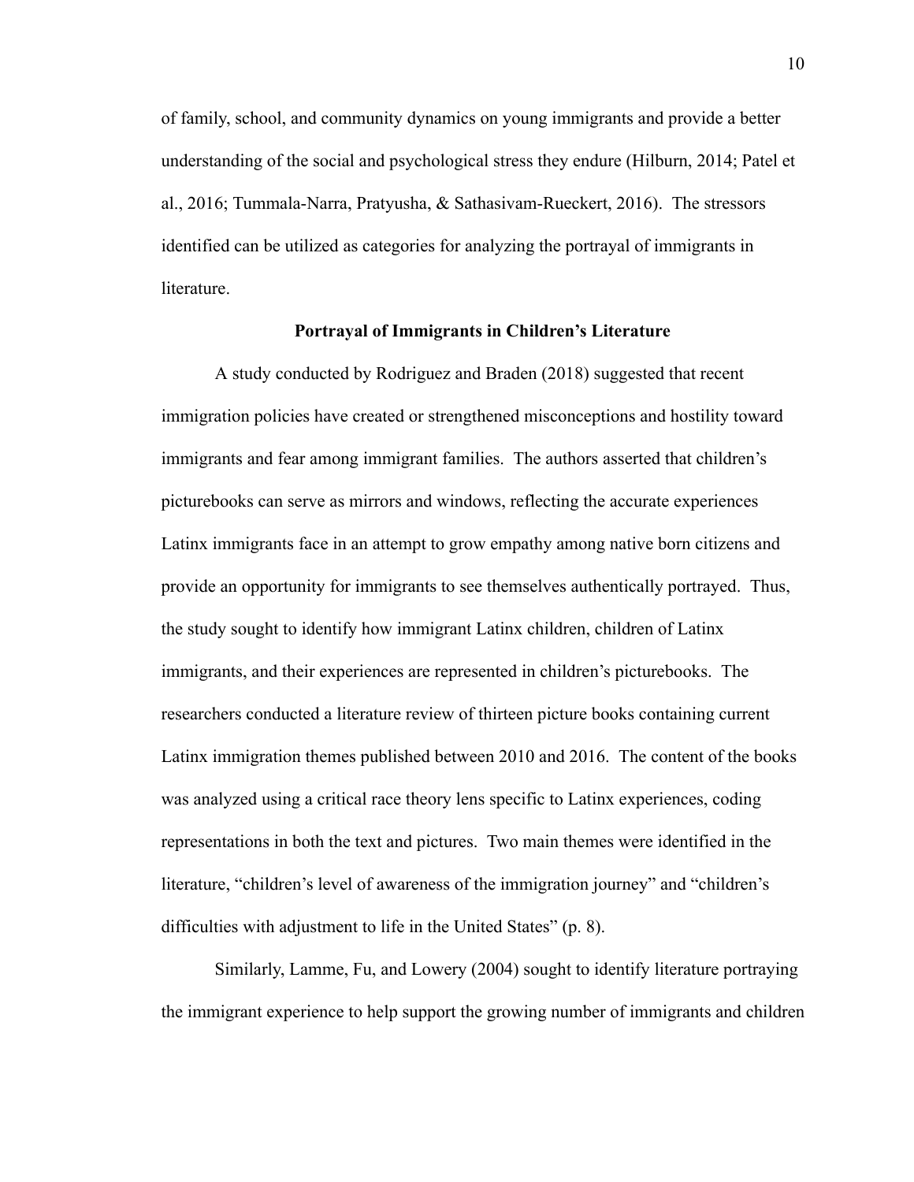of family, school, and community dynamics on young immigrants and provide a better understanding of the social and psychological stress they endure (Hilburn, 2014; Patel et al., 2016; Tummala-Narra, Pratyusha, & Sathasivam-Rueckert, 2016). The stressors identified can be utilized as categories for analyzing the portrayal of immigrants in literature.

## Portrayal of Immigrants in Children's Literature

A study conducted by Rodriguez and Braden (2018) suggested that recent immigration policies have created or strengthened misconceptions and hostility toward immigrants and fear among immigrant families. The authors asserted that children's picturebooks can serve as mirrors and windows, reflecting the accurate experiences Latinx immigrants face in an attempt to grow empathy among native born citizens and provide an opportunity for immigrants to see themselves authentically portrayed. Thus, the study sought to identify how immigrant Latinx children, children of Latinx immigrants, and their experiences are represented in children's picturebooks. The researchers conducted a literature review of thirteen picture books containing current Latinx immigration themes published between 2010 and 2016. The content of the books was analyzed using a critical race theory lens specific to Latinx experiences, coding representations in both the text and pictures. Two main themes were identified in the literature, "children's level of awareness of the immigration journey" and "children's difficulties with adjustment to life in the United States" (p. 8).

Similarly, Lamme, Fu, and Lowery (2004) sought to identify literature portraying the immigrant experience to help support the growing number of immigrants and children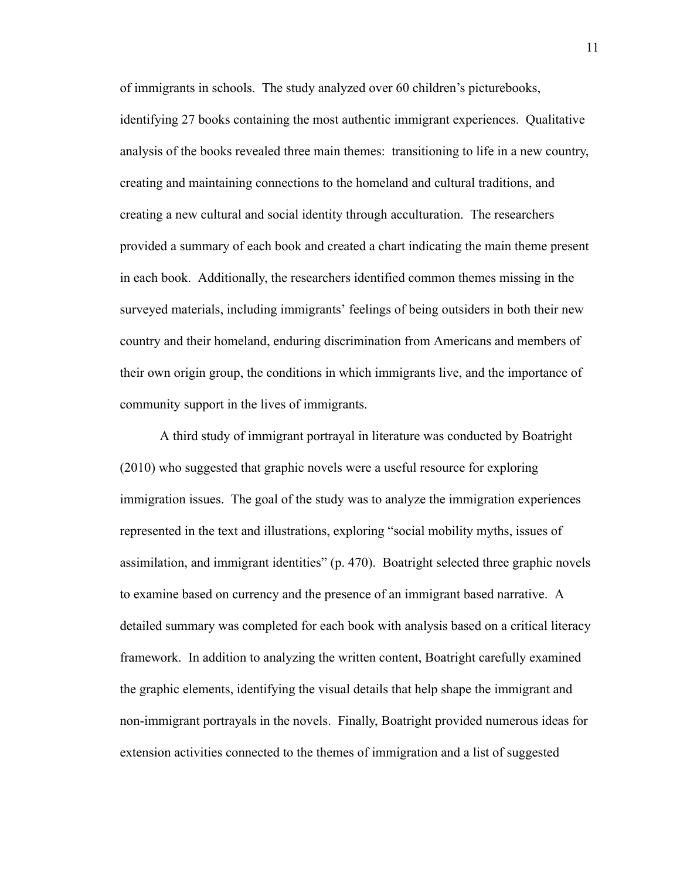of immigrants in schools. The study analyzed over 60 children's picturebooks, identifying 27 books containing the most authentic immigrant experiences. Qualitative analysis of the books revealed three main themes: transitioning to life in a new country, creating and maintaining connections to the homeland and cultural traditions, and creating a new cultural and social identity through acculturation. The researchers provided a summary of each book and created a chart indicating the main theme present in each book. Additionally, the researchers identified common themes missing in the surveyed materials, including immigrants' feelings of being outsiders in both their new country and their homeland, enduring discrimination from Americans and members of their own origin group, the conditions in which immigrants live, and the importance of community support in the lives of immigrants.

A third study of immigrant portrayal in literature was conducted by Boatright (2010) who suggested that graphic novels were a useful resource for exploring immigration issues. The goal of the study was to analyze the immigration experiences represented in the text and illustrations, exploring "social mobility myths, issues of assimilation, and immigrant identities" (p. 470). Boatright selected three graphic novels to examine based on currency and the presence of an immigrant based narrative. A detailed summary was completed for each book with analysis based on a critical literacy framework. In addition to analyzing the written content, Boatright carefully examined the graphic elements, identifying the visual details that help shape the immigrant and non-immigrant portrayals in the novels. Finally, Boatright provided numerous ideas for extension activities connected to the themes of immigration and a list of suggested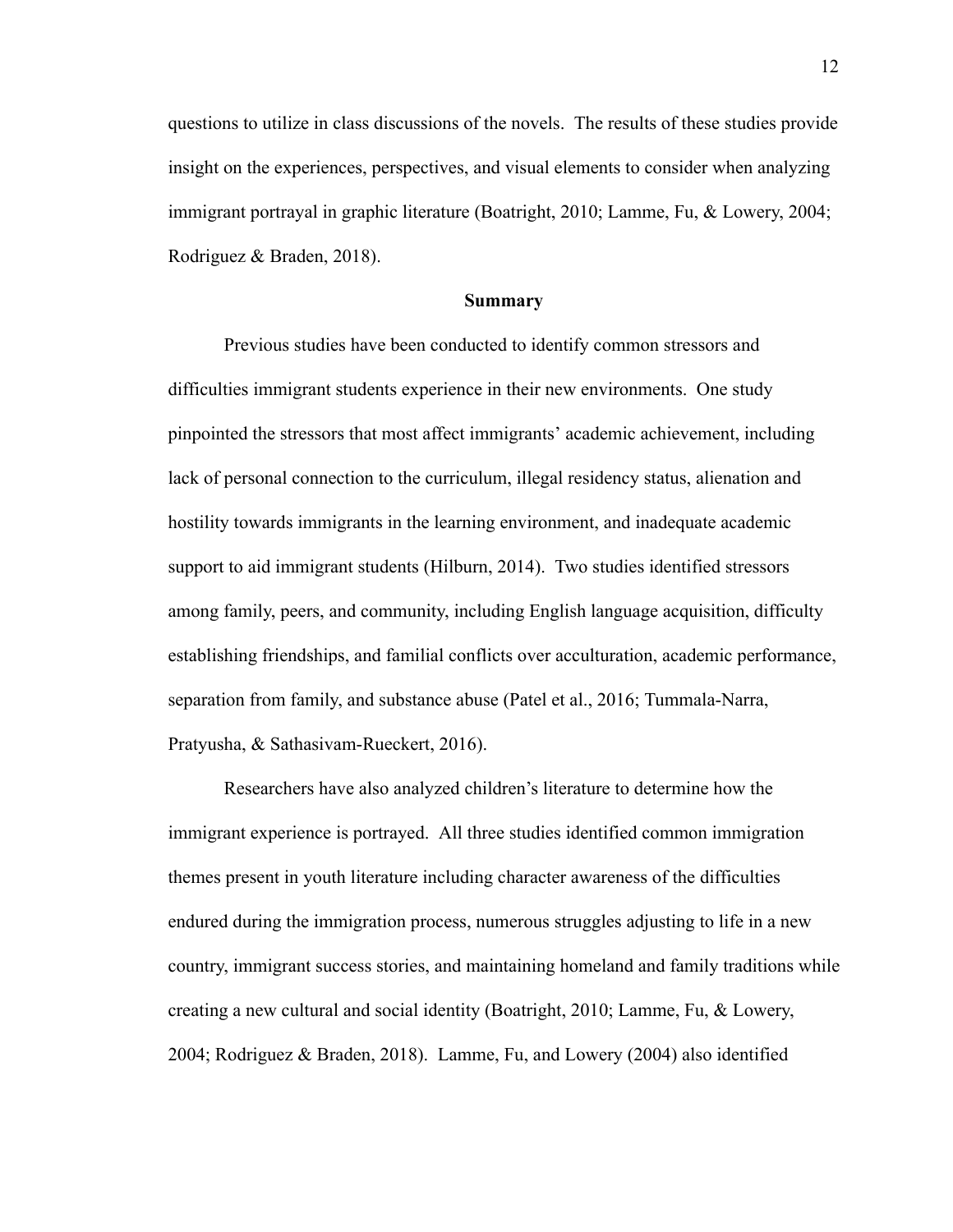questions to utilize in class discussions of the novels. The results of these studies provide insight on the experiences, perspectives, and visual elements to consider when analyzing immigrant portrayal in graphic literature (Boatright, 2010; Lamme, Fu, & Lowery, 2004; Rodriguez & Braden, 2018).

## Summary

Previous studies have been conducted to identify common stressors and difficulties immigrant students experience in their new environments. One study pinpointed the stressors that most affect immigrants' academic achievement, including lack of personal connection to the curriculum, illegal residency status, alienation and hostility towards immigrants in the learning environment, and inadequate academic support to aid immigrant students (Hilburn, 2014). Two studies identified stressors among family, peers, and community, including English language acquisition, difficulty establishing friendships, and familial conflicts over acculturation, academic performance, separation from family, and substance abuse (Patel et al., 2016; Tummala-Narra, Pratyusha, & Sathasivam-Rueckert, 2016).

Researchers have also analyzed children's literature to determine how the immigrant experience is portrayed. All three studies identified common immigration themes present in youth literature including character awareness of the difficulties endured during the immigration process, numerous struggles adjusting to life in a new country, immigrant success stories, and maintaining homeland and family traditions while creating a new cultural and social identity (Boatright, 2010; Lamme, Fu, & Lowery, 2004; Rodriguez & Braden, 2018). Lamme, Fu, and Lowery (2004) also identified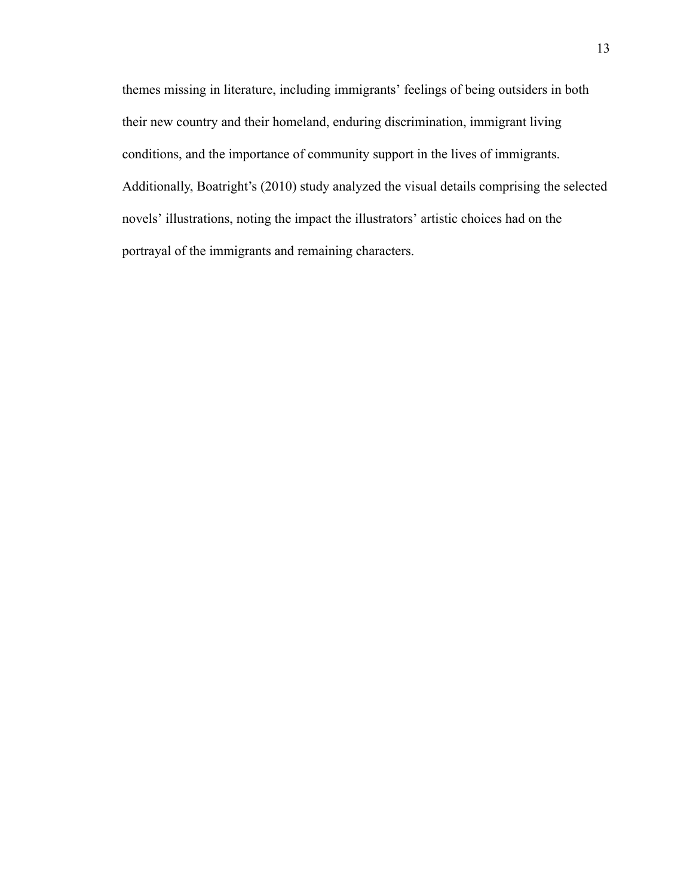themes missing in literature, including immigrants' feelings of being outsiders in both their new country and their homeland, enduring discrimination, immigrant living conditions, and the importance of community support in the lives of immigrants. Additionally, Boatright's (2010) study analyzed the visual details comprising the selected novels' illustrations, noting the impact the illustrators' artistic choices had on the portrayal of the immigrants and remaining characters.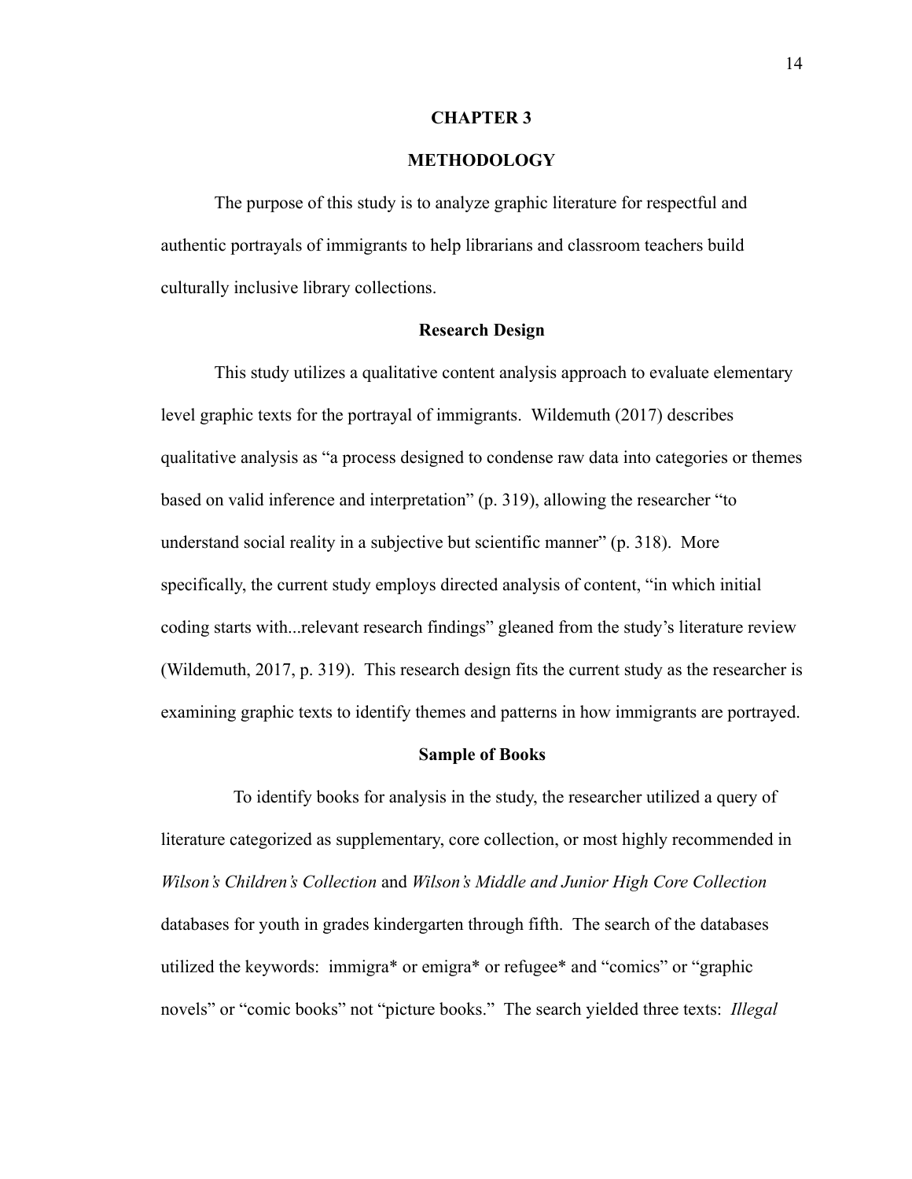# CHAPTER 3

# METHODOLOGY

The purpose of this study is to analyze graphic literature for respectful and authentic portrayals of immigrants to help librarians and classroom teachers build culturally inclusive library collections.

## Research Design

This study utilizes a qualitative content analysis approach to evaluate elementary level graphic texts for the portrayal of immigrants. Wildemuth (2017) describes qualitative analysis as "a process designed to condense raw data into categories or themes based on valid inference and interpretation" (p. 319), allowing the researcher "to understand social reality in a subjective but scientific manner" (p. 318). More specifically, the current study employs directed analysis of content, "in which initial coding starts with...relevant research findings" gleaned from the study's literature review (Wildemuth, 2017, p. 319). This research design fits the current study as the researcher is examining graphic texts to identify themes and patterns in how immigrants are portrayed.

## Sample of Books

To identify books for analysis in the study, the researcher utilized a query of literature categorized as supplementary, core collection, or most highly recommended in *Wilson's Children's Collection* and *Wilson's Middle and Junior High Core Collection* databases for youth in grades kindergarten through fifth. The search of the databases utilized the keywords: immigra* or emigra* or refugee* and "comics" or "graphic novels" or "comic books" not "picture books." The search yielded three texts: *Illegal*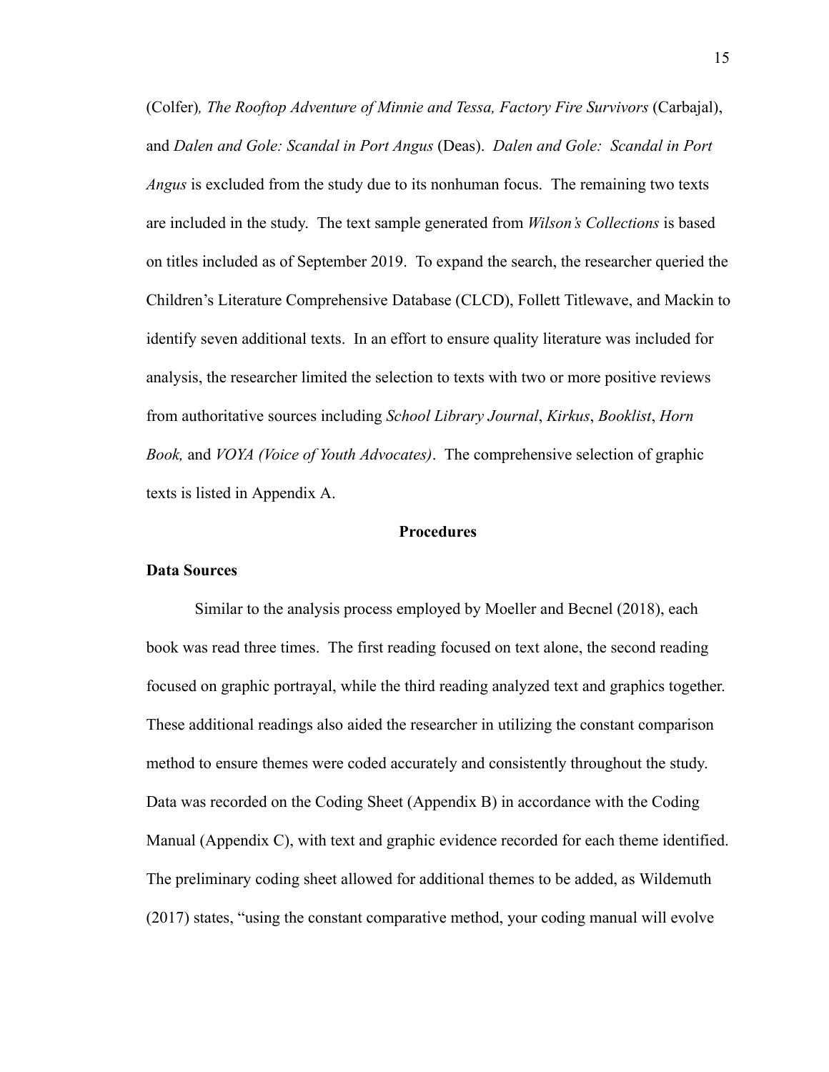(Colfer)*, The Rooftop Adventure of Minnie and Tessa, Factory Fire Survivors* (Carbajal), and *Dalen and Gole: Scandal in Port Angus* (Deas). *Dalen and Gole: Scandal in Port Angus* is excluded from the study due to its nonhuman focus. The remaining two texts are included in the study. The text sample generated from *Wilson's Collections* is based on titles included as of September 2019. To expand the search, the researcher queried the Children's Literature Comprehensive Database (CLCD), Follett Titlewave, and Mackin to identify seven additional texts. In an effort to ensure quality literature was included for analysis, the researcher limited the selection to texts with two or more positive reviews from authoritative sources including *School Library Journal*, *Kirkus*, *Booklist*, *Horn Book,* and *VOYA (Voice of Youth Advocates)*. The comprehensive selection of graphic texts is listed in Appendix A.

## Procedures

### Data Sources

Similar to the analysis process employed by Moeller and Becnel (2018), each book was read three times. The first reading focused on text alone, the second reading focused on graphic portrayal, while the third reading analyzed text and graphics together. These additional readings also aided the researcher in utilizing the constant comparison method to ensure themes were coded accurately and consistently throughout the study. Data was recorded on the Coding Sheet (Appendix B) in accordance with the Coding Manual (Appendix C), with text and graphic evidence recorded for each theme identified. The preliminary coding sheet allowed for additional themes to be added, as Wildemuth (2017) states, "using the constant comparative method, your coding manual will evolve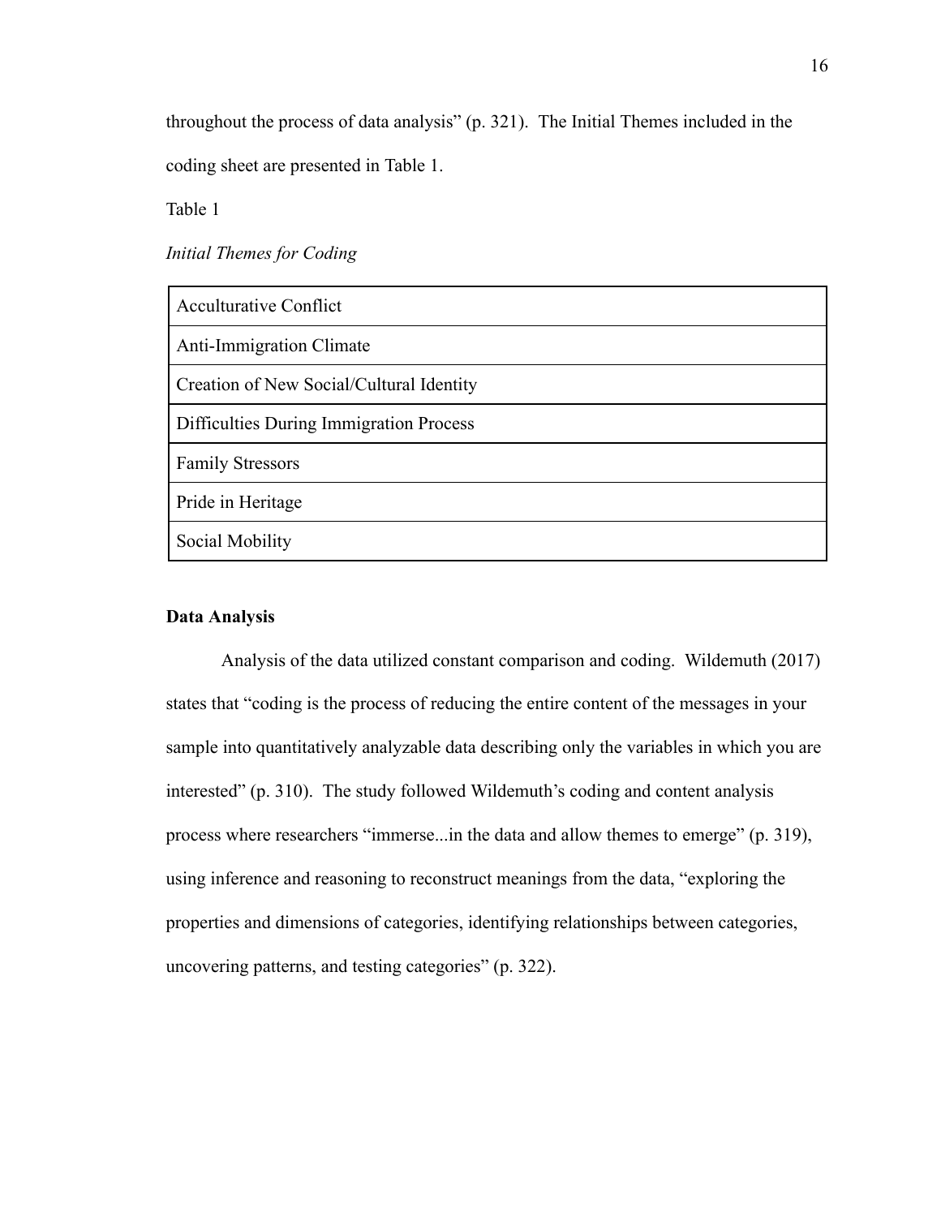throughout the process of data analysis" (p. 321). The Initial Themes included in the coding sheet are presented in Table 1.

Table 1

*Initial Themes for Coding*

| Initial Themes for Coding |
| --- |
| Acculturative Conflict |
| Anti-Immigration Climate |
| Creation of New Social/Cultural Identity |
| Difficulties During Immigration Process |
| Family Stressors |
| Pride in Heritage |
| Social Mobility |

**Data Analysis**

Analysis of the data utilized constant comparison and coding. Wildemuth (2017) states that "coding is the process of reducing the entire content of the messages in your sample into quantitatively analyzable data describing only the variables in which you are interested" (p. 310). The study followed Wildemuth's coding and content analysis process where researchers "immerse...in the data and allow themes to emerge" (p. 319), using inference and reasoning to reconstruct meanings from the data, "exploring the properties and dimensions of categories, identifying relationships between categories, uncovering patterns, and testing categories" (p. 322).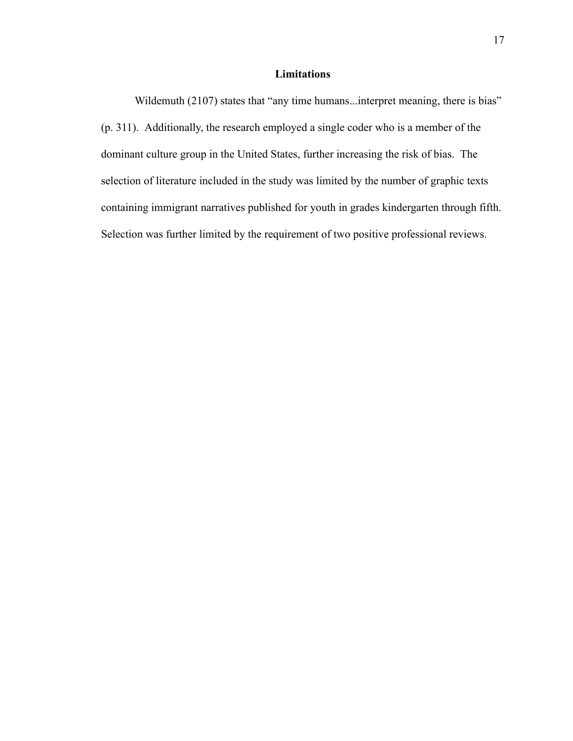## Limitations

Wildemuth (2107) states that "any time humans...interpret meaning, there is bias" (p. 311). Additionally, the research employed a single coder who is a member of the dominant culture group in the United States, further increasing the risk of bias. The selection of literature included in the study was limited by the number of graphic texts containing immigrant narratives published for youth in grades kindergarten through fifth. Selection was further limited by the requirement of two positive professional reviews.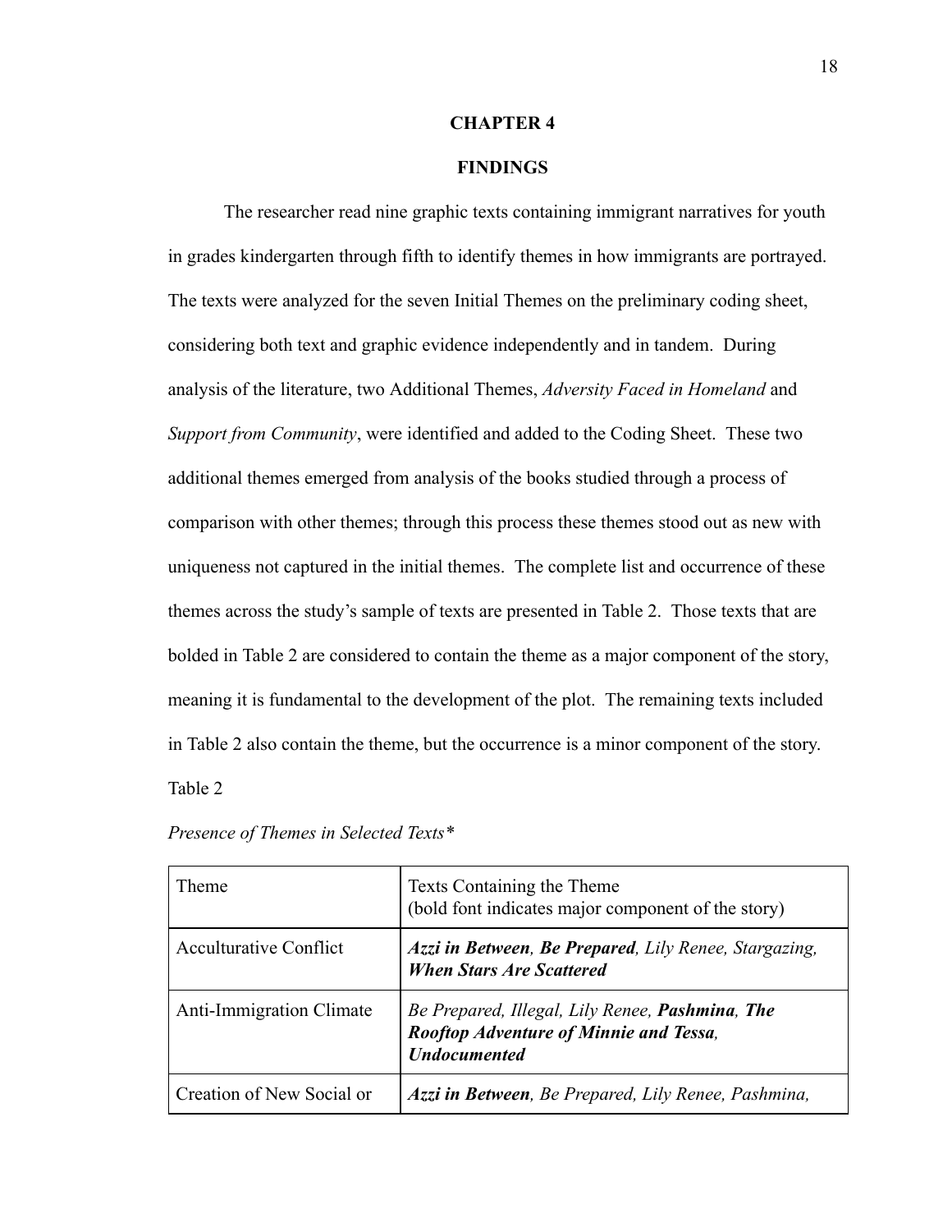# CHAPTER 4

## FINDINGS

The researcher read nine graphic texts containing immigrant narratives for youth in grades kindergarten through fifth to identify themes in how immigrants are portrayed. The texts were analyzed for the seven Initial Themes on the preliminary coding sheet, considering both text and graphic evidence independently and in tandem. During analysis of the literature, two Additional Themes, *Adversity Faced in Homeland* and *Support from Community*, were identified and added to the Coding Sheet. These two additional themes emerged from analysis of the books studied through a process of comparison with other themes; through this process these themes stood out as new with uniqueness not captured in the initial themes. The complete list and occurrence of these themes across the study's sample of texts are presented in Table 2. Those texts that are bolded in Table 2 are considered to contain the theme as a major component of the story, meaning it is fundamental to the development of the plot. The remaining texts included in Table 2 also contain the theme, but the occurrence is a minor component of the story.

Table 2

*Presence of Themes in Selected Texts**

| Theme | Texts Containing the Theme (bold font indicates major component of the story) |
|---|---|
| Acculturative Conflict | ***Azzi in Between*, *Be Prepared***, *Lily Renee, Stargazing,* ***When Stars Are Scattered*** |
| Anti-Immigration Climate | *Be Prepared, Illegal, Lily Renee,* ***Pashmina*, *The Rooftop Adventure of Minnie and Tessa*, *Undocumented*** |
| Creation of New Social or | ***Azzi in Between***, *Be Prepared, Lily Renee, Pashmina,* |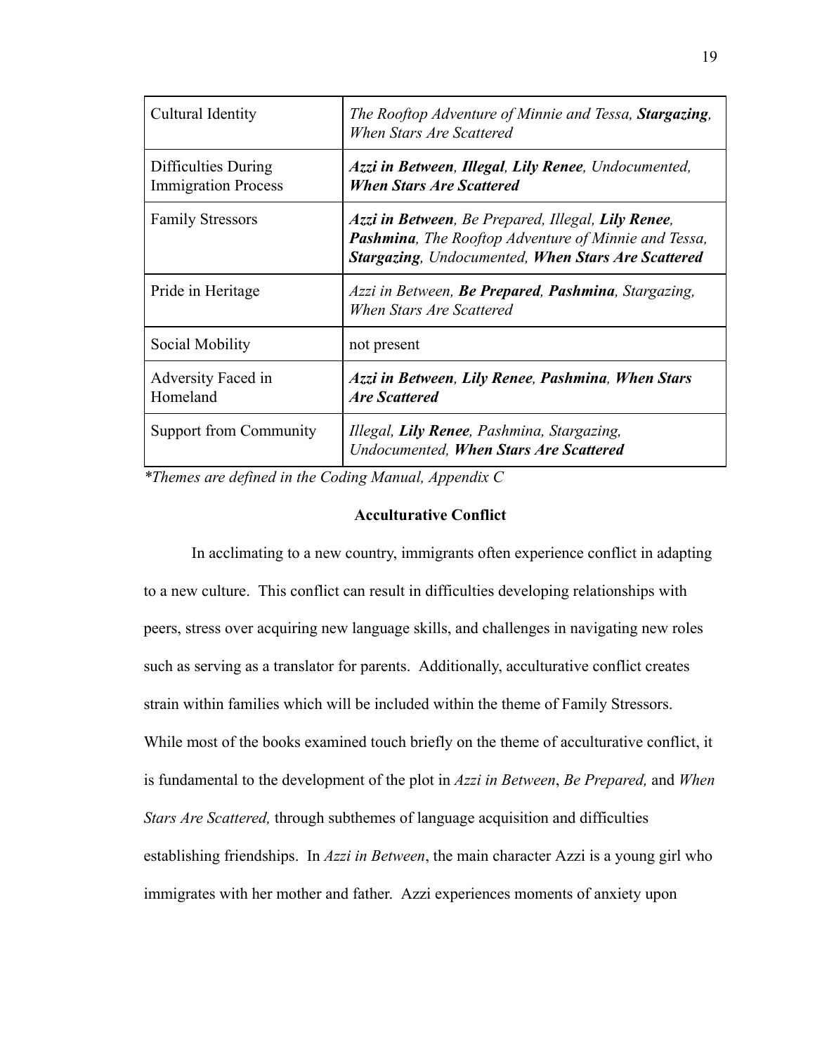| Cultural Identity | *The Rooftop Adventure of Minnie and Tessa,* ***Stargazing****,* *When Stars Are Scattered* |
|---|---|
| Difficulties During Immigration Process | ***Azzi in Between****,* ***Illegal****,* ***Lily Renee****, Undocumented,* ***When Stars Are Scattered*** |
| Family Stressors | ***Azzi in Between****, Be Prepared, Illegal,* ***Lily Renee****,* ***Pashmina****, The Rooftop Adventure of Minnie and Tessa,* ***Stargazing****, Undocumented,* ***When Stars Are Scattered*** |
| Pride in Heritage | *Azzi in Between,* ***Be Prepared****,* ***Pashmina****, Stargazing, When Stars Are Scattered* |
| Social Mobility | not present |
| Adversity Faced in Homeland | ***Azzi in Between****,* ***Lily Renee****,* ***Pashmina****,* ***When Stars Are Scattered*** |
| Support from Community | *Illegal,* ***Lily Renee****, Pashmina, Stargazing, Undocumented,* ***When Stars Are Scattered*** |

*\*Themes are defined in the Coding Manual, Appendix C*

### Acculturative Conflict

In acclimating to a new country, immigrants often experience conflict in adapting to a new culture. This conflict can result in difficulties developing relationships with peers, stress over acquiring new language skills, and challenges in navigating new roles such as serving as a translator for parents. Additionally, acculturative conflict creates strain within families which will be included within the theme of Family Stressors. While most of the books examined touch briefly on the theme of acculturative conflict, it is fundamental to the development of the plot in *Azzi in Between*, *Be Prepared,* and *When Stars Are Scattered,* through subthemes of language acquisition and difficulties establishing friendships. In *Azzi in Between*, the main character Azzi is a young girl who immigrates with her mother and father. Azzi experiences moments of anxiety upon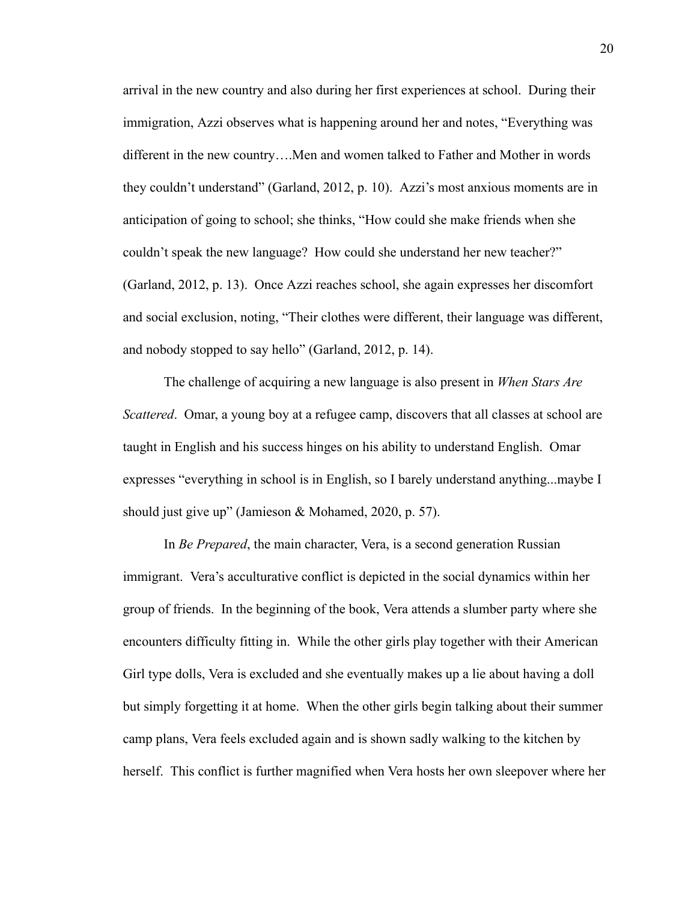arrival in the new country and also during her first experiences at school. During their immigration, Azzi observes what is happening around her and notes, “Everything was different in the new country….Men and women talked to Father and Mother in words they couldn’t understand” (Garland, 2012, p. 10). Azzi’s most anxious moments are in anticipation of going to school; she thinks, “How could she make friends when she couldn’t speak the new language? How could she understand her new teacher?” (Garland, 2012, p. 13). Once Azzi reaches school, she again expresses her discomfort and social exclusion, noting, “Their clothes were different, their language was different, and nobody stopped to say hello” (Garland, 2012, p. 14).

The challenge of acquiring a new language is also present in *When Stars Are Scattered*. Omar, a young boy at a refugee camp, discovers that all classes at school are taught in English and his success hinges on his ability to understand English. Omar expresses “everything in school is in English, so I barely understand anything...maybe I should just give up” (Jamieson & Mohamed, 2020, p. 57).

In *Be Prepared*, the main character, Vera, is a second generation Russian immigrant. Vera’s acculturative conflict is depicted in the social dynamics within her group of friends. In the beginning of the book, Vera attends a slumber party where she encounters difficulty fitting in. While the other girls play together with their American Girl type dolls, Vera is excluded and she eventually makes up a lie about having a doll but simply forgetting it at home. When the other girls begin talking about their summer camp plans, Vera feels excluded again and is shown sadly walking to the kitchen by herself. This conflict is further magnified when Vera hosts her own sleepover where her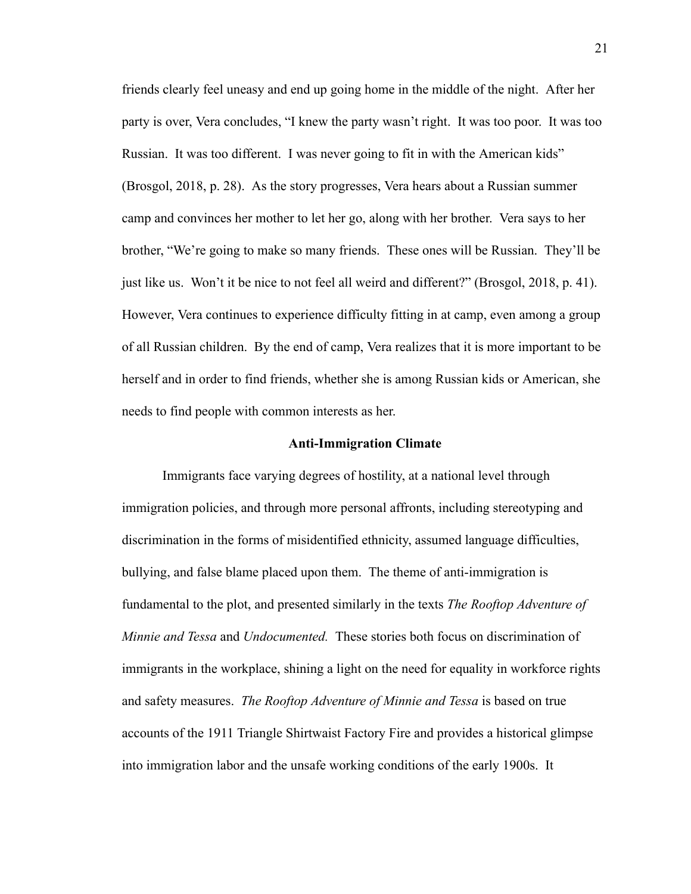friends clearly feel uneasy and end up going home in the middle of the night. After her party is over, Vera concludes, "I knew the party wasn't right. It was too poor. It was too Russian. It was too different. I was never going to fit in with the American kids" (Brosgol, 2018, p. 28). As the story progresses, Vera hears about a Russian summer camp and convinces her mother to let her go, along with her brother. Vera says to her brother, "We're going to make so many friends. These ones will be Russian. They'll be just like us. Won't it be nice to not feel all weird and different?" (Brosgol, 2018, p. 41). However, Vera continues to experience difficulty fitting in at camp, even among a group of all Russian children. By the end of camp, Vera realizes that it is more important to be herself and in order to find friends, whether she is among Russian kids or American, she needs to find people with common interests as her.

### Anti-Immigration Climate

Immigrants face varying degrees of hostility, at a national level through immigration policies, and through more personal affronts, including stereotyping and discrimination in the forms of misidentified ethnicity, assumed language difficulties, bullying, and false blame placed upon them. The theme of anti-immigration is fundamental to the plot, and presented similarly in the texts *The Rooftop Adventure of Minnie and Tessa* and *Undocumented.* These stories both focus on discrimination of immigrants in the workplace, shining a light on the need for equality in workforce rights and safety measures. *The Rooftop Adventure of Minnie and Tessa* is based on true accounts of the 1911 Triangle Shirtwaist Factory Fire and provides a historical glimpse into immigration labor and the unsafe working conditions of the early 1900s. It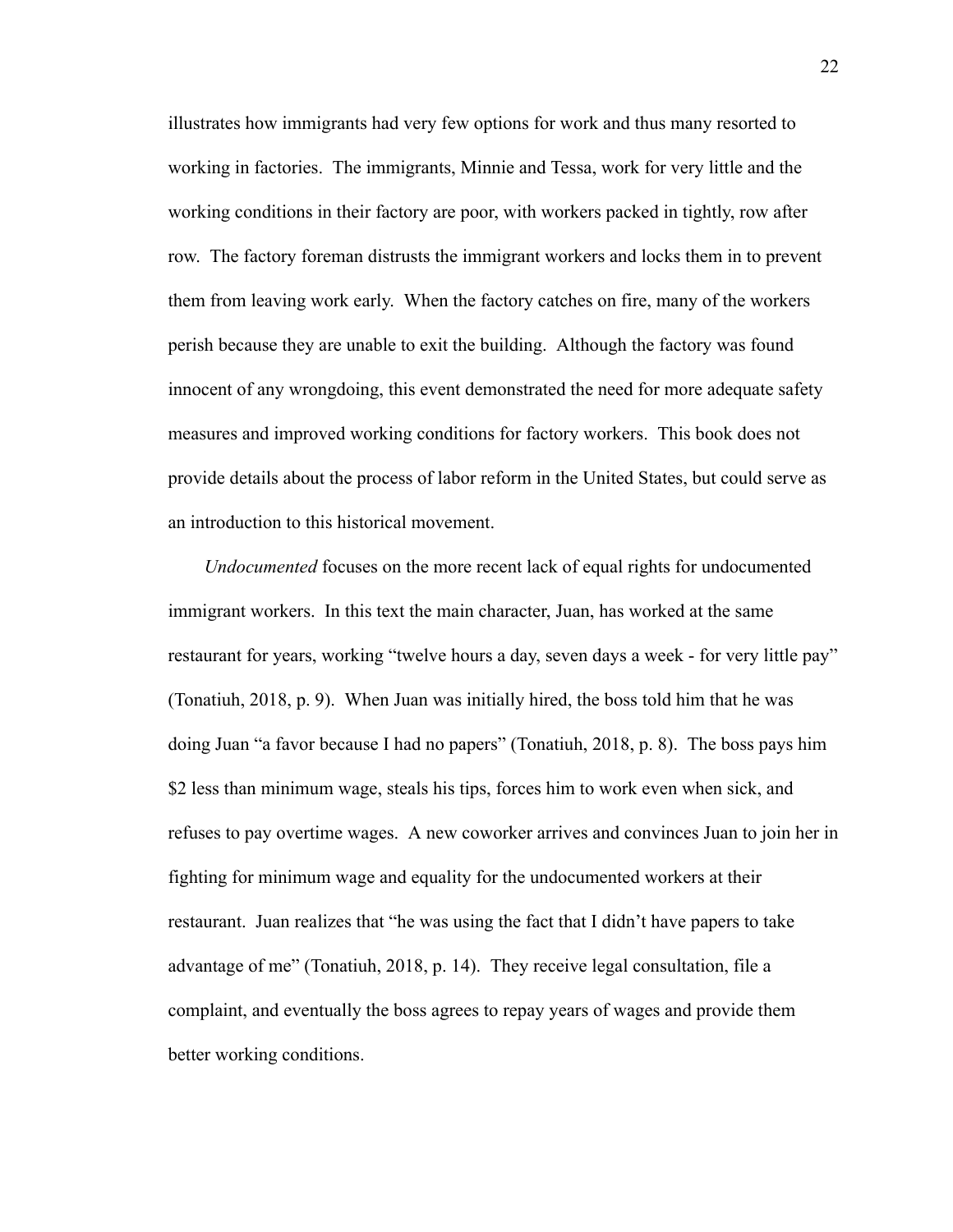illustrates how immigrants had very few options for work and thus many resorted to working in factories. The immigrants, Minnie and Tessa, work for very little and the working conditions in their factory are poor, with workers packed in tightly, row after row. The factory foreman distrusts the immigrant workers and locks them in to prevent them from leaving work early. When the factory catches on fire, many of the workers perish because they are unable to exit the building. Although the factory was found innocent of any wrongdoing, this event demonstrated the need for more adequate safety measures and improved working conditions for factory workers. This book does not provide details about the process of labor reform in the United States, but could serve as an introduction to this historical movement.

*Undocumented* focuses on the more recent lack of equal rights for undocumented immigrant workers. In this text the main character, Juan, has worked at the same restaurant for years, working "twelve hours a day, seven days a week - for very little pay" (Tonatiuh, 2018, p. 9). When Juan was initially hired, the boss told him that he was doing Juan "a favor because I had no papers" (Tonatiuh, 2018, p. 8). The boss pays him $2 less than minimum wage, steals his tips, forces him to work even when sick, and refuses to pay overtime wages. A new coworker arrives and convinces Juan to join her in fighting for minimum wage and equality for the undocumented workers at their restaurant. Juan realizes that "he was using the fact that I didn't have papers to take advantage of me" (Tonatiuh, 2018, p. 14). They receive legal consultation, file a complaint, and eventually the boss agrees to repay years of wages and provide them better working conditions.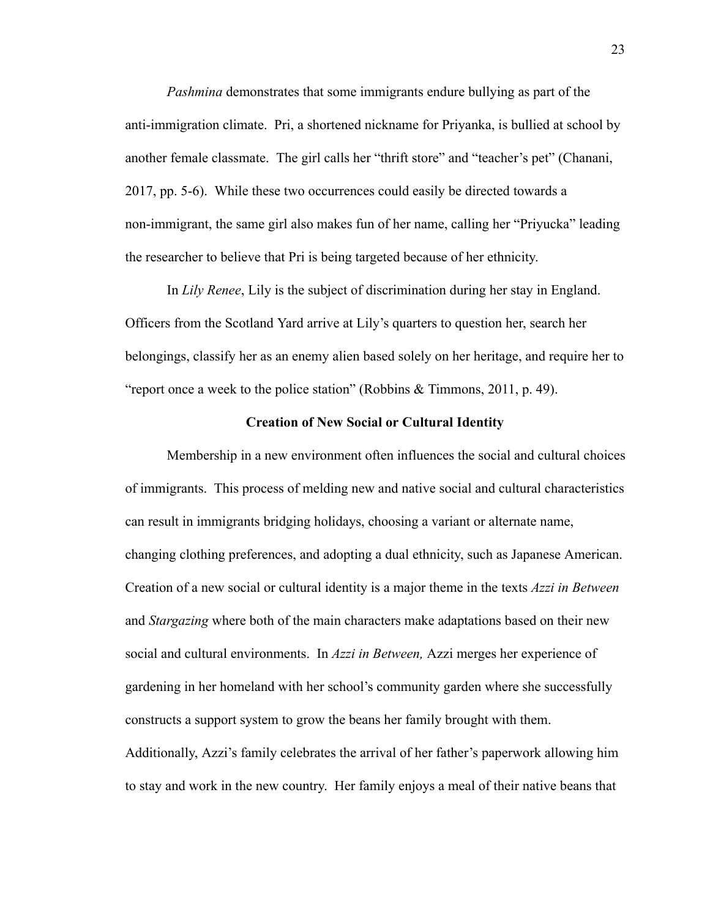*Pashmina* demonstrates that some immigrants endure bullying as part of the anti-immigration climate. Pri, a shortened nickname for Priyanka, is bullied at school by another female classmate. The girl calls her "thrift store" and "teacher's pet" (Chanani, 2017, pp. 5-6). While these two occurrences could easily be directed towards a non-immigrant, the same girl also makes fun of her name, calling her "Priyucka" leading the researcher to believe that Pri is being targeted because of her ethnicity.

In *Lily Renee*, Lily is the subject of discrimination during her stay in England. Officers from the Scotland Yard arrive at Lily's quarters to question her, search her belongings, classify her as an enemy alien based solely on her heritage, and require her to "report once a week to the police station" (Robbins & Timmons, 2011, p. 49).

**Creation of New Social or Cultural Identity**

Membership in a new environment often influences the social and cultural choices of immigrants. This process of melding new and native social and cultural characteristics can result in immigrants bridging holidays, choosing a variant or alternate name, changing clothing preferences, and adopting a dual ethnicity, such as Japanese American. Creation of a new social or cultural identity is a major theme in the texts *Azzi in Between* and *Stargazing* where both of the main characters make adaptations based on their new social and cultural environments. In *Azzi in Between,* Azzi merges her experience of gardening in her homeland with her school's community garden where she successfully constructs a support system to grow the beans her family brought with them. Additionally, Azzi's family celebrates the arrival of her father's paperwork allowing him to stay and work in the new country. Her family enjoys a meal of their native beans that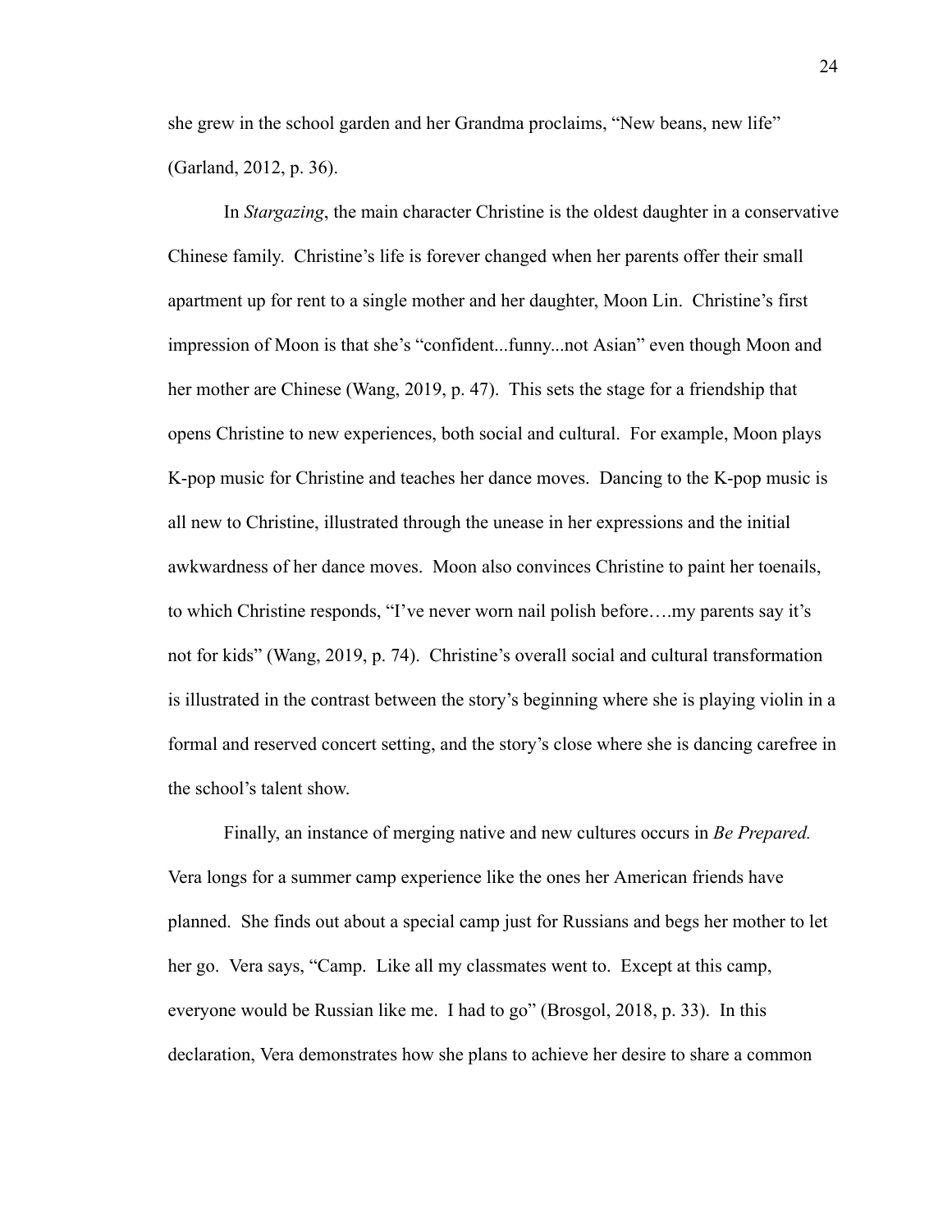she grew in the school garden and her Grandma proclaims, "New beans, new life" (Garland, 2012, p. 36).

In *Stargazing*, the main character Christine is the oldest daughter in a conservative Chinese family. Christine's life is forever changed when her parents offer their small apartment up for rent to a single mother and her daughter, Moon Lin. Christine's first impression of Moon is that she's "confident...funny...not Asian" even though Moon and her mother are Chinese (Wang, 2019, p. 47). This sets the stage for a friendship that opens Christine to new experiences, both social and cultural. For example, Moon plays K-pop music for Christine and teaches her dance moves. Dancing to the K-pop music is all new to Christine, illustrated through the unease in her expressions and the initial awkwardness of her dance moves. Moon also convinces Christine to paint her toenails, to which Christine responds, "I've never worn nail polish before….my parents say it's not for kids" (Wang, 2019, p. 74). Christine's overall social and cultural transformation is illustrated in the contrast between the story's beginning where she is playing violin in a formal and reserved concert setting, and the story's close where she is dancing carefree in the school's talent show.

Finally, an instance of merging native and new cultures occurs in *Be Prepared.* Vera longs for a summer camp experience like the ones her American friends have planned. She finds out about a special camp just for Russians and begs her mother to let her go. Vera says, "Camp. Like all my classmates went to. Except at this camp, everyone would be Russian like me. I had to go" (Brosgol, 2018, p. 33). In this declaration, Vera demonstrates how she plans to achieve her desire to share a common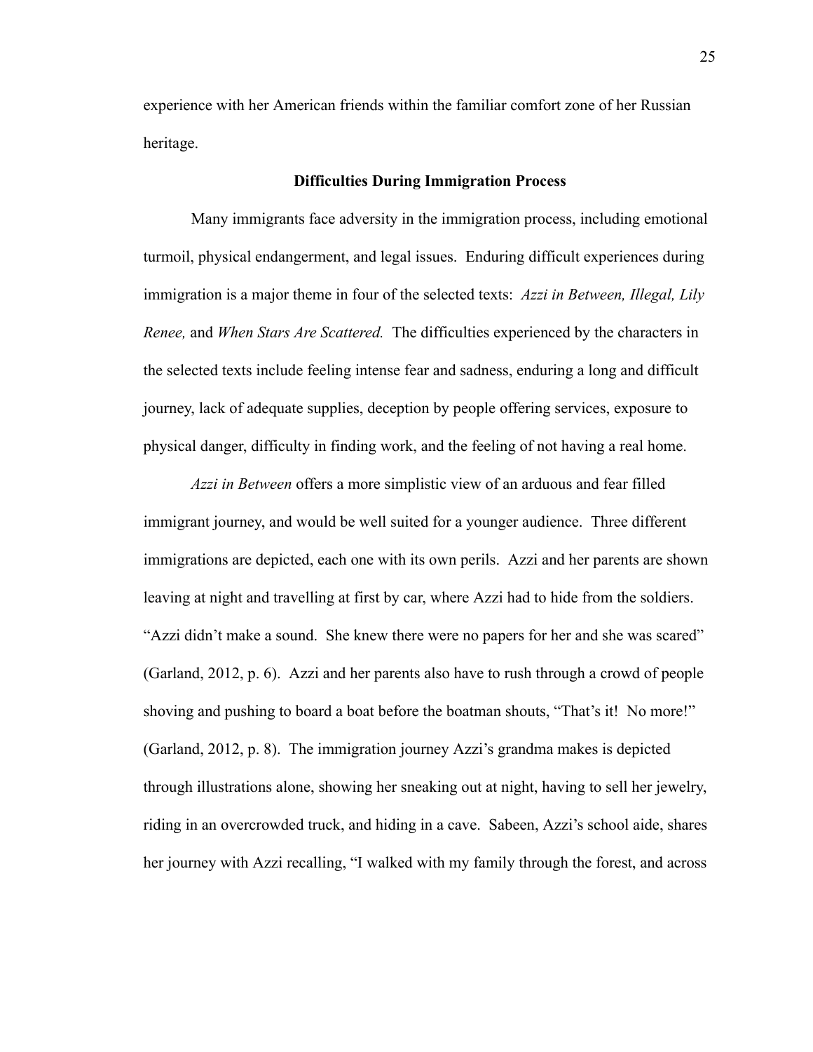experience with her American friends within the familiar comfort zone of her Russian heritage.

## Difficulties During Immigration Process

Many immigrants face adversity in the immigration process, including emotional turmoil, physical endangerment, and legal issues. Enduring difficult experiences during immigration is a major theme in four of the selected texts: *Azzi in Between, Illegal, Lily Renee,* and *When Stars Are Scattered.* The difficulties experienced by the characters in the selected texts include feeling intense fear and sadness, enduring a long and difficult journey, lack of adequate supplies, deception by people offering services, exposure to physical danger, difficulty in finding work, and the feeling of not having a real home.

*Azzi in Between* offers a more simplistic view of an arduous and fear filled immigrant journey, and would be well suited for a younger audience. Three different immigrations are depicted, each one with its own perils. Azzi and her parents are shown leaving at night and travelling at first by car, where Azzi had to hide from the soldiers. "Azzi didn't make a sound. She knew there were no papers for her and she was scared" (Garland, 2012, p. 6). Azzi and her parents also have to rush through a crowd of people shoving and pushing to board a boat before the boatman shouts, "That's it! No more!" (Garland, 2012, p. 8). The immigration journey Azzi's grandma makes is depicted through illustrations alone, showing her sneaking out at night, having to sell her jewelry, riding in an overcrowded truck, and hiding in a cave. Sabeen, Azzi's school aide, shares her journey with Azzi recalling, "I walked with my family through the forest, and across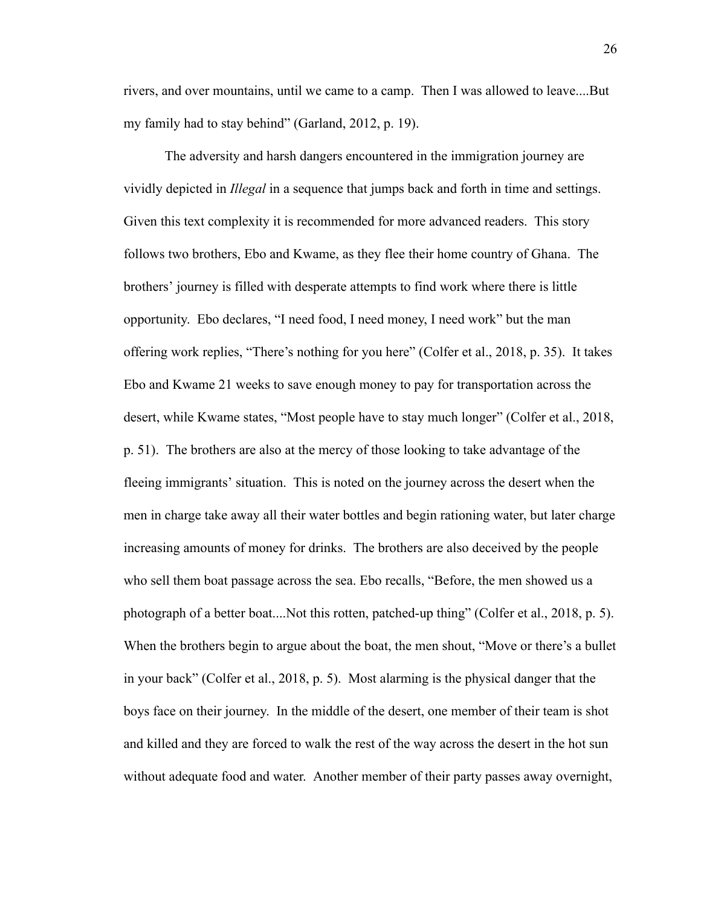rivers, and over mountains, until we came to a camp. Then I was allowed to leave....But my family had to stay behind" (Garland, 2012, p. 19).

The adversity and harsh dangers encountered in the immigration journey are vividly depicted in *Illegal* in a sequence that jumps back and forth in time and settings. Given this text complexity it is recommended for more advanced readers. This story follows two brothers, Ebo and Kwame, as they flee their home country of Ghana. The brothers' journey is filled with desperate attempts to find work where there is little opportunity. Ebo declares, "I need food, I need money, I need work" but the man offering work replies, "There's nothing for you here" (Colfer et al., 2018, p. 35). It takes Ebo and Kwame 21 weeks to save enough money to pay for transportation across the desert, while Kwame states, "Most people have to stay much longer" (Colfer et al., 2018, p. 51). The brothers are also at the mercy of those looking to take advantage of the fleeing immigrants' situation. This is noted on the journey across the desert when the men in charge take away all their water bottles and begin rationing water, but later charge increasing amounts of money for drinks. The brothers are also deceived by the people who sell them boat passage across the sea. Ebo recalls, "Before, the men showed us a photograph of a better boat....Not this rotten, patched-up thing" (Colfer et al., 2018, p. 5). When the brothers begin to argue about the boat, the men shout, "Move or there's a bullet in your back" (Colfer et al., 2018, p. 5). Most alarming is the physical danger that the boys face on their journey. In the middle of the desert, one member of their team is shot and killed and they are forced to walk the rest of the way across the desert in the hot sun without adequate food and water. Another member of their party passes away overnight,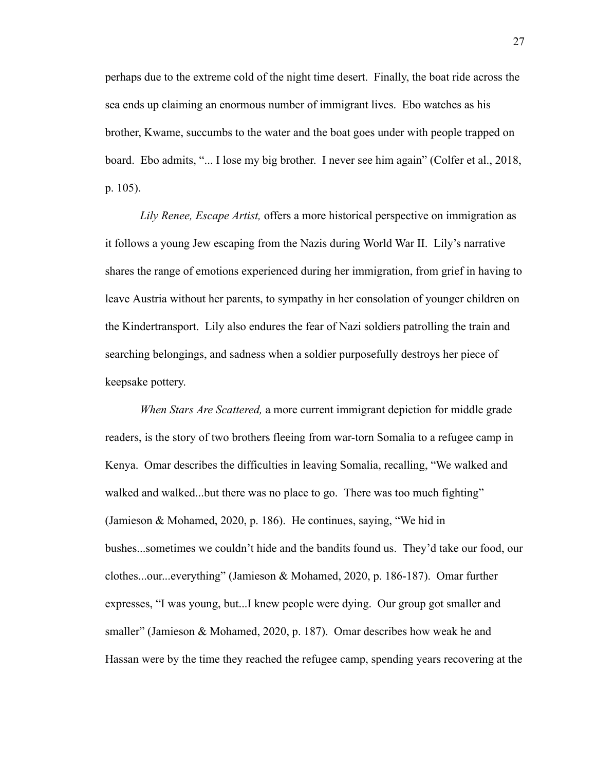perhaps due to the extreme cold of the night time desert. Finally, the boat ride across the sea ends up claiming an enormous number of immigrant lives. Ebo watches as his brother, Kwame, succumbs to the water and the boat goes under with people trapped on board. Ebo admits, "... I lose my big brother. I never see him again" (Colfer et al., 2018, p. 105).

*Lily Renee, Escape Artist,* offers a more historical perspective on immigration as it follows a young Jew escaping from the Nazis during World War II. Lily's narrative shares the range of emotions experienced during her immigration, from grief in having to leave Austria without her parents, to sympathy in her consolation of younger children on the Kindertransport. Lily also endures the fear of Nazi soldiers patrolling the train and searching belongings, and sadness when a soldier purposefully destroys her piece of keepsake pottery.

*When Stars Are Scattered,* a more current immigrant depiction for middle grade readers, is the story of two brothers fleeing from war-torn Somalia to a refugee camp in Kenya. Omar describes the difficulties in leaving Somalia, recalling, "We walked and walked and walked...but there was no place to go. There was too much fighting" (Jamieson & Mohamed, 2020, p. 186). He continues, saying, "We hid in bushes...sometimes we couldn't hide and the bandits found us. They'd take our food, our clothes...our...everything" (Jamieson & Mohamed, 2020, p. 186-187). Omar further expresses, "I was young, but...I knew people were dying. Our group got smaller and smaller" (Jamieson & Mohamed, 2020, p. 187). Omar describes how weak he and Hassan were by the time they reached the refugee camp, spending years recovering at the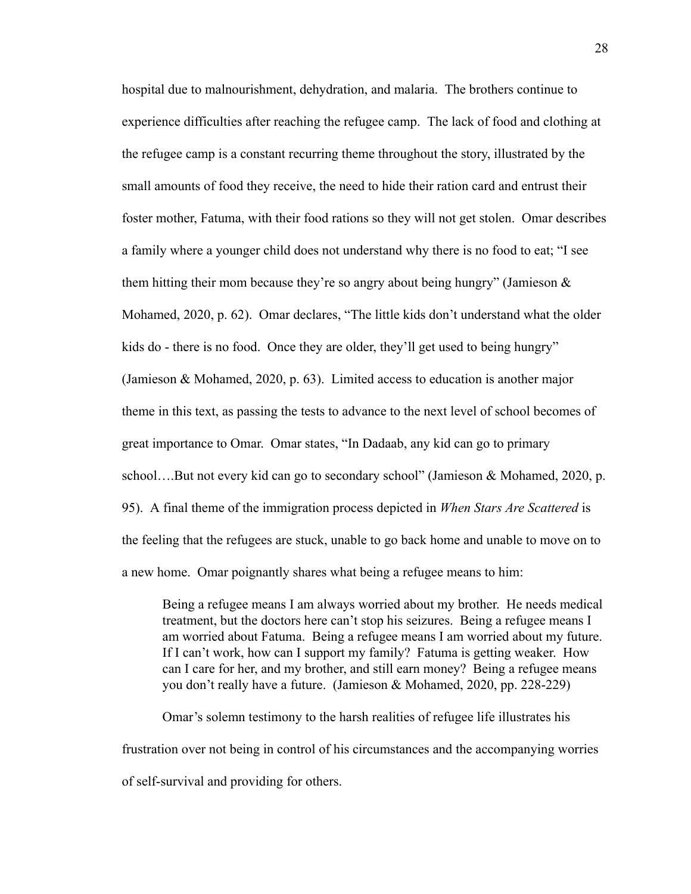hospital due to malnourishment, dehydration, and malaria. The brothers continue to experience difficulties after reaching the refugee camp. The lack of food and clothing at the refugee camp is a constant recurring theme throughout the story, illustrated by the small amounts of food they receive, the need to hide their ration card and entrust their foster mother, Fatuma, with their food rations so they will not get stolen. Omar describes a family where a younger child does not understand why there is no food to eat; "I see them hitting their mom because they're so angry about being hungry" (Jamieson & Mohamed, 2020, p. 62). Omar declares, "The little kids don't understand what the older kids do - there is no food. Once they are older, they'll get used to being hungry" (Jamieson & Mohamed, 2020, p. 63). Limited access to education is another major theme in this text, as passing the tests to advance to the next level of school becomes of great importance to Omar. Omar states, "In Dadaab, any kid can go to primary school….But not every kid can go to secondary school" (Jamieson & Mohamed, 2020, p. 95). A final theme of the immigration process depicted in *When Stars Are Scattered* is the feeling that the refugees are stuck, unable to go back home and unable to move on to a new home. Omar poignantly shares what being a refugee means to him:

> Being a refugee means I am always worried about my brother. He needs medical treatment, but the doctors here can't stop his seizures. Being a refugee means I am worried about Fatuma. Being a refugee means I am worried about my future. If I can't work, how can I support my family? Fatuma is getting weaker. How can I care for her, and my brother, and still earn money? Being a refugee means you don't really have a future. (Jamieson & Mohamed, 2020, pp. 228-229)

Omar's solemn testimony to the harsh realities of refugee life illustrates his frustration over not being in control of his circumstances and the accompanying worries of self-survival and providing for others.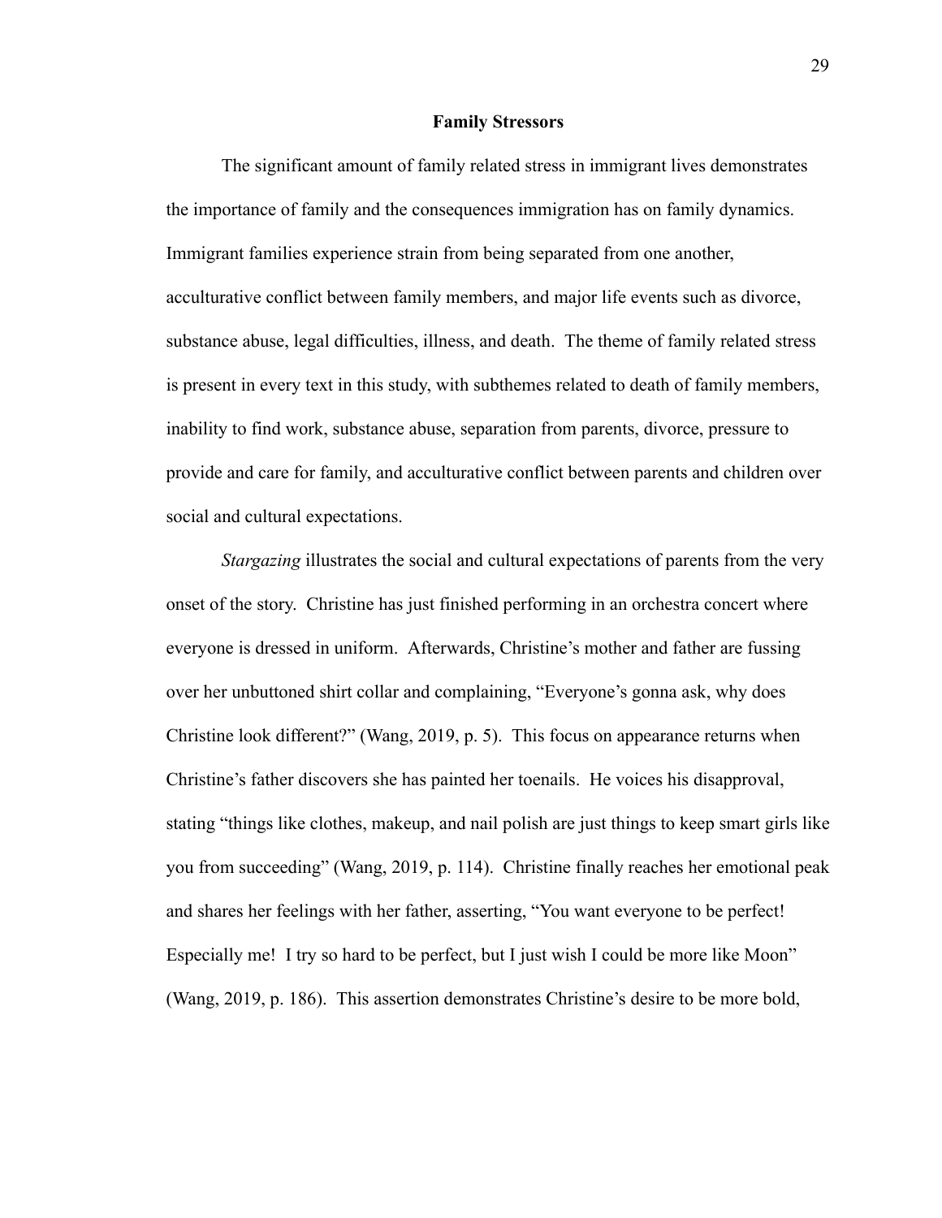## Family Stressors

The significant amount of family related stress in immigrant lives demonstrates the importance of family and the consequences immigration has on family dynamics. Immigrant families experience strain from being separated from one another, acculturative conflict between family members, and major life events such as divorce, substance abuse, legal difficulties, illness, and death. The theme of family related stress is present in every text in this study, with subthemes related to death of family members, inability to find work, substance abuse, separation from parents, divorce, pressure to provide and care for family, and acculturative conflict between parents and children over social and cultural expectations.

*Stargazing* illustrates the social and cultural expectations of parents from the very onset of the story. Christine has just finished performing in an orchestra concert where everyone is dressed in uniform. Afterwards, Christine's mother and father are fussing over her unbuttoned shirt collar and complaining, "Everyone's gonna ask, why does Christine look different?" (Wang, 2019, p. 5). This focus on appearance returns when Christine's father discovers she has painted her toenails. He voices his disapproval, stating "things like clothes, makeup, and nail polish are just things to keep smart girls like you from succeeding" (Wang, 2019, p. 114). Christine finally reaches her emotional peak and shares her feelings with her father, asserting, "You want everyone to be perfect! Especially me! I try so hard to be perfect, but I just wish I could be more like Moon" (Wang, 2019, p. 186). This assertion demonstrates Christine's desire to be more bold,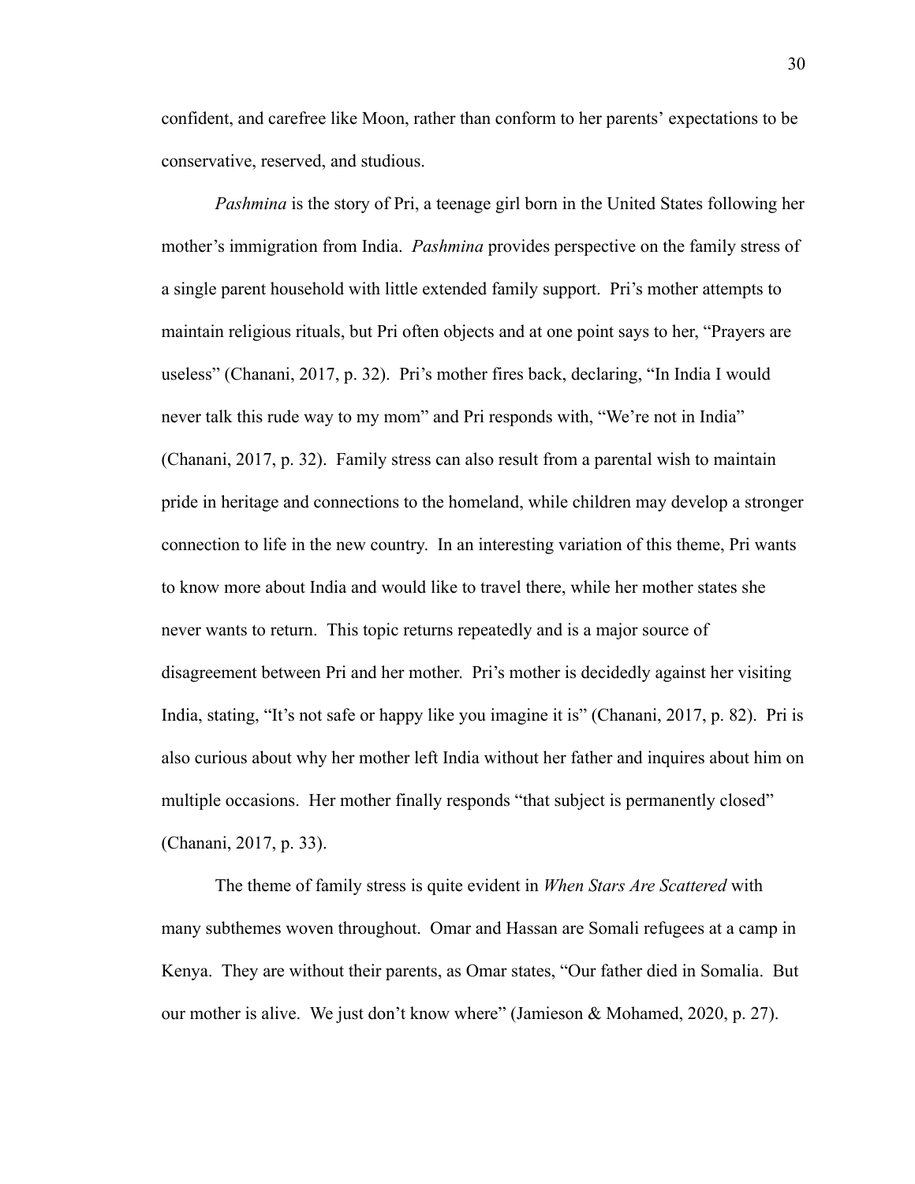confident, and carefree like Moon, rather than conform to her parents' expectations to be conservative, reserved, and studious.

*Pashmina* is the story of Pri, a teenage girl born in the United States following her mother's immigration from India. *Pashmina* provides perspective on the family stress of a single parent household with little extended family support. Pri's mother attempts to maintain religious rituals, but Pri often objects and at one point says to her, "Prayers are useless" (Chanani, 2017, p. 32). Pri's mother fires back, declaring, "In India I would never talk this rude way to my mom" and Pri responds with, "We're not in India" (Chanani, 2017, p. 32). Family stress can also result from a parental wish to maintain pride in heritage and connections to the homeland, while children may develop a stronger connection to life in the new country. In an interesting variation of this theme, Pri wants to know more about India and would like to travel there, while her mother states she never wants to return. This topic returns repeatedly and is a major source of disagreement between Pri and her mother. Pri's mother is decidedly against her visiting India, stating, "It's not safe or happy like you imagine it is" (Chanani, 2017, p. 82). Pri is also curious about why her mother left India without her father and inquires about him on multiple occasions. Her mother finally responds "that subject is permanently closed" (Chanani, 2017, p. 33).

The theme of family stress is quite evident in *When Stars Are Scattered* with many subthemes woven throughout. Omar and Hassan are Somali refugees at a camp in Kenya. They are without their parents, as Omar states, "Our father died in Somalia. But our mother is alive. We just don't know where" (Jamieson & Mohamed, 2020, p. 27).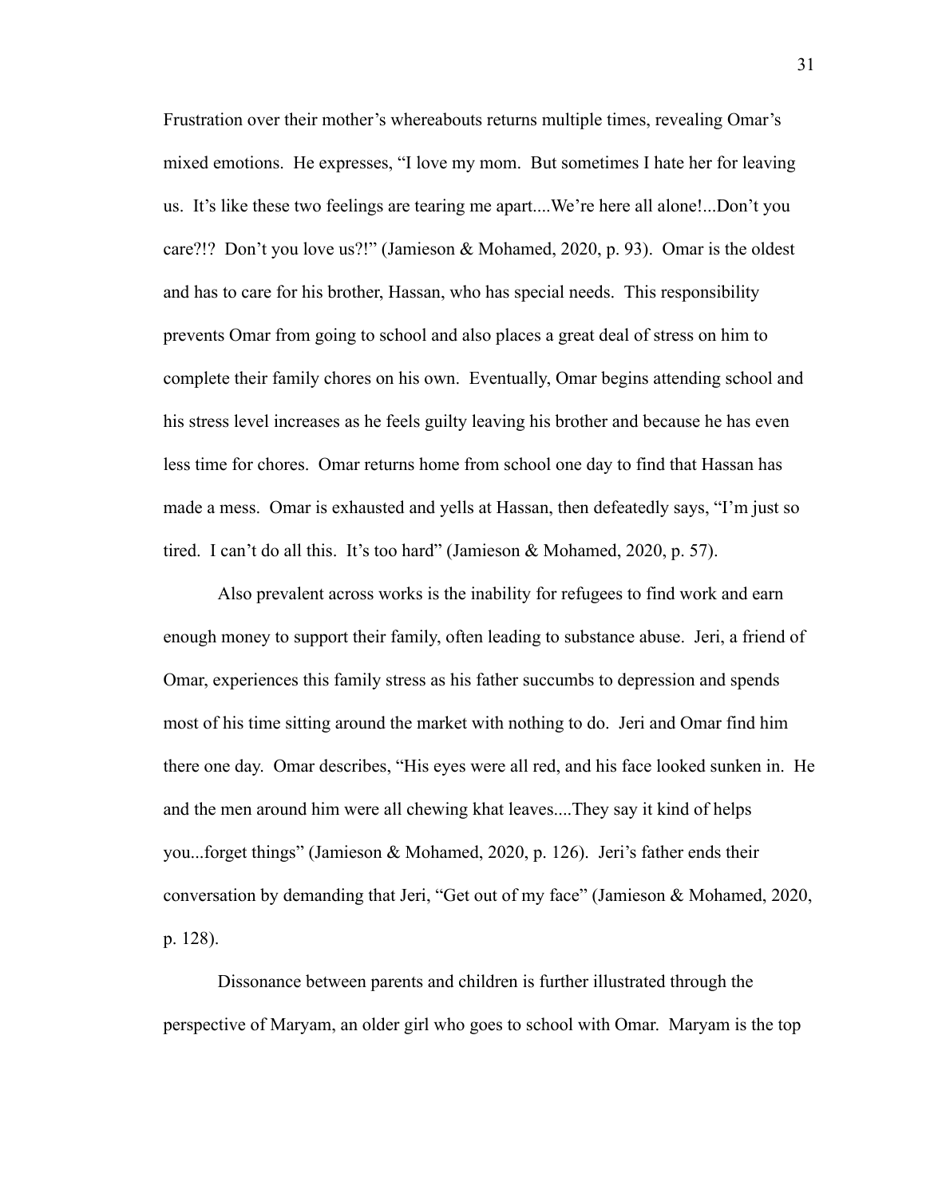Frustration over their mother's whereabouts returns multiple times, revealing Omar's mixed emotions. He expresses, "I love my mom. But sometimes I hate her for leaving us. It's like these two feelings are tearing me apart....We're here all alone!...Don't you care?!? Don't you love us?!" (Jamieson & Mohamed, 2020, p. 93). Omar is the oldest and has to care for his brother, Hassan, who has special needs. This responsibility prevents Omar from going to school and also places a great deal of stress on him to complete their family chores on his own. Eventually, Omar begins attending school and his stress level increases as he feels guilty leaving his brother and because he has even less time for chores. Omar returns home from school one day to find that Hassan has made a mess. Omar is exhausted and yells at Hassan, then defeatedly says, "I'm just so tired. I can't do all this. It's too hard" (Jamieson & Mohamed, 2020, p. 57).

Also prevalent across works is the inability for refugees to find work and earn enough money to support their family, often leading to substance abuse. Jeri, a friend of Omar, experiences this family stress as his father succumbs to depression and spends most of his time sitting around the market with nothing to do. Jeri and Omar find him there one day. Omar describes, "His eyes were all red, and his face looked sunken in. He and the men around him were all chewing khat leaves....They say it kind of helps you...forget things" (Jamieson & Mohamed, 2020, p. 126). Jeri's father ends their conversation by demanding that Jeri, "Get out of my face" (Jamieson & Mohamed, 2020, p. 128).

Dissonance between parents and children is further illustrated through the perspective of Maryam, an older girl who goes to school with Omar. Maryam is the top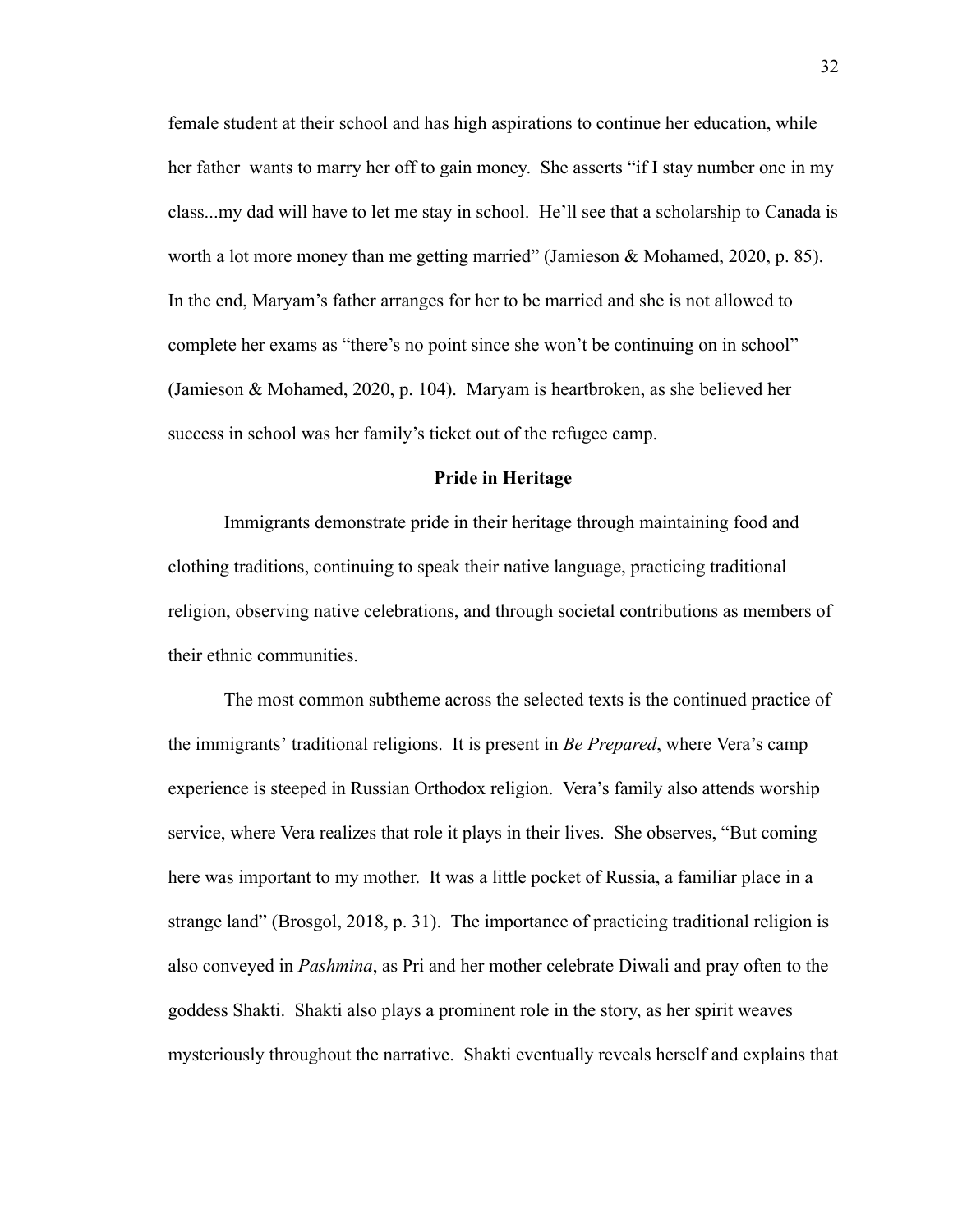female student at their school and has high aspirations to continue her education, while her father wants to marry her off to gain money. She asserts "if I stay number one in my class...my dad will have to let me stay in school. He'll see that a scholarship to Canada is worth a lot more money than me getting married" (Jamieson & Mohamed, 2020, p. 85). In the end, Maryam's father arranges for her to be married and she is not allowed to complete her exams as "there's no point since she won't be continuing on in school" (Jamieson & Mohamed, 2020, p. 104). Maryam is heartbroken, as she believed her success in school was her family's ticket out of the refugee camp.

**Pride in Heritage**

Immigrants demonstrate pride in their heritage through maintaining food and clothing traditions, continuing to speak their native language, practicing traditional religion, observing native celebrations, and through societal contributions as members of their ethnic communities.

The most common subtheme across the selected texts is the continued practice of the immigrants' traditional religions. It is present in *Be Prepared*, where Vera's camp experience is steeped in Russian Orthodox religion. Vera's family also attends worship service, where Vera realizes that role it plays in their lives. She observes, "But coming here was important to my mother. It was a little pocket of Russia, a familiar place in a strange land" (Brosgol, 2018, p. 31). The importance of practicing traditional religion is also conveyed in *Pashmina*, as Pri and her mother celebrate Diwali and pray often to the goddess Shakti. Shakti also plays a prominent role in the story, as her spirit weaves mysteriously throughout the narrative. Shakti eventually reveals herself and explains that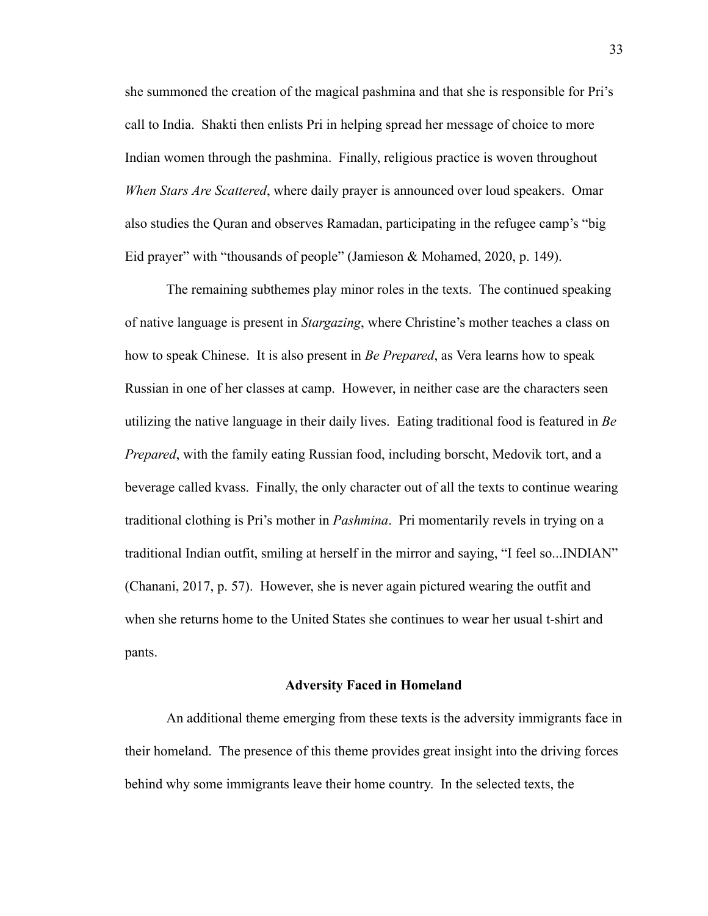she summoned the creation of the magical pashmina and that she is responsible for Pri's call to India. Shakti then enlists Pri in helping spread her message of choice to more Indian women through the pashmina. Finally, religious practice is woven throughout *When Stars Are Scattered*, where daily prayer is announced over loud speakers. Omar also studies the Quran and observes Ramadan, participating in the refugee camp's "big Eid prayer" with "thousands of people" (Jamieson & Mohamed, 2020, p. 149).

The remaining subthemes play minor roles in the texts. The continued speaking of native language is present in *Stargazing*, where Christine's mother teaches a class on how to speak Chinese. It is also present in *Be Prepared*, as Vera learns how to speak Russian in one of her classes at camp. However, in neither case are the characters seen utilizing the native language in their daily lives. Eating traditional food is featured in *Be Prepared*, with the family eating Russian food, including borscht, Medovik tort, and a beverage called kvass. Finally, the only character out of all the texts to continue wearing traditional clothing is Pri's mother in *Pashmina*. Pri momentarily revels in trying on a traditional Indian outfit, smiling at herself in the mirror and saying, "I feel so...INDIAN" (Chanani, 2017, p. 57). However, she is never again pictured wearing the outfit and when she returns home to the United States she continues to wear her usual t-shirt and pants.

## Adversity Faced in Homeland

An additional theme emerging from these texts is the adversity immigrants face in their homeland. The presence of this theme provides great insight into the driving forces behind why some immigrants leave their home country. In the selected texts, the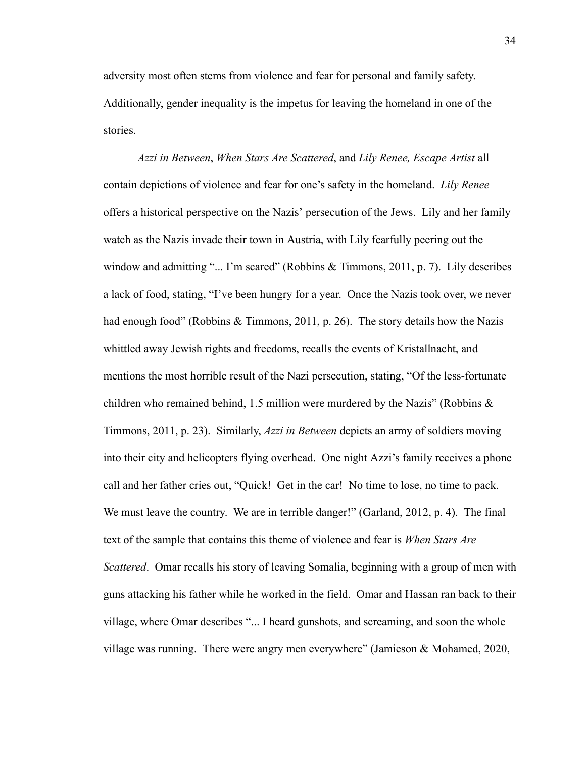adversity most often stems from violence and fear for personal and family safety. Additionally, gender inequality is the impetus for leaving the homeland in one of the stories.

*Azzi in Between*, *When Stars Are Scattered*, and *Lily Renee, Escape Artist* all contain depictions of violence and fear for one's safety in the homeland. *Lily Renee* offers a historical perspective on the Nazis' persecution of the Jews. Lily and her family watch as the Nazis invade their town in Austria, with Lily fearfully peering out the window and admitting "... I'm scared" (Robbins & Timmons, 2011, p. 7). Lily describes a lack of food, stating, "I've been hungry for a year. Once the Nazis took over, we never had enough food" (Robbins & Timmons, 2011, p. 26). The story details how the Nazis whittled away Jewish rights and freedoms, recalls the events of Kristallnacht, and mentions the most horrible result of the Nazi persecution, stating, "Of the less-fortunate children who remained behind, 1.5 million were murdered by the Nazis" (Robbins & Timmons, 2011, p. 23). Similarly, *Azzi in Between* depicts an army of soldiers moving into their city and helicopters flying overhead. One night Azzi's family receives a phone call and her father cries out, "Quick! Get in the car! No time to lose, no time to pack. We must leave the country. We are in terrible danger!" (Garland, 2012, p. 4). The final text of the sample that contains this theme of violence and fear is *When Stars Are Scattered*. Omar recalls his story of leaving Somalia, beginning with a group of men with guns attacking his father while he worked in the field. Omar and Hassan ran back to their village, where Omar describes "... I heard gunshots, and screaming, and soon the whole village was running. There were angry men everywhere" (Jamieson & Mohamed, 2020,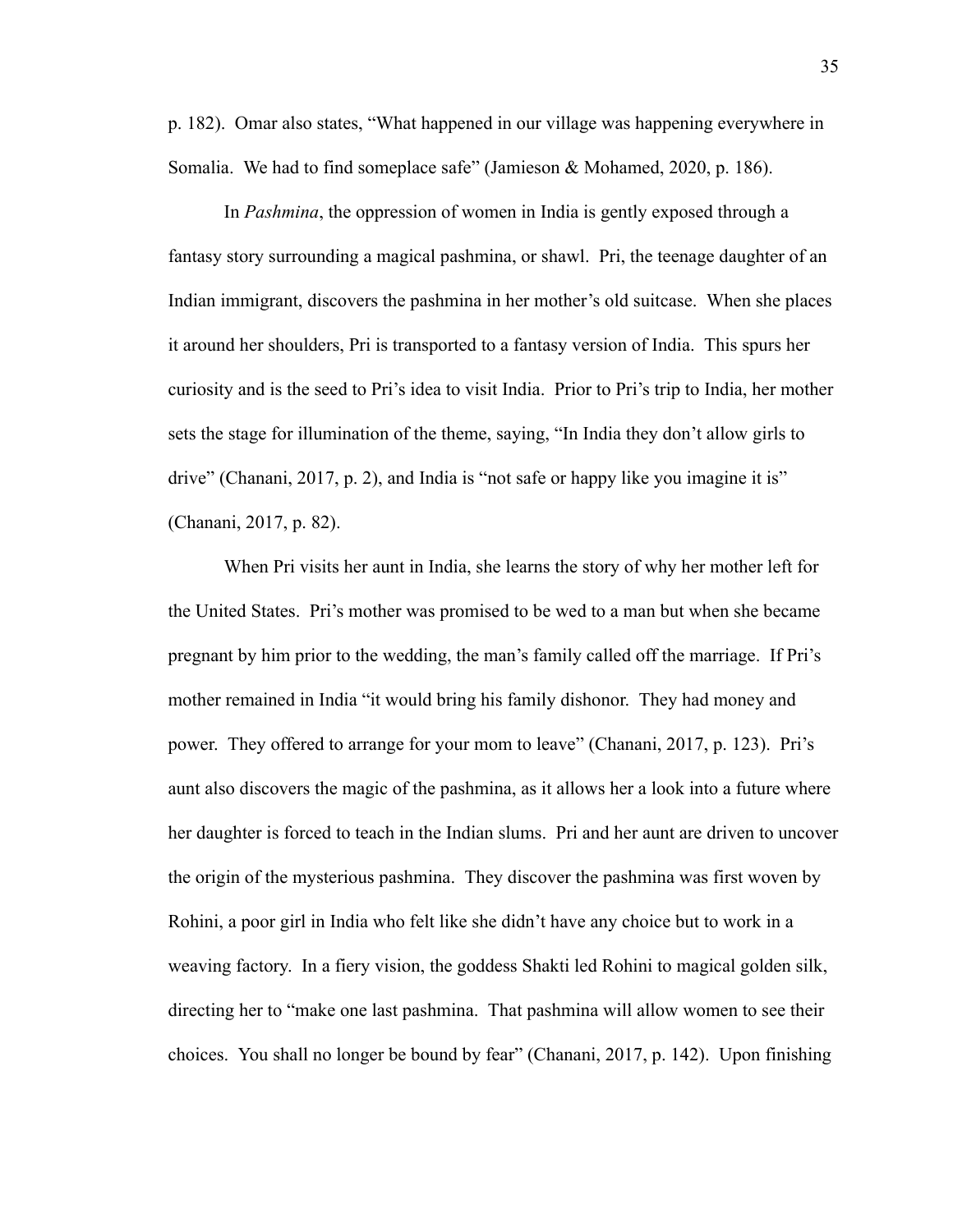p. 182). Omar also states, "What happened in our village was happening everywhere in Somalia. We had to find someplace safe" (Jamieson & Mohamed, 2020, p. 186).

In *Pashmina*, the oppression of women in India is gently exposed through a fantasy story surrounding a magical pashmina, or shawl. Pri, the teenage daughter of an Indian immigrant, discovers the pashmina in her mother's old suitcase. When she places it around her shoulders, Pri is transported to a fantasy version of India. This spurs her curiosity and is the seed to Pri's idea to visit India. Prior to Pri's trip to India, her mother sets the stage for illumination of the theme, saying, "In India they don't allow girls to drive" (Chanani, 2017, p. 2), and India is "not safe or happy like you imagine it is" (Chanani, 2017, p. 82).

When Pri visits her aunt in India, she learns the story of why her mother left for the United States. Pri's mother was promised to be wed to a man but when she became pregnant by him prior to the wedding, the man's family called off the marriage. If Pri's mother remained in India "it would bring his family dishonor. They had money and power. They offered to arrange for your mom to leave" (Chanani, 2017, p. 123). Pri's aunt also discovers the magic of the pashmina, as it allows her a look into a future where her daughter is forced to teach in the Indian slums. Pri and her aunt are driven to uncover the origin of the mysterious pashmina. They discover the pashmina was first woven by Rohini, a poor girl in India who felt like she didn't have any choice but to work in a weaving factory. In a fiery vision, the goddess Shakti led Rohini to magical golden silk, directing her to "make one last pashmina. That pashmina will allow women to see their choices. You shall no longer be bound by fear" (Chanani, 2017, p. 142). Upon finishing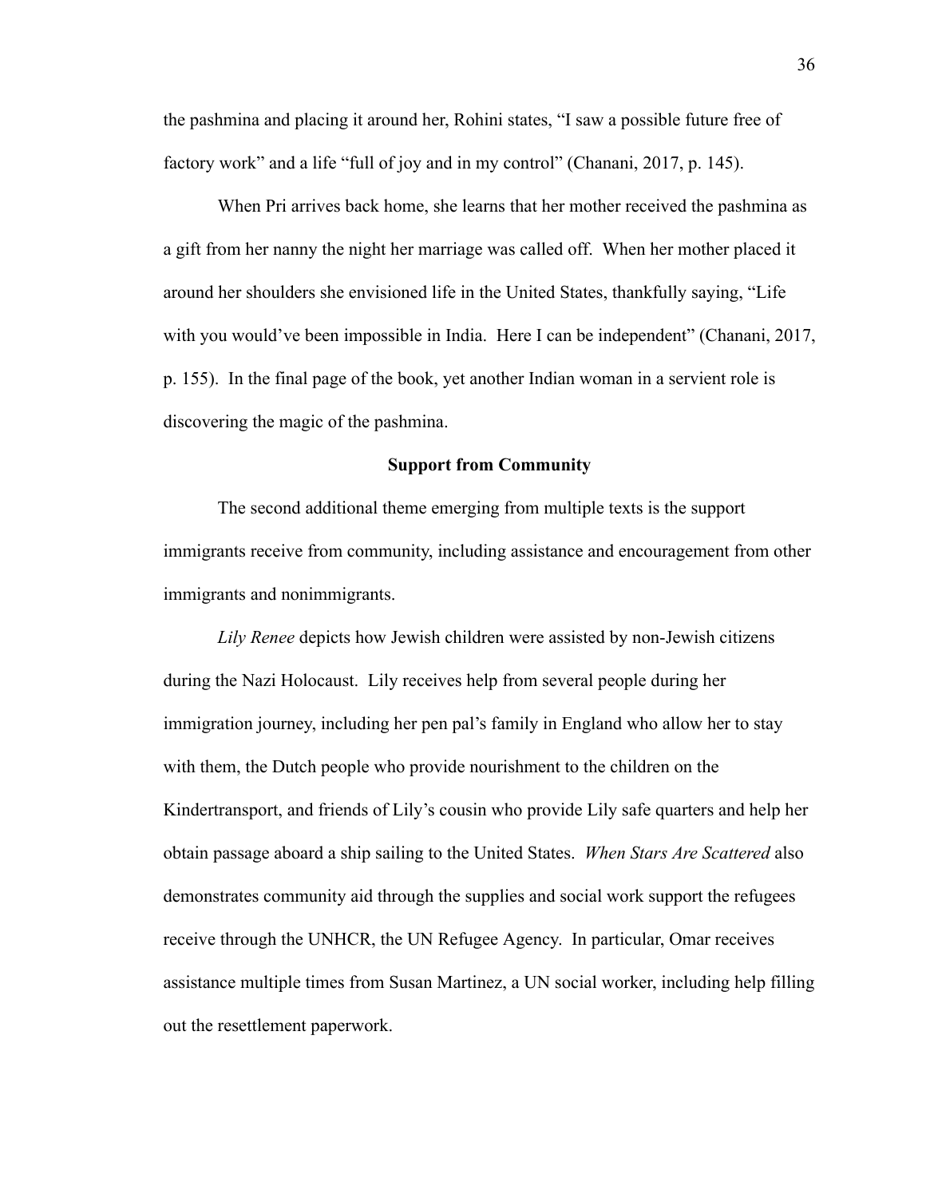the pashmina and placing it around her, Rohini states, “I saw a possible future free of factory work” and a life “full of joy and in my control” (Chanani, 2017, p. 145).

When Pri arrives back home, she learns that her mother received the pashmina as a gift from her nanny the night her marriage was called off. When her mother placed it around her shoulders she envisioned life in the United States, thankfully saying, “Life with you would’ve been impossible in India. Here I can be independent” (Chanani, 2017, p. 155). In the final page of the book, yet another Indian woman in a servient role is discovering the magic of the pashmina.

## Support from Community

The second additional theme emerging from multiple texts is the support immigrants receive from community, including assistance and encouragement from other immigrants and nonimmigrants.

*Lily Renee* depicts how Jewish children were assisted by non-Jewish citizens during the Nazi Holocaust. Lily receives help from several people during her immigration journey, including her pen pal’s family in England who allow her to stay with them, the Dutch people who provide nourishment to the children on the Kindertransport, and friends of Lily’s cousin who provide Lily safe quarters and help her obtain passage aboard a ship sailing to the United States. *When Stars Are Scattered* also demonstrates community aid through the supplies and social work support the refugees receive through the UNHCR, the UN Refugee Agency. In particular, Omar receives assistance multiple times from Susan Martinez, a UN social worker, including help filling out the resettlement paperwork.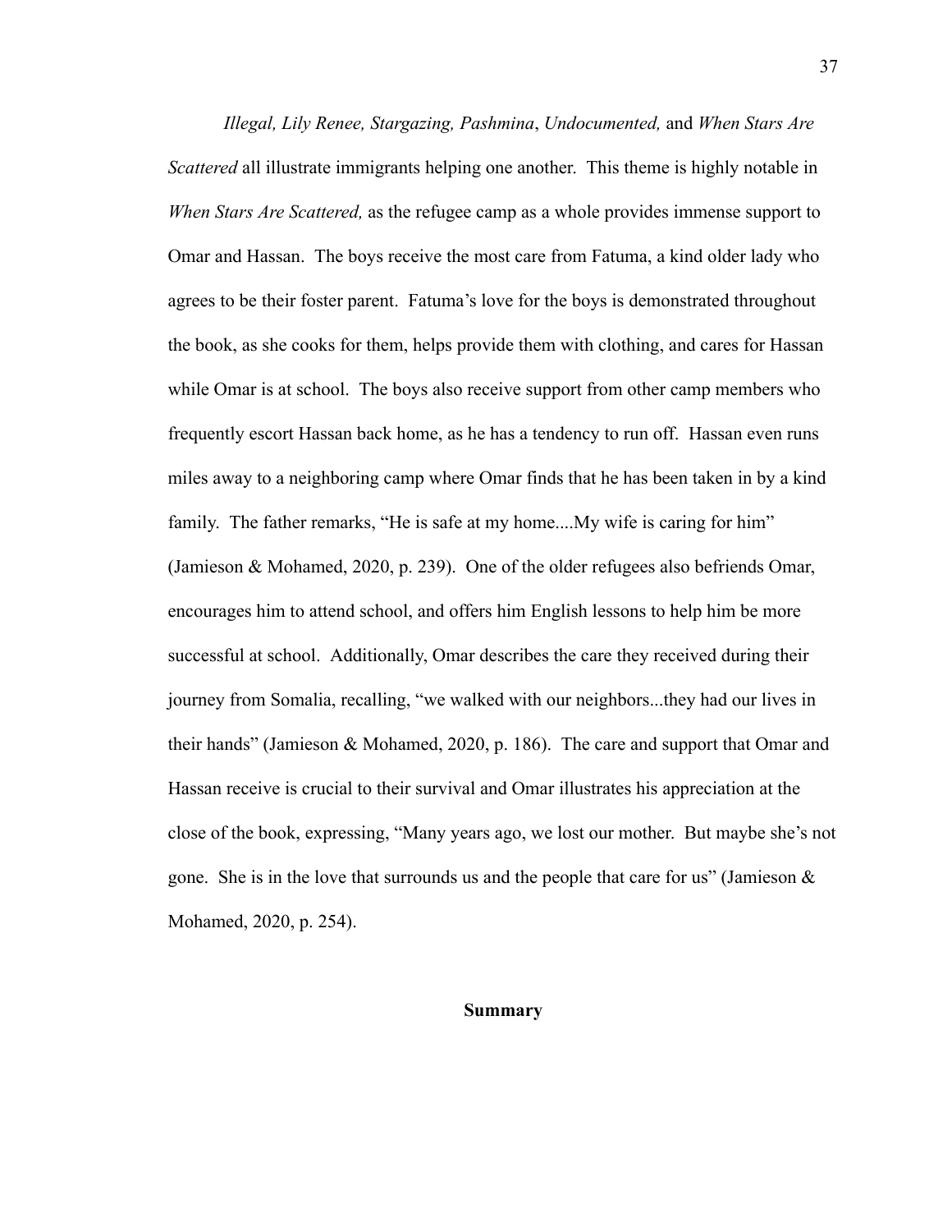*Illegal, Lily Renee, Stargazing, Pashmina*, *Undocumented,* and *When Stars Are Scattered* all illustrate immigrants helping one another. This theme is highly notable in *When Stars Are Scattered,* as the refugee camp as a whole provides immense support to Omar and Hassan. The boys receive the most care from Fatuma, a kind older lady who agrees to be their foster parent. Fatuma's love for the boys is demonstrated throughout the book, as she cooks for them, helps provide them with clothing, and cares for Hassan while Omar is at school. The boys also receive support from other camp members who frequently escort Hassan back home, as he has a tendency to run off. Hassan even runs miles away to a neighboring camp where Omar finds that he has been taken in by a kind family. The father remarks, "He is safe at my home....My wife is caring for him" (Jamieson & Mohamed, 2020, p. 239). One of the older refugees also befriends Omar, encourages him to attend school, and offers him English lessons to help him be more successful at school. Additionally, Omar describes the care they received during their journey from Somalia, recalling, "we walked with our neighbors...they had our lives in their hands" (Jamieson & Mohamed, 2020, p. 186). The care and support that Omar and Hassan receive is crucial to their survival and Omar illustrates his appreciation at the close of the book, expressing, "Many years ago, we lost our mother. But maybe she's not gone. She is in the love that surrounds us and the people that care for us" (Jamieson & Mohamed, 2020, p. 254).

## Summary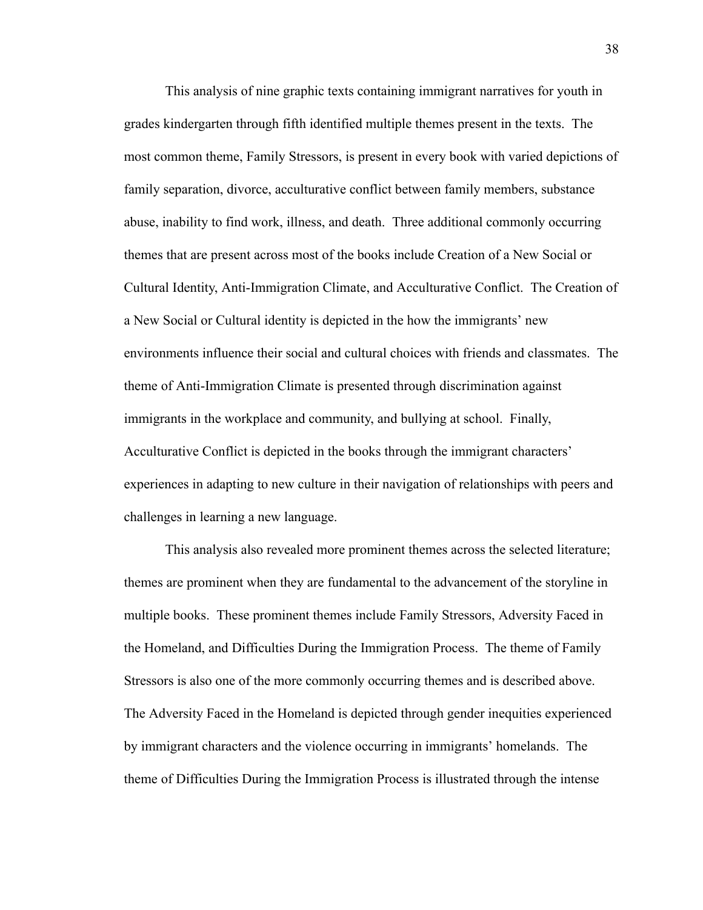This analysis of nine graphic texts containing immigrant narratives for youth in grades kindergarten through fifth identified multiple themes present in the texts. The most common theme, Family Stressors, is present in every book with varied depictions of family separation, divorce, acculturative conflict between family members, substance abuse, inability to find work, illness, and death. Three additional commonly occurring themes that are present across most of the books include Creation of a New Social or Cultural Identity, Anti-Immigration Climate, and Acculturative Conflict. The Creation of a New Social or Cultural identity is depicted in the how the immigrants' new environments influence their social and cultural choices with friends and classmates. The theme of Anti-Immigration Climate is presented through discrimination against immigrants in the workplace and community, and bullying at school. Finally, Acculturative Conflict is depicted in the books through the immigrant characters' experiences in adapting to new culture in their navigation of relationships with peers and challenges in learning a new language.

This analysis also revealed more prominent themes across the selected literature; themes are prominent when they are fundamental to the advancement of the storyline in multiple books. These prominent themes include Family Stressors, Adversity Faced in the Homeland, and Difficulties During the Immigration Process. The theme of Family Stressors is also one of the more commonly occurring themes and is described above. The Adversity Faced in the Homeland is depicted through gender inequities experienced by immigrant characters and the violence occurring in immigrants' homelands. The theme of Difficulties During the Immigration Process is illustrated through the intense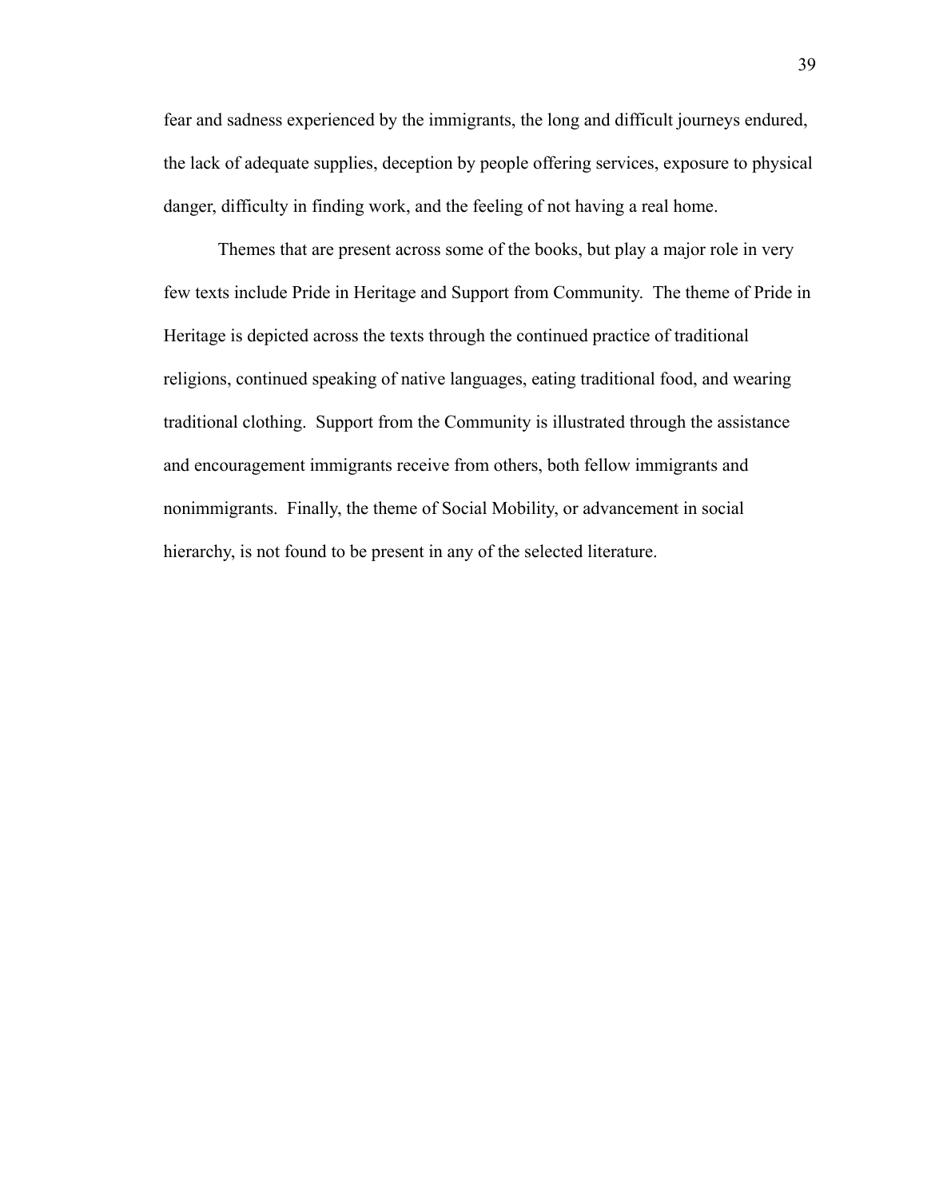fear and sadness experienced by the immigrants, the long and difficult journeys endured, the lack of adequate supplies, deception by people offering services, exposure to physical danger, difficulty in finding work, and the feeling of not having a real home.

Themes that are present across some of the books, but play a major role in very few texts include Pride in Heritage and Support from Community. The theme of Pride in Heritage is depicted across the texts through the continued practice of traditional religions, continued speaking of native languages, eating traditional food, and wearing traditional clothing. Support from the Community is illustrated through the assistance and encouragement immigrants receive from others, both fellow immigrants and nonimmigrants. Finally, the theme of Social Mobility, or advancement in social hierarchy, is not found to be present in any of the selected literature.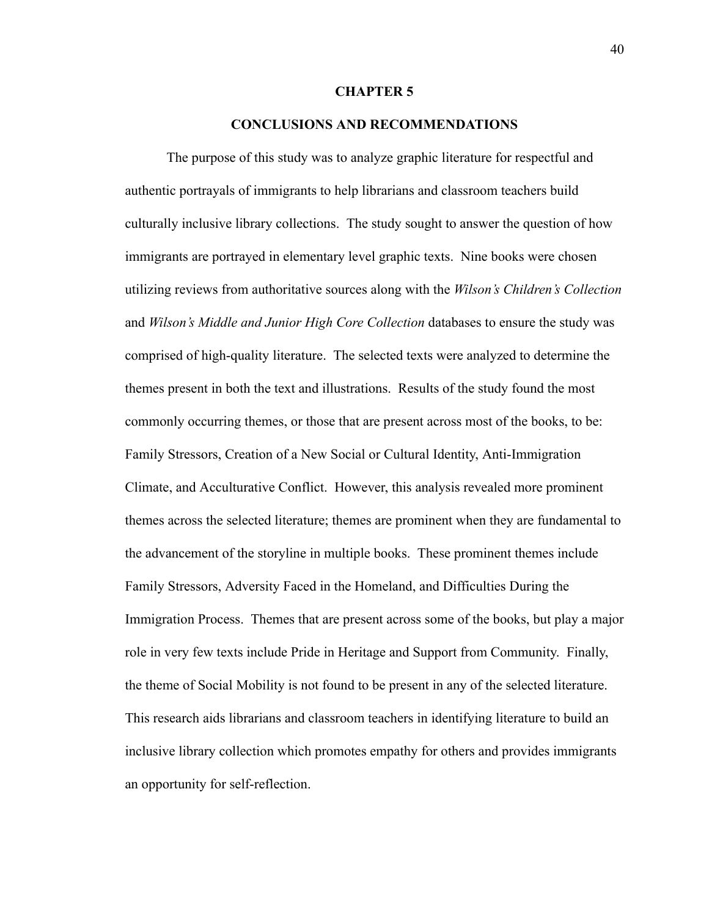# CHAPTER 5

## CONCLUSIONS AND RECOMMENDATIONS

The purpose of this study was to analyze graphic literature for respectful and authentic portrayals of immigrants to help librarians and classroom teachers build culturally inclusive library collections. The study sought to answer the question of how immigrants are portrayed in elementary level graphic texts. Nine books were chosen utilizing reviews from authoritative sources along with the *Wilson's Children's Collection* and *Wilson's Middle and Junior High Core Collection* databases to ensure the study was comprised of high-quality literature. The selected texts were analyzed to determine the themes present in both the text and illustrations. Results of the study found the most commonly occurring themes, or those that are present across most of the books, to be: Family Stressors, Creation of a New Social or Cultural Identity, Anti-Immigration Climate, and Acculturative Conflict. However, this analysis revealed more prominent themes across the selected literature; themes are prominent when they are fundamental to the advancement of the storyline in multiple books. These prominent themes include Family Stressors, Adversity Faced in the Homeland, and Difficulties During the Immigration Process. Themes that are present across some of the books, but play a major role in very few texts include Pride in Heritage and Support from Community. Finally, the theme of Social Mobility is not found to be present in any of the selected literature. This research aids librarians and classroom teachers in identifying literature to build an inclusive library collection which promotes empathy for others and provides immigrants an opportunity for self-reflection.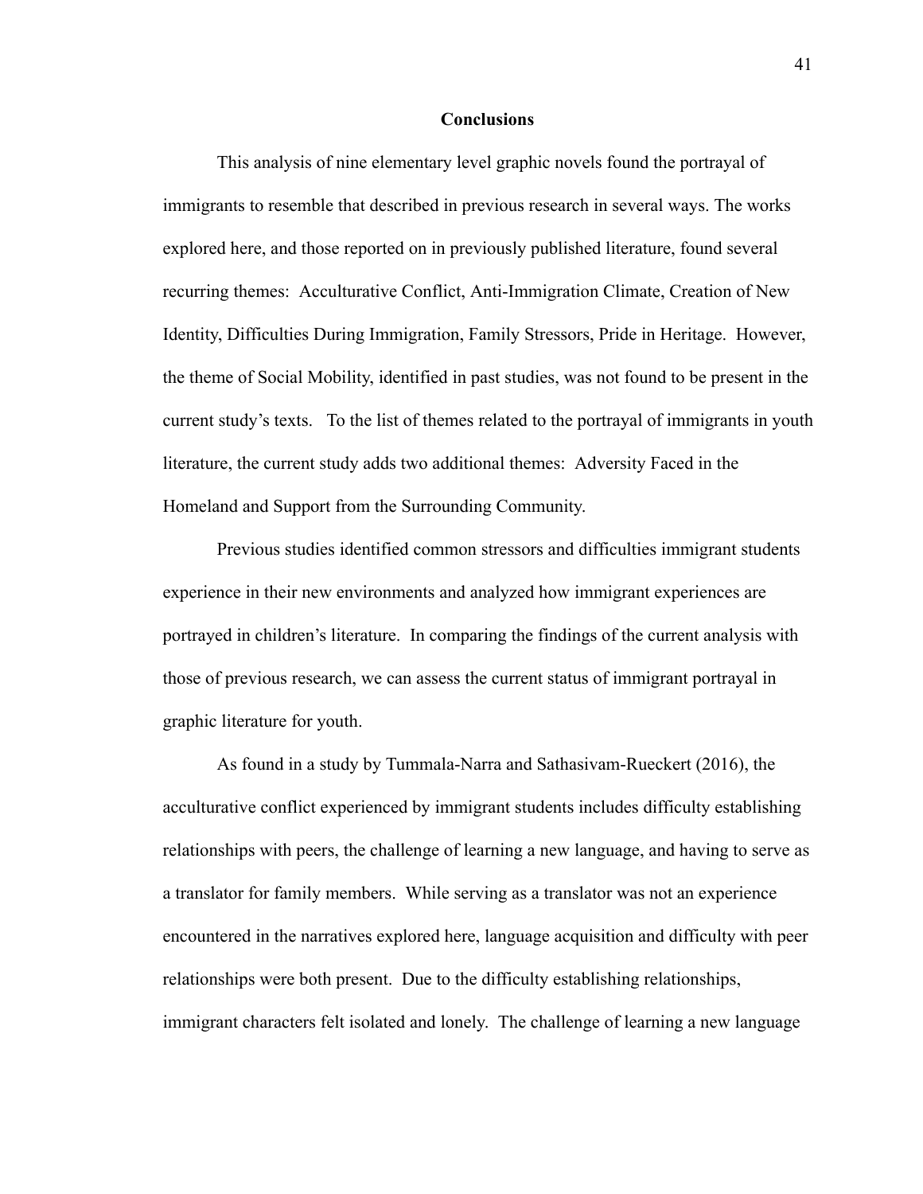## Conclusions

This analysis of nine elementary level graphic novels found the portrayal of immigrants to resemble that described in previous research in several ways. The works explored here, and those reported on in previously published literature, found several recurring themes: Acculturative Conflict, Anti-Immigration Climate, Creation of New Identity, Difficulties During Immigration, Family Stressors, Pride in Heritage. However, the theme of Social Mobility, identified in past studies, was not found to be present in the current study's texts. To the list of themes related to the portrayal of immigrants in youth literature, the current study adds two additional themes: Adversity Faced in the Homeland and Support from the Surrounding Community.

Previous studies identified common stressors and difficulties immigrant students experience in their new environments and analyzed how immigrant experiences are portrayed in children's literature. In comparing the findings of the current analysis with those of previous research, we can assess the current status of immigrant portrayal in graphic literature for youth.

As found in a study by Tummala-Narra and Sathasivam-Rueckert (2016), the acculturative conflict experienced by immigrant students includes difficulty establishing relationships with peers, the challenge of learning a new language, and having to serve as a translator for family members. While serving as a translator was not an experience encountered in the narratives explored here, language acquisition and difficulty with peer relationships were both present. Due to the difficulty establishing relationships, immigrant characters felt isolated and lonely. The challenge of learning a new language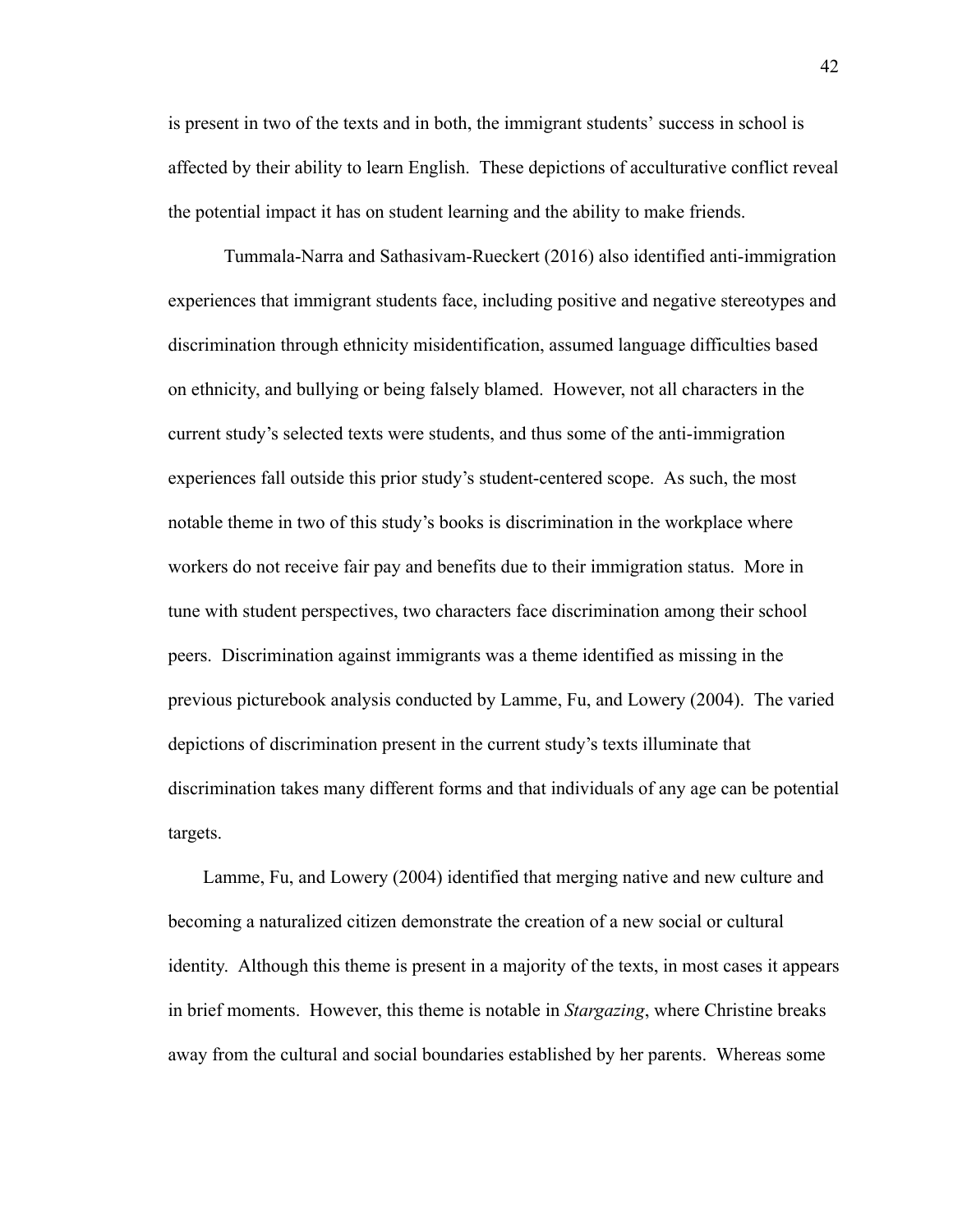is present in two of the texts and in both, the immigrant students' success in school is affected by their ability to learn English. These depictions of acculturative conflict reveal the potential impact it has on student learning and the ability to make friends.

Tummala-Narra and Sathasivam-Rueckert (2016) also identified anti-immigration experiences that immigrant students face, including positive and negative stereotypes and discrimination through ethnicity misidentification, assumed language difficulties based on ethnicity, and bullying or being falsely blamed. However, not all characters in the current study's selected texts were students, and thus some of the anti-immigration experiences fall outside this prior study's student-centered scope. As such, the most notable theme in two of this study's books is discrimination in the workplace where workers do not receive fair pay and benefits due to their immigration status. More in tune with student perspectives, two characters face discrimination among their school peers. Discrimination against immigrants was a theme identified as missing in the previous picturebook analysis conducted by Lamme, Fu, and Lowery (2004). The varied depictions of discrimination present in the current study's texts illuminate that discrimination takes many different forms and that individuals of any age can be potential targets.

Lamme, Fu, and Lowery (2004) identified that merging native and new culture and becoming a naturalized citizen demonstrate the creation of a new social or cultural identity. Although this theme is present in a majority of the texts, in most cases it appears in brief moments. However, this theme is notable in *Stargazing*, where Christine breaks away from the cultural and social boundaries established by her parents. Whereas some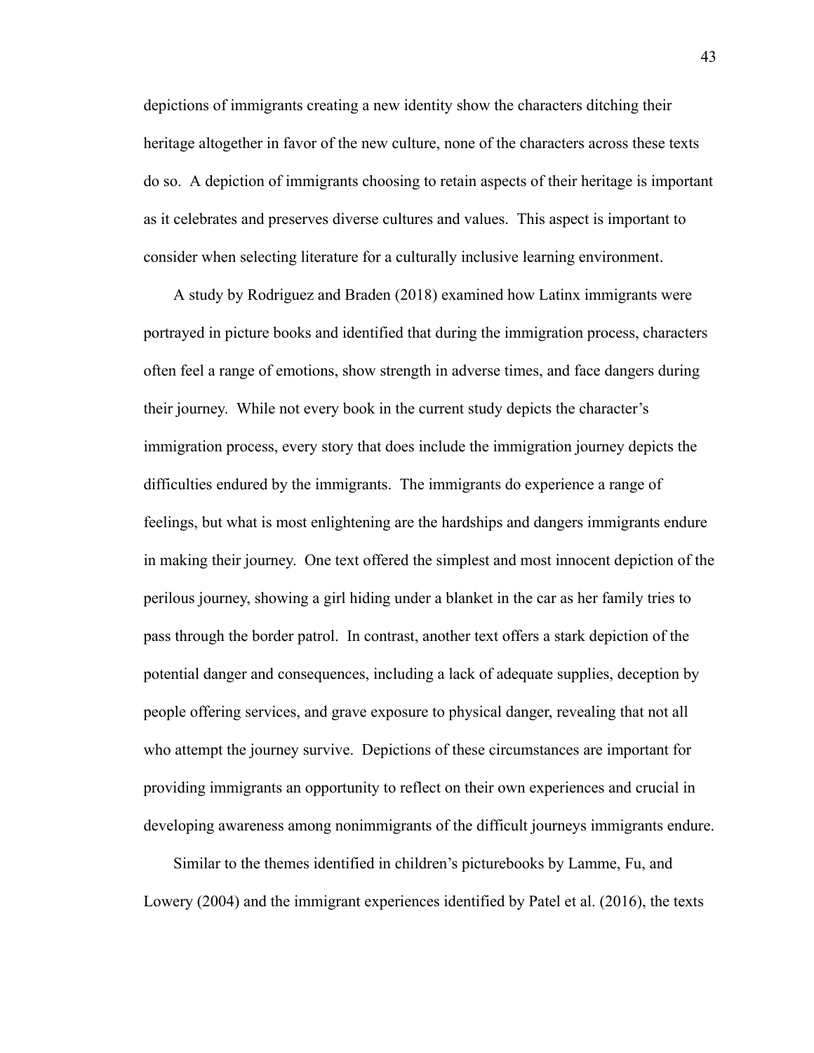depictions of immigrants creating a new identity show the characters ditching their heritage altogether in favor of the new culture, none of the characters across these texts do so. A depiction of immigrants choosing to retain aspects of their heritage is important as it celebrates and preserves diverse cultures and values. This aspect is important to consider when selecting literature for a culturally inclusive learning environment.

A study by Rodriguez and Braden (2018) examined how Latinx immigrants were portrayed in picture books and identified that during the immigration process, characters often feel a range of emotions, show strength in adverse times, and face dangers during their journey. While not every book in the current study depicts the character's immigration process, every story that does include the immigration journey depicts the difficulties endured by the immigrants. The immigrants do experience a range of feelings, but what is most enlightening are the hardships and dangers immigrants endure in making their journey. One text offered the simplest and most innocent depiction of the perilous journey, showing a girl hiding under a blanket in the car as her family tries to pass through the border patrol. In contrast, another text offers a stark depiction of the potential danger and consequences, including a lack of adequate supplies, deception by people offering services, and grave exposure to physical danger, revealing that not all who attempt the journey survive. Depictions of these circumstances are important for providing immigrants an opportunity to reflect on their own experiences and crucial in developing awareness among nonimmigrants of the difficult journeys immigrants endure.

Similar to the themes identified in children's picturebooks by Lamme, Fu, and Lowery (2004) and the immigrant experiences identified by Patel et al. (2016), the texts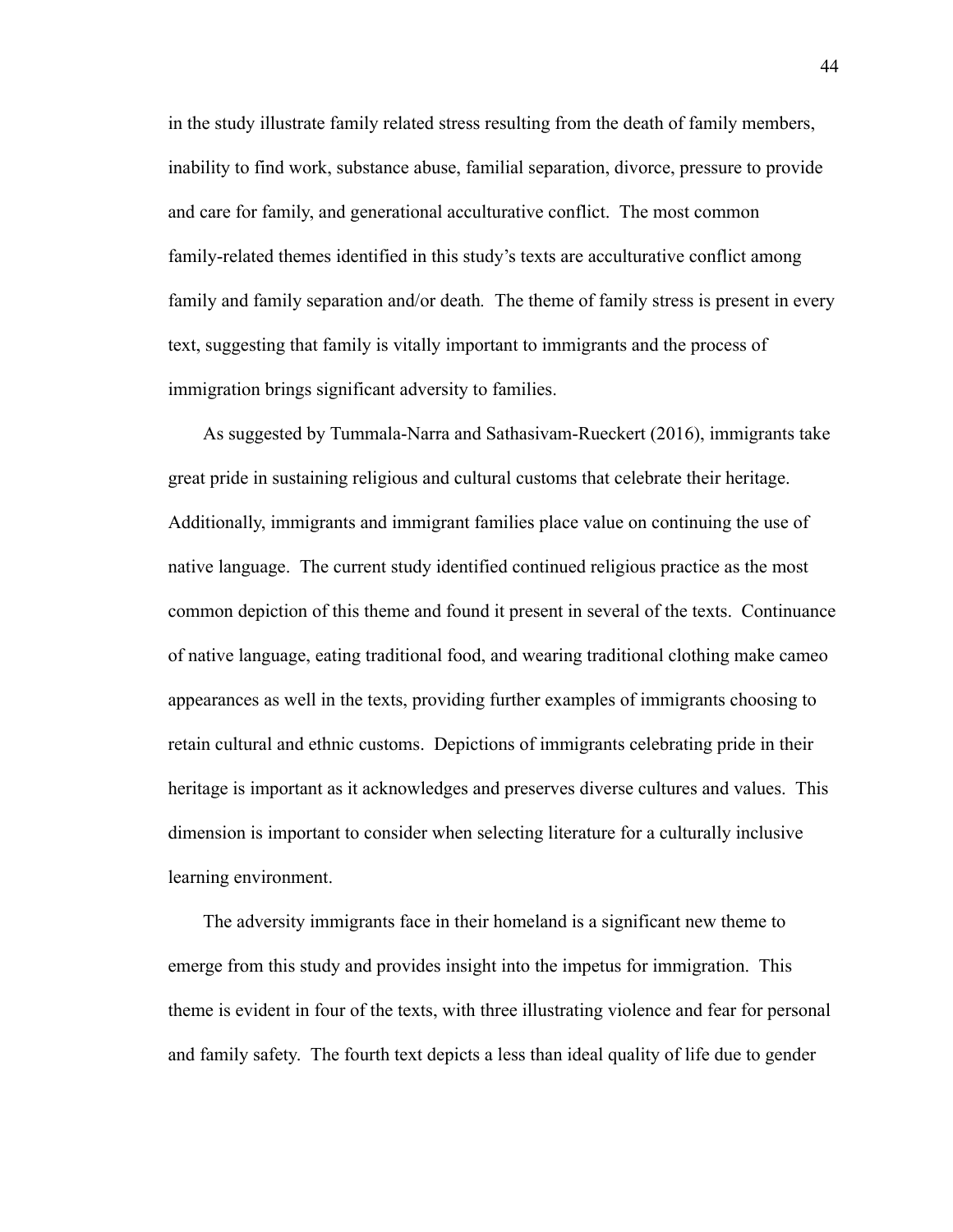in the study illustrate family related stress resulting from the death of family members, inability to find work, substance abuse, familial separation, divorce, pressure to provide and care for family, and generational acculturative conflict. The most common family-related themes identified in this study's texts are acculturative conflict among family and family separation and/or death. The theme of family stress is present in every text, suggesting that family is vitally important to immigrants and the process of immigration brings significant adversity to families.

As suggested by Tummala-Narra and Sathasivam-Rueckert (2016), immigrants take great pride in sustaining religious and cultural customs that celebrate their heritage. Additionally, immigrants and immigrant families place value on continuing the use of native language. The current study identified continued religious practice as the most common depiction of this theme and found it present in several of the texts. Continuance of native language, eating traditional food, and wearing traditional clothing make cameo appearances as well in the texts, providing further examples of immigrants choosing to retain cultural and ethnic customs. Depictions of immigrants celebrating pride in their heritage is important as it acknowledges and preserves diverse cultures and values. This dimension is important to consider when selecting literature for a culturally inclusive learning environment.

The adversity immigrants face in their homeland is a significant new theme to emerge from this study and provides insight into the impetus for immigration. This theme is evident in four of the texts, with three illustrating violence and fear for personal and family safety. The fourth text depicts a less than ideal quality of life due to gender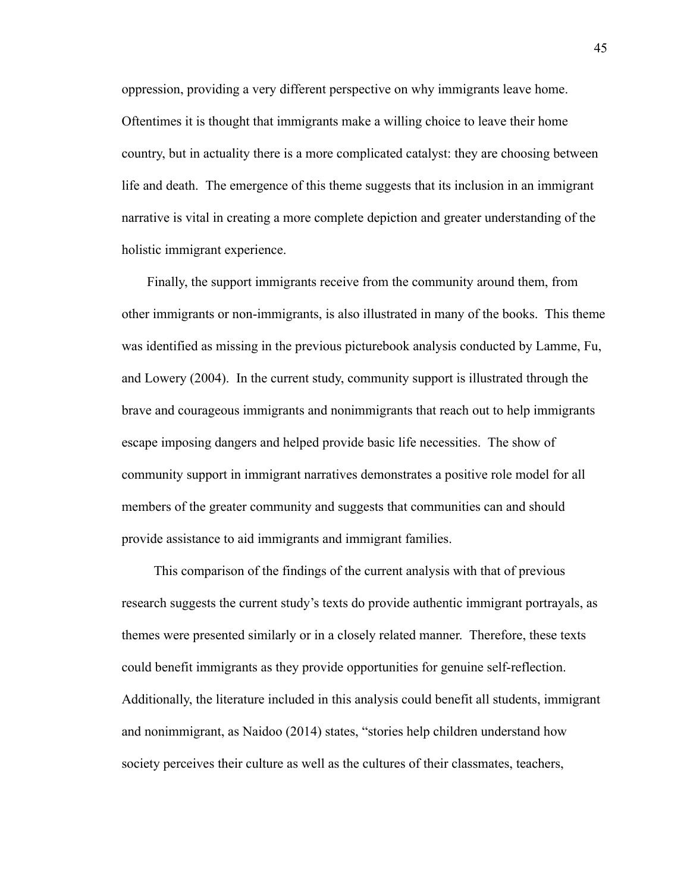oppression, providing a very different perspective on why immigrants leave home. Oftentimes it is thought that immigrants make a willing choice to leave their home country, but in actuality there is a more complicated catalyst: they are choosing between life and death. The emergence of this theme suggests that its inclusion in an immigrant narrative is vital in creating a more complete depiction and greater understanding of the holistic immigrant experience.

Finally, the support immigrants receive from the community around them, from other immigrants or non-immigrants, is also illustrated in many of the books. This theme was identified as missing in the previous picturebook analysis conducted by Lamme, Fu, and Lowery (2004). In the current study, community support is illustrated through the brave and courageous immigrants and nonimmigrants that reach out to help immigrants escape imposing dangers and helped provide basic life necessities. The show of community support in immigrant narratives demonstrates a positive role model for all members of the greater community and suggests that communities can and should provide assistance to aid immigrants and immigrant families.

This comparison of the findings of the current analysis with that of previous research suggests the current study's texts do provide authentic immigrant portrayals, as themes were presented similarly or in a closely related manner. Therefore, these texts could benefit immigrants as they provide opportunities for genuine self-reflection. Additionally, the literature included in this analysis could benefit all students, immigrant and nonimmigrant, as Naidoo (2014) states, "stories help children understand how society perceives their culture as well as the cultures of their classmates, teachers,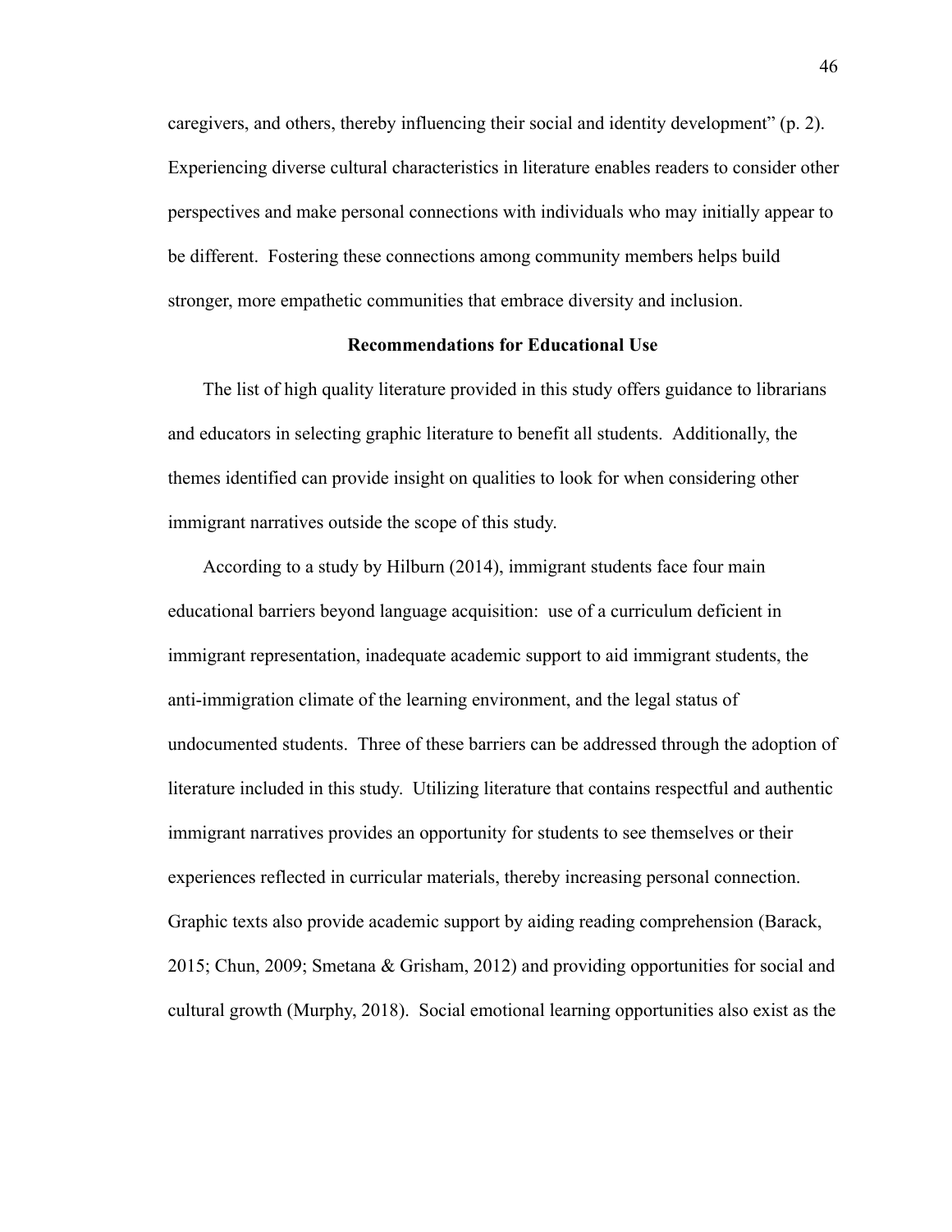caregivers, and others, thereby influencing their social and identity development" (p. 2). Experiencing diverse cultural characteristics in literature enables readers to consider other perspectives and make personal connections with individuals who may initially appear to be different. Fostering these connections among community members helps build stronger, more empathetic communities that embrace diversity and inclusion.

## Recommendations for Educational Use

The list of high quality literature provided in this study offers guidance to librarians and educators in selecting graphic literature to benefit all students. Additionally, the themes identified can provide insight on qualities to look for when considering other immigrant narratives outside the scope of this study.

According to a study by Hilburn (2014), immigrant students face four main educational barriers beyond language acquisition: use of a curriculum deficient in immigrant representation, inadequate academic support to aid immigrant students, the anti-immigration climate of the learning environment, and the legal status of undocumented students. Three of these barriers can be addressed through the adoption of literature included in this study. Utilizing literature that contains respectful and authentic immigrant narratives provides an opportunity for students to see themselves or their experiences reflected in curricular materials, thereby increasing personal connection. Graphic texts also provide academic support by aiding reading comprehension (Barack, 2015; Chun, 2009; Smetana & Grisham, 2012) and providing opportunities for social and cultural growth (Murphy, 2018). Social emotional learning opportunities also exist as the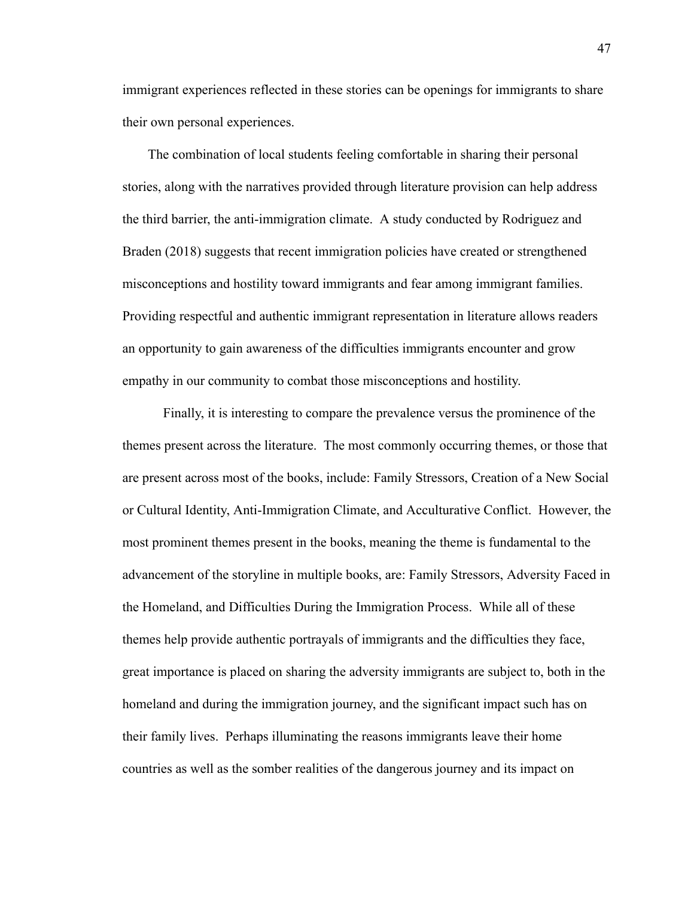immigrant experiences reflected in these stories can be openings for immigrants to share their own personal experiences.

The combination of local students feeling comfortable in sharing their personal stories, along with the narratives provided through literature provision can help address the third barrier, the anti-immigration climate. A study conducted by Rodriguez and Braden (2018) suggests that recent immigration policies have created or strengthened misconceptions and hostility toward immigrants and fear among immigrant families. Providing respectful and authentic immigrant representation in literature allows readers an opportunity to gain awareness of the difficulties immigrants encounter and grow empathy in our community to combat those misconceptions and hostility.

Finally, it is interesting to compare the prevalence versus the prominence of the themes present across the literature. The most commonly occurring themes, or those that are present across most of the books, include: Family Stressors, Creation of a New Social or Cultural Identity, Anti-Immigration Climate, and Acculturative Conflict. However, the most prominent themes present in the books, meaning the theme is fundamental to the advancement of the storyline in multiple books, are: Family Stressors, Adversity Faced in the Homeland, and Difficulties During the Immigration Process. While all of these themes help provide authentic portrayals of immigrants and the difficulties they face, great importance is placed on sharing the adversity immigrants are subject to, both in the homeland and during the immigration journey, and the significant impact such has on their family lives. Perhaps illuminating the reasons immigrants leave their home countries as well as the somber realities of the dangerous journey and its impact on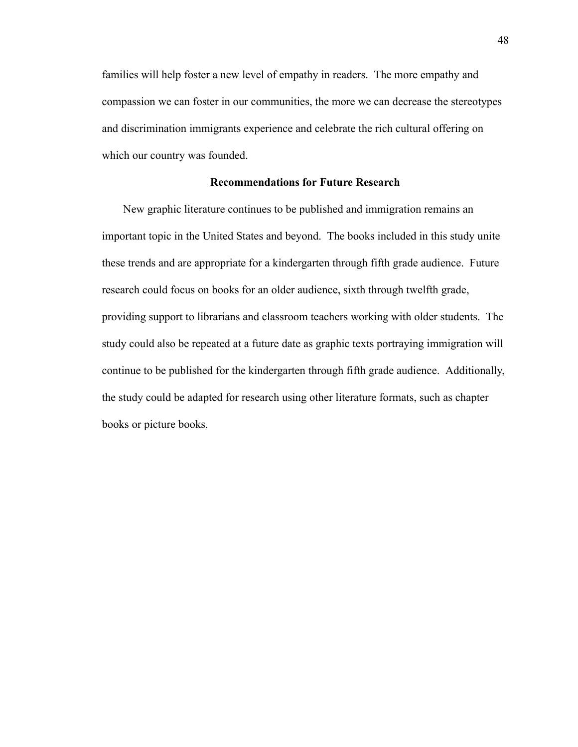families will help foster a new level of empathy in readers. The more empathy and compassion we can foster in our communities, the more we can decrease the stereotypes and discrimination immigrants experience and celebrate the rich cultural offering on which our country was founded.

## Recommendations for Future Research

New graphic literature continues to be published and immigration remains an important topic in the United States and beyond. The books included in this study unite these trends and are appropriate for a kindergarten through fifth grade audience. Future research could focus on books for an older audience, sixth through twelfth grade, providing support to librarians and classroom teachers working with older students. The study could also be repeated at a future date as graphic texts portraying immigration will continue to be published for the kindergarten through fifth grade audience. Additionally, the study could be adapted for research using other literature formats, such as chapter books or picture books.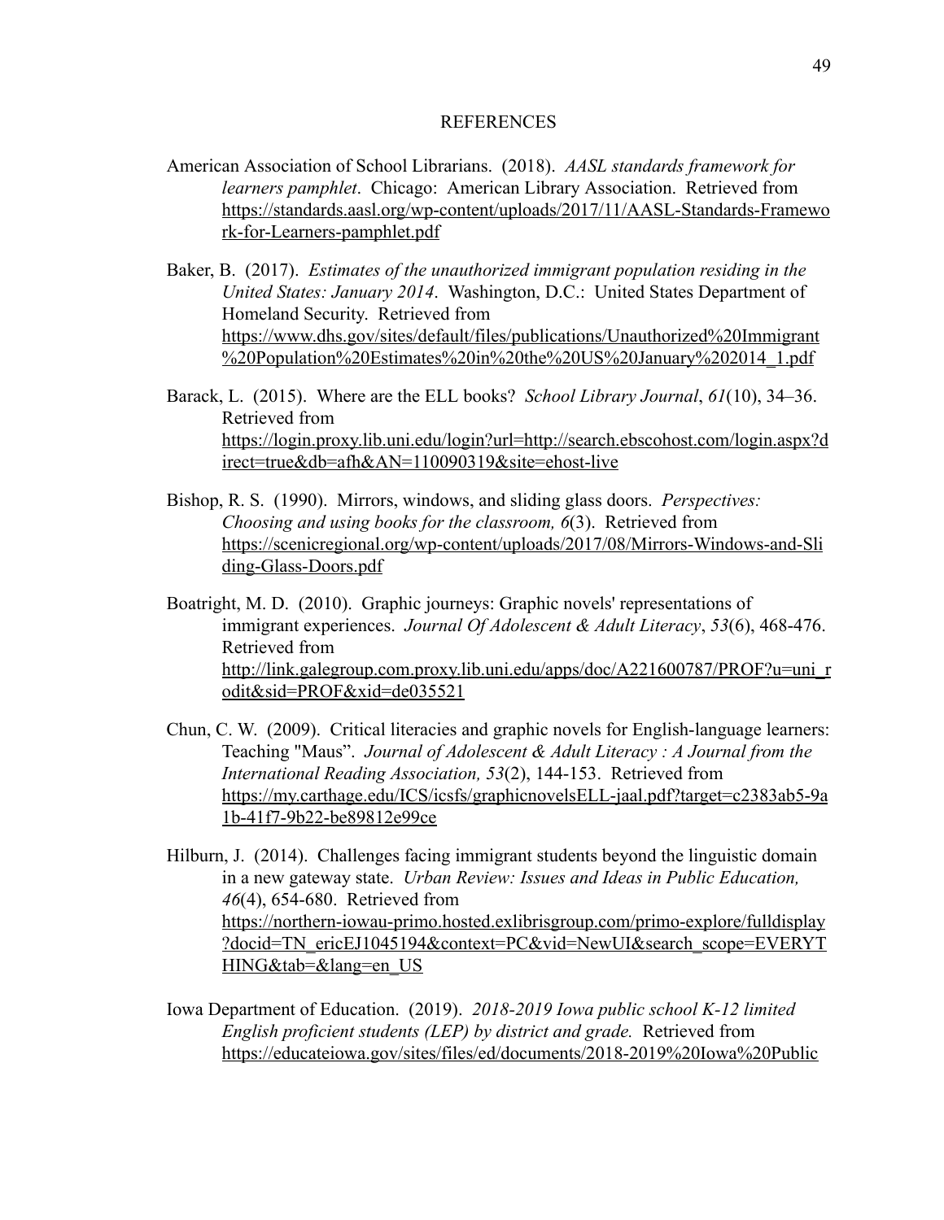# REFERENCES

American Association of School Librarians. (2018). *AASL standards framework for learners pamphlet*. Chicago: American Library Association. Retrieved from https://standards.aasl.org/wp-content/uploads/2017/11/AASL-Standards-Framework-for-Learners-pamphlet.pdf

Baker, B. (2017). *Estimates of the unauthorized immigrant population residing in the United States: January 2014*. Washington, D.C.: United States Department of Homeland Security. Retrieved from https://www.dhs.gov/sites/default/files/publications/Unauthorized%20Immigrant%20Population%20Estimates%20in%20the%20US%20January%202014_1.pdf

Barack, L. (2015). Where are the ELL books? *School Library Journal*, *61*(10), 34–36. Retrieved from https://login.proxy.lib.uni.edu/login?url=http://search.ebscohost.com/login.aspx?direct=true&db=afh&AN=110090319&site=ehost-live

Bishop, R. S. (1990). Mirrors, windows, and sliding glass doors. *Perspectives: Choosing and using books for the classroom, 6*(3). Retrieved from https://scenicregional.org/wp-content/uploads/2017/08/Mirrors-Windows-and-Sliding-Glass-Doors.pdf

Boatright, M. D. (2010). Graphic journeys: Graphic novels' representations of immigrant experiences. *Journal Of Adolescent & Adult Literacy*, *53*(6), 468-476. Retrieved from http://link.galegroup.com.proxy.lib.uni.edu/apps/doc/A221600787/PROF?u=uni_rodit&sid=PROF&xid=de035521

Chun, C. W. (2009). Critical literacies and graphic novels for English-language learners: Teaching "Maus". *Journal of Adolescent & Adult Literacy : A Journal from the International Reading Association, 53*(2), 144-153. Retrieved from https://my.carthage.edu/ICS/icsfs/graphicnovelsELL-jaal.pdf?target=c2383ab5-9a1b-41f7-9b22-be89812e99ce

Hilburn, J. (2014). Challenges facing immigrant students beyond the linguistic domain in a new gateway state. *Urban Review: Issues and Ideas in Public Education, 46*(4), 654-680. Retrieved from https://northern-iowau-primo.hosted.exlibrisgroup.com/primo-explore/fulldisplay?docid=TN_ericEJ1045194&context=PC&vid=NewUI&search_scope=EVERYTHING&tab=&lang=en_US

Iowa Department of Education. (2019). *2018-2019 Iowa public school K-12 limited English proficient students (LEP) by district and grade.* Retrieved from https://educateiowa.gov/sites/files/ed/documents/2018-2019%20Iowa%20Public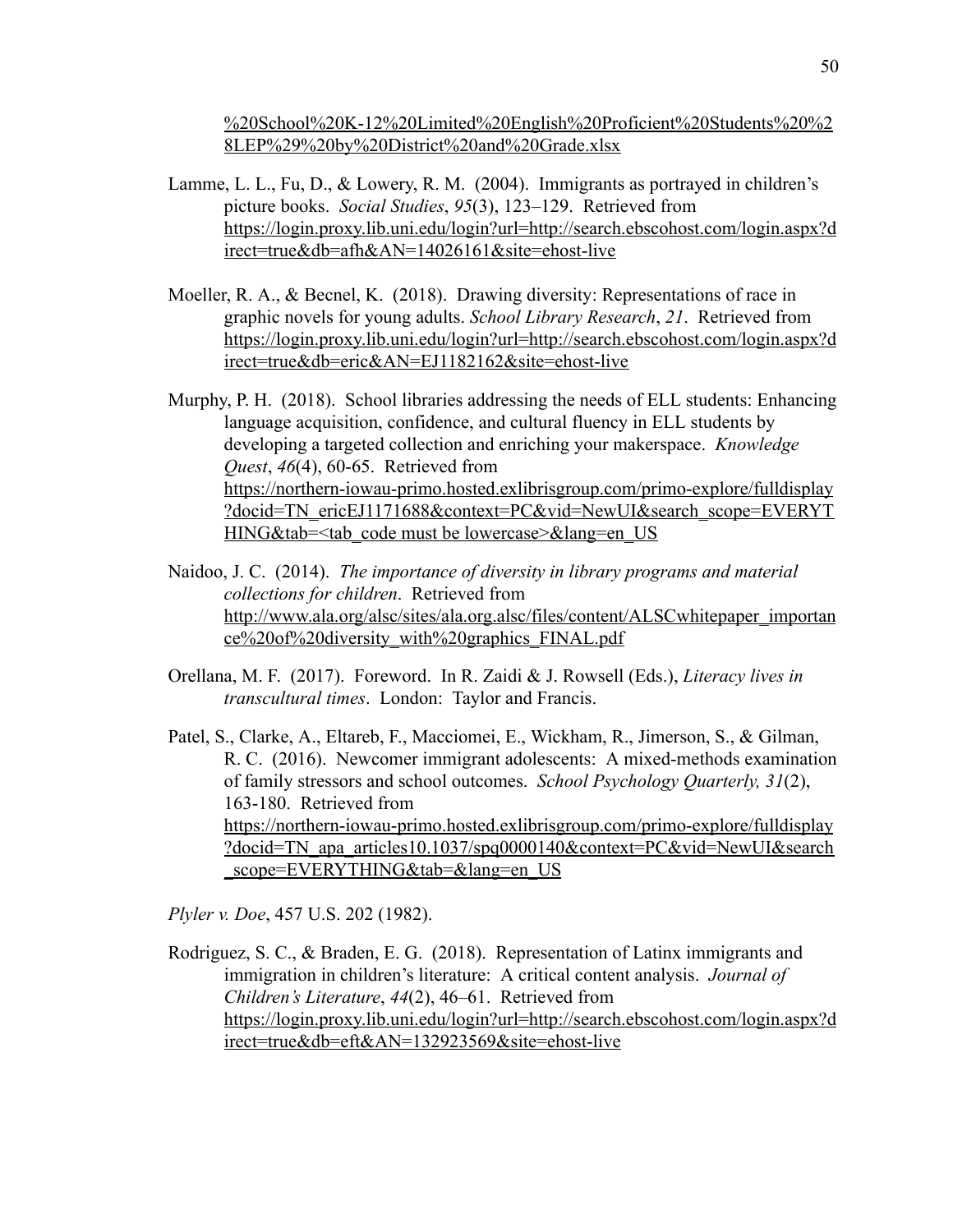%20School%20K-12%20Limited%20English%20Proficient%20Students%20%28LEP%29%20by%20District%20and%20Grade.xlsx

Lamme, L. L., Fu, D., & Lowery, R. M. (2004). Immigrants as portrayed in children's picture books. *Social Studies*, *95*(3), 123–129. Retrieved from https://login.proxy.lib.uni.edu/login?url=http://search.ebscohost.com/login.aspx?direct=true&db=afh&AN=14026161&site=ehost-live

Moeller, R. A., & Becnel, K. (2018). Drawing diversity: Representations of race in graphic novels for young adults. *School Library Research*, *21*. Retrieved from https://login.proxy.lib.uni.edu/login?url=http://search.ebscohost.com/login.aspx?direct=true&db=eric&AN=EJ1182162&site=ehost-live

Murphy, P. H. (2018). School libraries addressing the needs of ELL students: Enhancing language acquisition, confidence, and cultural fluency in ELL students by developing a targeted collection and enriching your makerspace. *Knowledge Quest*, *46*(4), 60-65. Retrieved from https://northern-iowau-primo.hosted.exlibrisgroup.com/primo-explore/fulldisplay?docid=TN_ericEJ1171688&context=PC&vid=NewUI&search_scope=EVERYTHING&tab=<tab_code must be lowercase>&lang=en_US

Naidoo, J. C. (2014). *The importance of diversity in library programs and material collections for children*. Retrieved from http://www.ala.org/alsc/sites/ala.org.alsc/files/content/ALSCwhitepaper_importance%20of%20diversity_with%20graphics_FINAL.pdf

Orellana, M. F. (2017). Foreword. In R. Zaidi & J. Rowsell (Eds.), *Literacy lives in transcultural times*. London: Taylor and Francis.

Patel, S., Clarke, A., Eltareb, F., Macciomei, E., Wickham, R., Jimerson, S., & Gilman, R. C. (2016). Newcomer immigrant adolescents: A mixed-methods examination of family stressors and school outcomes. *School Psychology Quarterly, 31*(2), 163-180. Retrieved from https://northern-iowau-primo.hosted.exlibrisgroup.com/primo-explore/fulldisplay?docid=TN_apa_articles10.1037/spq0000140&context=PC&vid=NewUI&search_scope=EVERYTHING&tab=&lang=en_US

*Plyler v. Doe*, 457 U.S. 202 (1982).

Rodriguez, S. C., & Braden, E. G. (2018). Representation of Latinx immigrants and immigration in children's literature: A critical content analysis. *Journal of Children's Literature*, *44*(2), 46–61. Retrieved from https://login.proxy.lib.uni.edu/login?url=http://search.ebscohost.com/login.aspx?direct=true&db=eft&AN=132923569&site=ehost-live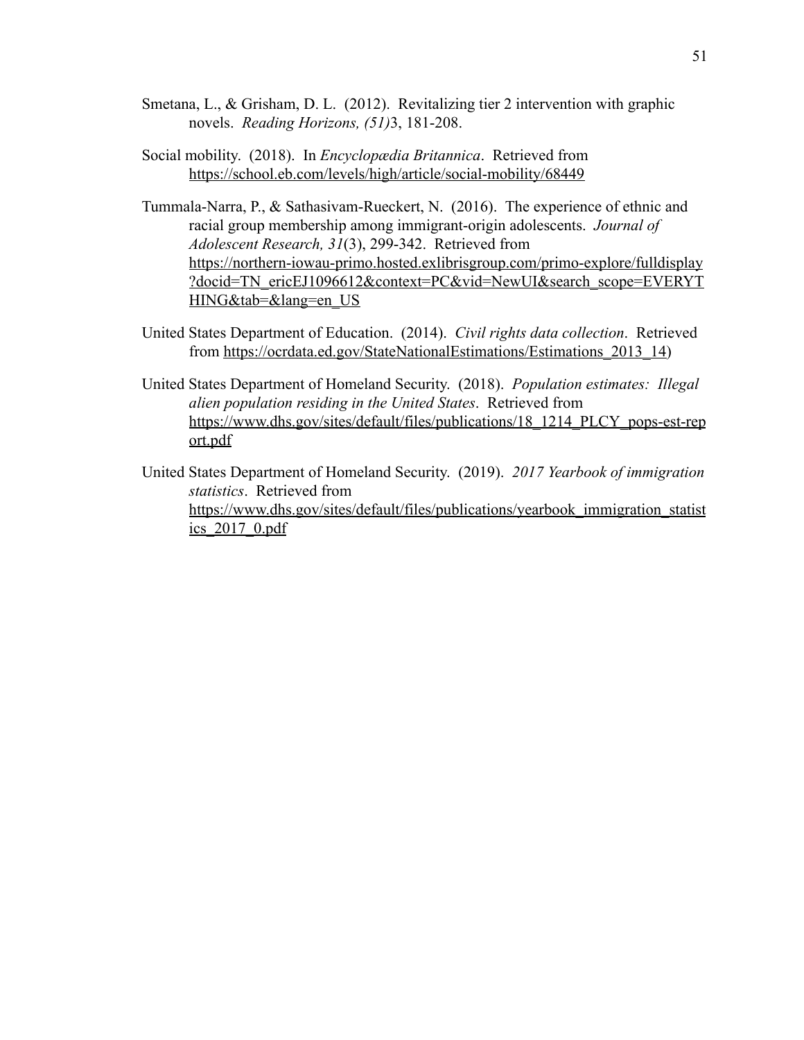Smetana, L., & Grisham, D. L. (2012). Revitalizing tier 2 intervention with graphic novels. *Reading Horizons, (51)*3, 181-208.

Social mobility. (2018). In *Encyclopædia Britannica*. Retrieved from https://school.eb.com/levels/high/article/social-mobility/68449

Tummala-Narra, P., & Sathasivam-Rueckert, N. (2016). The experience of ethnic and racial group membership among immigrant-origin adolescents. *Journal of Adolescent Research, 31*(3), 299-342. Retrieved from https://northern-iowau-primo.hosted.exlibrisgroup.com/primo-explore/fulldisplay?docid=TN_ericEJ1096612&context=PC&vid=NewUI&search_scope=EVERYTHING&tab=&lang=en_US

United States Department of Education. (2014). *Civil rights data collection*. Retrieved from https://ocrdata.ed.gov/StateNationalEstimations/Estimations_2013_14)

United States Department of Homeland Security. (2018). *Population estimates: Illegal alien population residing in the United States*. Retrieved from https://www.dhs.gov/sites/default/files/publications/18_1214_PLCY_pops-est-report.pdf

United States Department of Homeland Security. (2019). *2017 Yearbook of immigration statistics*. Retrieved from https://www.dhs.gov/sites/default/files/publications/yearbook_immigration_statistics_2017_0.pdf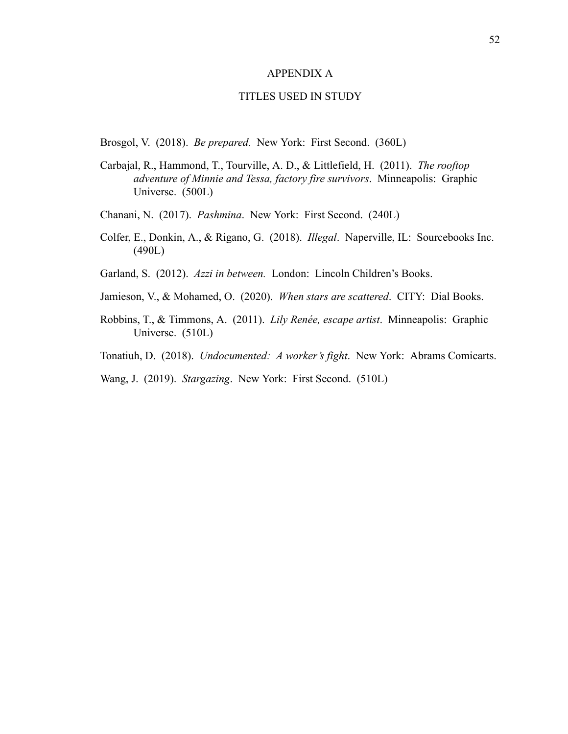# APPENDIX A

## TITLES USED IN STUDY

Brosgol, V. (2018). *Be prepared.* New York: First Second. (360L)

Carbajal, R., Hammond, T., Tourville, A. D., & Littlefield, H. (2011). *The rooftop adventure of Minnie and Tessa, factory fire survivors*. Minneapolis: Graphic Universe. (500L)

Chanani, N. (2017). *Pashmina*. New York: First Second. (240L)

Colfer, E., Donkin, A., & Rigano, G. (2018). *Illegal*. Naperville, IL: Sourcebooks Inc. (490L)

Garland, S. (2012). *Azzi in between.* London: Lincoln Children's Books.

Jamieson, V., & Mohamed, O. (2020). *When stars are scattered*. CITY: Dial Books.

Robbins, T., & Timmons, A. (2011). *Lily Renée, escape artist*. Minneapolis: Graphic Universe. (510L)

Tonatiuh, D. (2018). *Undocumented: A worker's fight*. New York: Abrams Comicarts.

Wang, J. (2019). *Stargazing*. New York: First Second. (510L)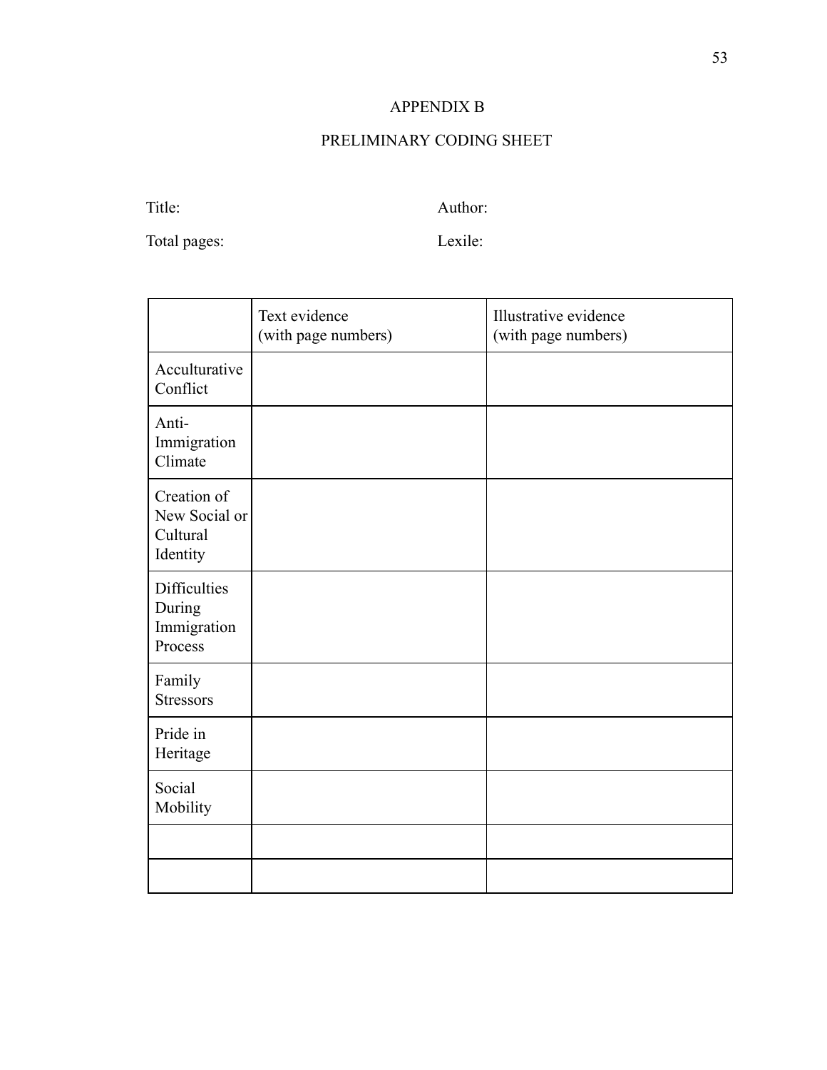# APPENDIX B

## PRELIMINARY CODING SHEET

Title: Author:

Total pages: Lexile:

| | Text evidence (with page numbers) | Illustrative evidence (with page numbers) |
|---|---|---|
| Acculturative Conflict | | |
| Anti-Immigration Climate | | |
| Creation of New Social or Cultural Identity | | |
| Difficulties During Immigration Process | | |
| Family Stressors | | |
| Pride in Heritage | | |
| Social Mobility | | |
| | | |
| | | |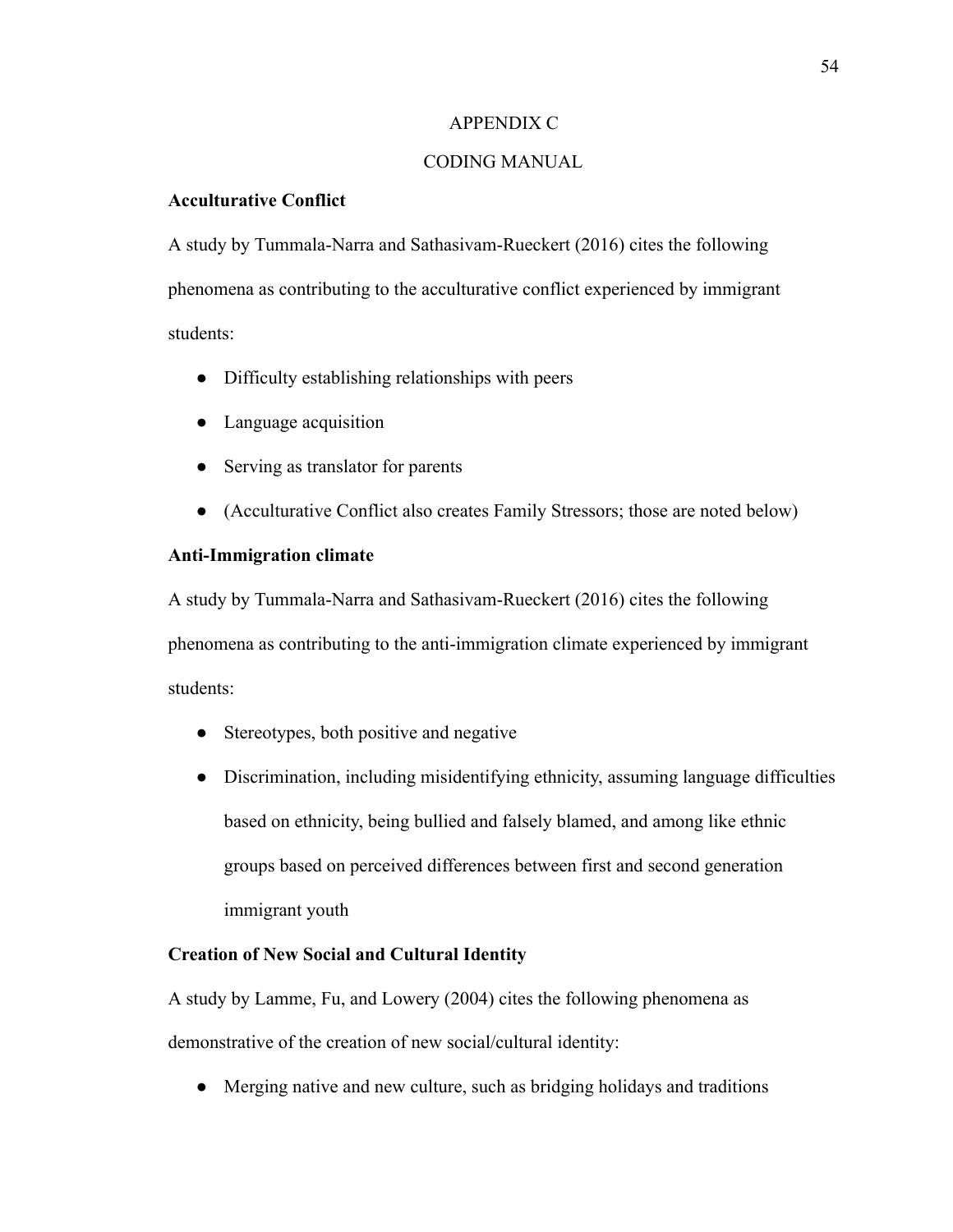# APPENDIX C

# CODING MANUAL

**Acculturative Conflict**

A study by Tummala-Narra and Sathasivam-Rueckert (2016) cites the following phenomena as contributing to the acculturative conflict experienced by immigrant students:

- Difficulty establishing relationships with peers
- Language acquisition
- Serving as translator for parents
- (Acculturative Conflict also creates Family Stressors; those are noted below)

**Anti-Immigration climate**

A study by Tummala-Narra and Sathasivam-Rueckert (2016) cites the following phenomena as contributing to the anti-immigration climate experienced by immigrant students:

- Stereotypes, both positive and negative
- Discrimination, including misidentifying ethnicity, assuming language difficulties based on ethnicity, being bullied and falsely blamed, and among like ethnic groups based on perceived differences between first and second generation immigrant youth

**Creation of New Social and Cultural Identity**

A study by Lamme, Fu, and Lowery (2004) cites the following phenomena as demonstrative of the creation of new social/cultural identity:

- Merging native and new culture, such as bridging holidays and traditions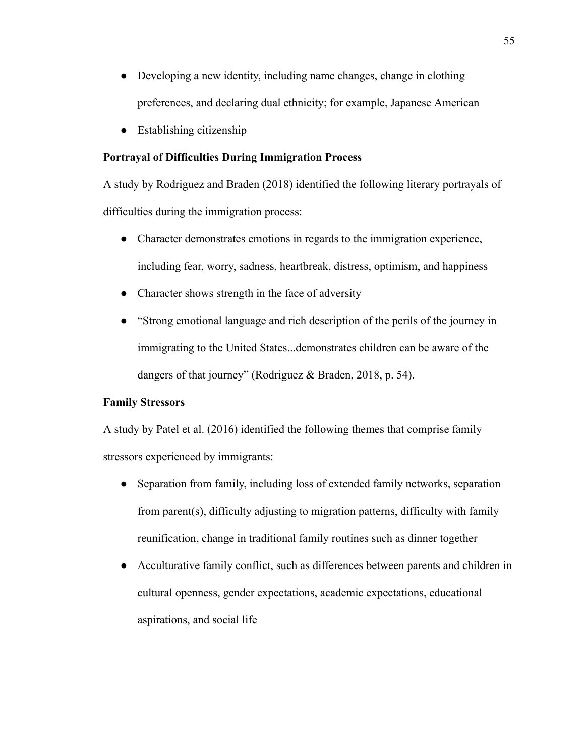- Developing a new identity, including name changes, change in clothing preferences, and declaring dual ethnicity; for example, Japanese American
- Establishing citizenship

**Portrayal of Difficulties During Immigration Process**

A study by Rodriguez and Braden (2018) identified the following literary portrayals of difficulties during the immigration process:

- Character demonstrates emotions in regards to the immigration experience, including fear, worry, sadness, heartbreak, distress, optimism, and happiness
- Character shows strength in the face of adversity
- "Strong emotional language and rich description of the perils of the journey in immigrating to the United States...demonstrates children can be aware of the dangers of that journey" (Rodriguez & Braden, 2018, p. 54).

**Family Stressors**

A study by Patel et al. (2016) identified the following themes that comprise family stressors experienced by immigrants:

- Separation from family, including loss of extended family networks, separation from parent(s), difficulty adjusting to migration patterns, difficulty with family reunification, change in traditional family routines such as dinner together
- Acculturative family conflict, such as differences between parents and children in cultural openness, gender expectations, academic expectations, educational aspirations, and social life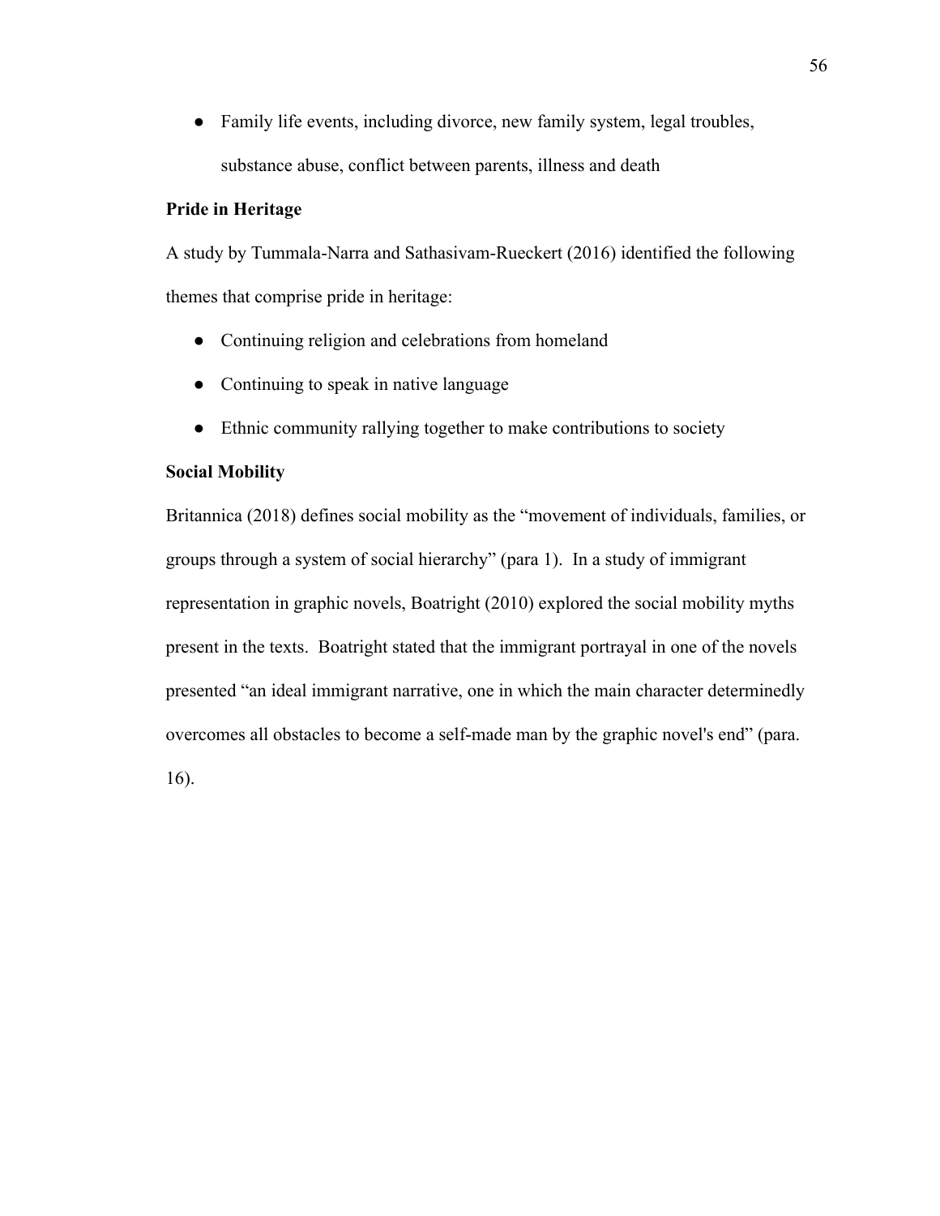- Family life events, including divorce, new family system, legal troubles, substance abuse, conflict between parents, illness and death

**Pride in Heritage**

A study by Tummala-Narra and Sathasivam-Rueckert (2016) identified the following themes that comprise pride in heritage:

- Continuing religion and celebrations from homeland
- Continuing to speak in native language
- Ethnic community rallying together to make contributions to society

**Social Mobility**

Britannica (2018) defines social mobility as the "movement of individuals, families, or groups through a system of social hierarchy" (para 1). In a study of immigrant representation in graphic novels, Boatright (2010) explored the social mobility myths present in the texts. Boatright stated that the immigrant portrayal in one of the novels presented "an ideal immigrant narrative, one in which the main character determinedly overcomes all obstacles to become a self-made man by the graphic novel's end" (para. 16).